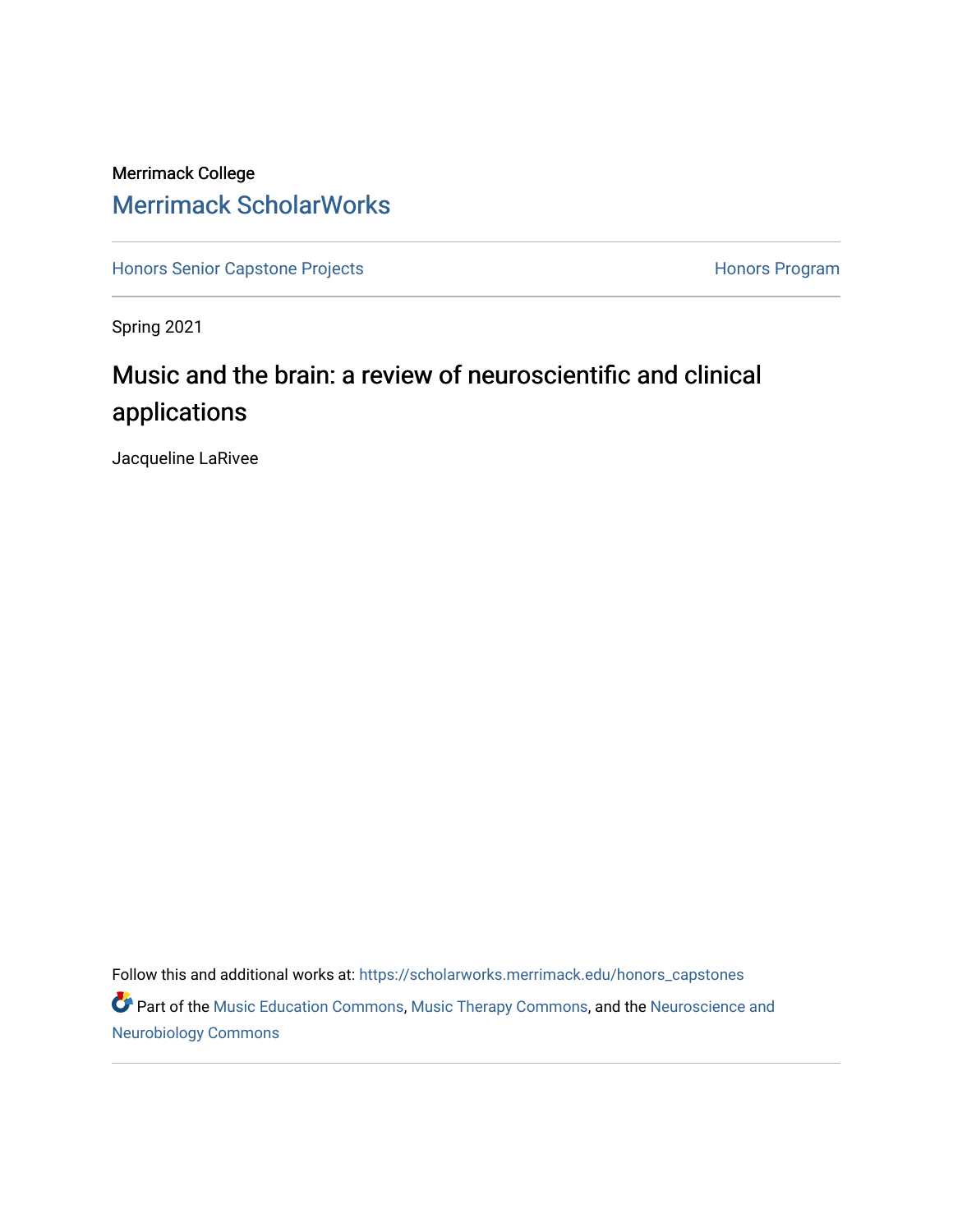Merrimack College

Merrimack ScholarWorks

Honors Senior Capstone Projects | Honors Program

Spring 2021

# Music and the brain: a review of neuroscientific and clinical applications

Jacqueline LaRivee

Follow this and additional works at: https://scholarworks.merrimack.edu/honors_capstones

Part of the Music Education Commons, Music Therapy Commons, and the Neuroscience and Neurobiology Commons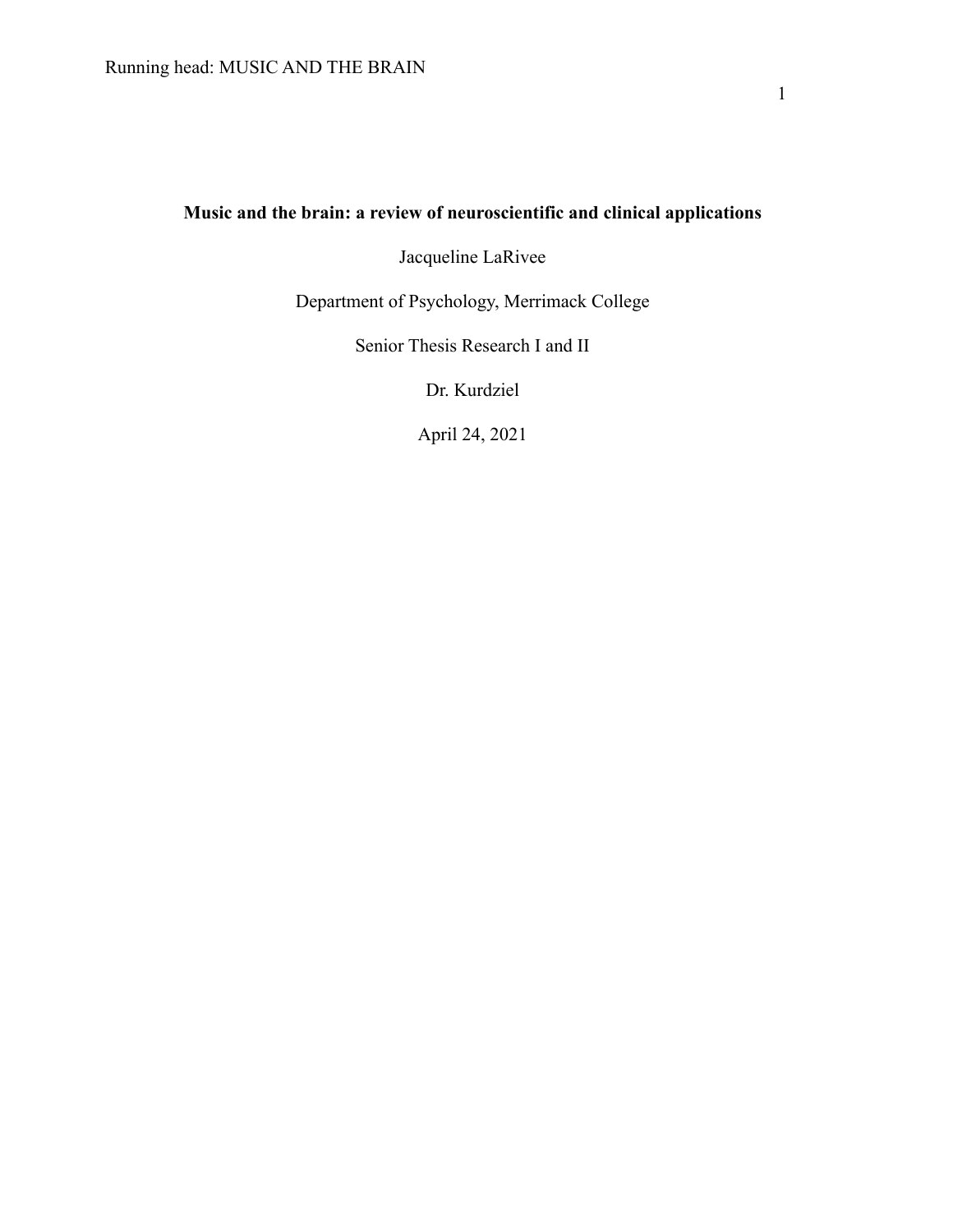**Music and the brain: a review of neuroscientific and clinical applications**

Jacqueline LaRivee

Department of Psychology, Merrimack College

Senior Thesis Research I and II

Dr. Kurdziel

April 24, 2021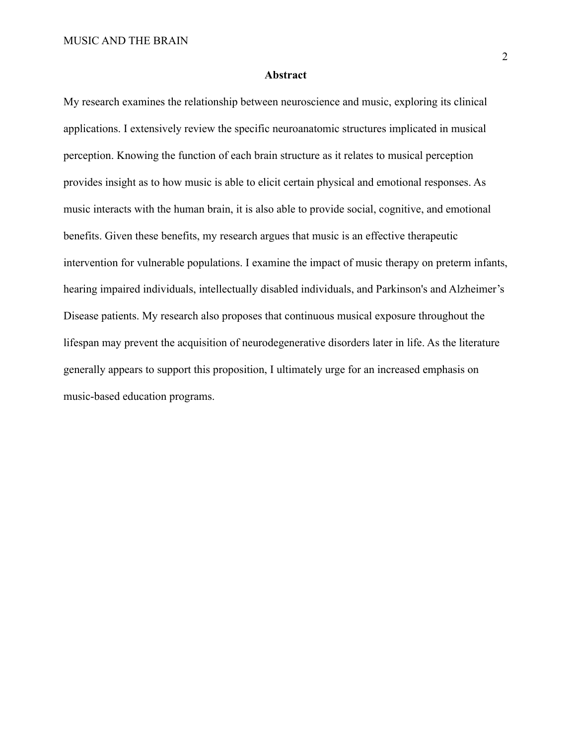## Abstract

My research examines the relationship between neuroscience and music, exploring its clinical applications. I extensively review the specific neuroanatomic structures implicated in musical perception. Knowing the function of each brain structure as it relates to musical perception provides insight as to how music is able to elicit certain physical and emotional responses. As music interacts with the human brain, it is also able to provide social, cognitive, and emotional benefits. Given these benefits, my research argues that music is an effective therapeutic intervention for vulnerable populations. I examine the impact of music therapy on preterm infants, hearing impaired individuals, intellectually disabled individuals, and Parkinson's and Alzheimer's Disease patients. My research also proposes that continuous musical exposure throughout the lifespan may prevent the acquisition of neurodegenerative disorders later in life. As the literature generally appears to support this proposition, I ultimately urge for an increased emphasis on music-based education programs.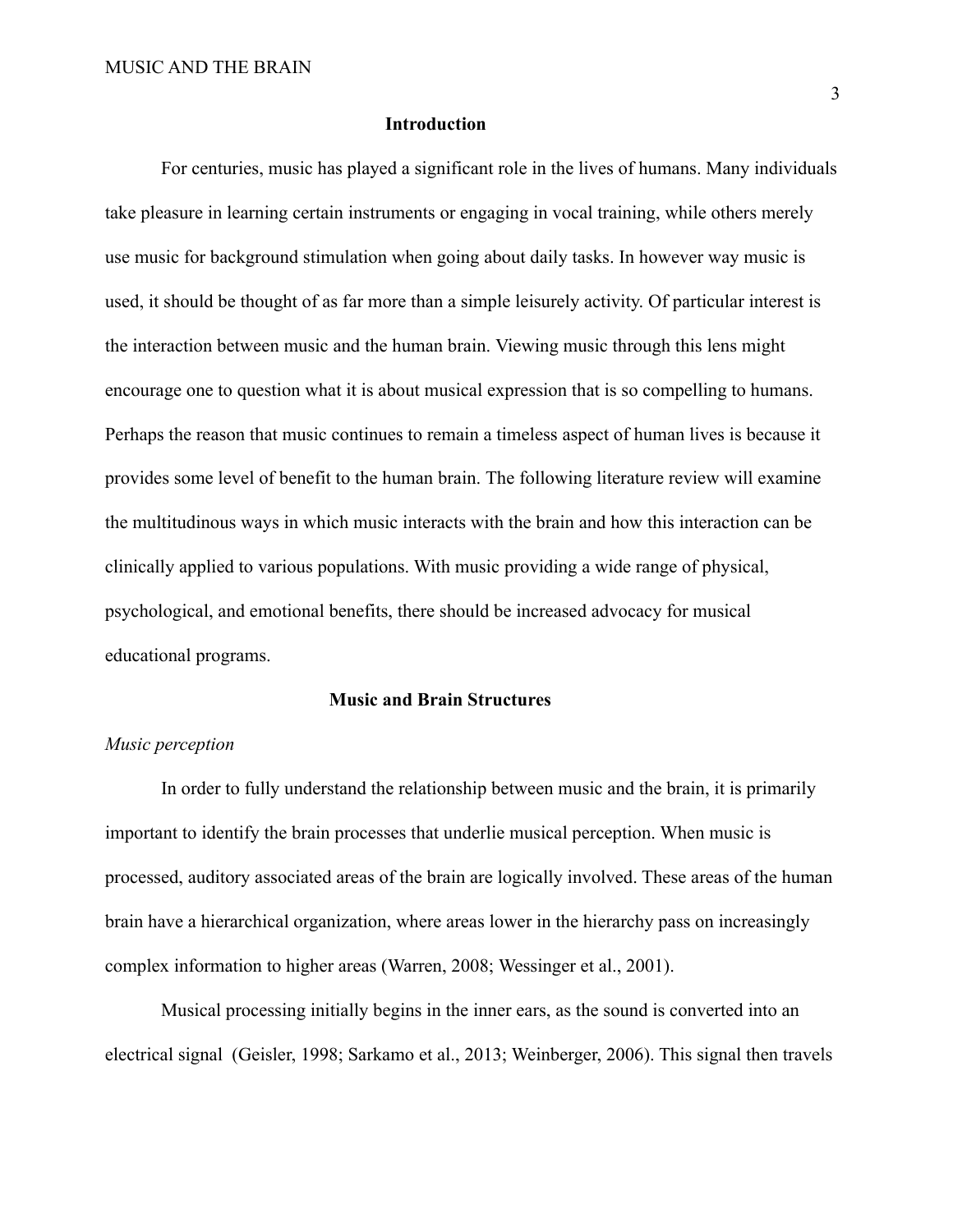## Introduction

For centuries, music has played a significant role in the lives of humans. Many individuals take pleasure in learning certain instruments or engaging in vocal training, while others merely use music for background stimulation when going about daily tasks. In however way music is used, it should be thought of as far more than a simple leisurely activity. Of particular interest is the interaction between music and the human brain. Viewing music through this lens might encourage one to question what it is about musical expression that is so compelling to humans. Perhaps the reason that music continues to remain a timeless aspect of human lives is because it provides some level of benefit to the human brain. The following literature review will examine the multitudinous ways in which music interacts with the brain and how this interaction can be clinically applied to various populations. With music providing a wide range of physical, psychological, and emotional benefits, there should be increased advocacy for musical educational programs.

## Music and Brain Structures

### *Music perception*

In order to fully understand the relationship between music and the brain, it is primarily important to identify the brain processes that underlie musical perception. When music is processed, auditory associated areas of the brain are logically involved. These areas of the human brain have a hierarchical organization, where areas lower in the hierarchy pass on increasingly complex information to higher areas (Warren, 2008; Wessinger et al., 2001).

Musical processing initially begins in the inner ears, as the sound is converted into an electrical signal (Geisler, 1998; Sarkamo et al., 2013; Weinberger, 2006). This signal then travels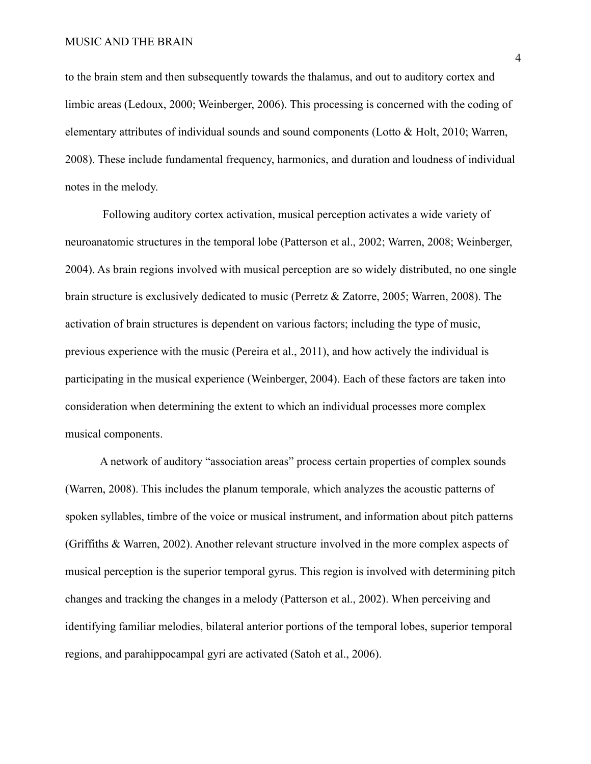to the brain stem and then subsequently towards the thalamus, and out to auditory cortex and limbic areas (Ledoux, 2000; Weinberger, 2006). This processing is concerned with the coding of elementary attributes of individual sounds and sound components (Lotto & Holt, 2010; Warren, 2008). These include fundamental frequency, harmonics, and duration and loudness of individual notes in the melody.

Following auditory cortex activation, musical perception activates a wide variety of neuroanatomic structures in the temporal lobe (Patterson et al., 2002; Warren, 2008; Weinberger, 2004). As brain regions involved with musical perception are so widely distributed, no one single brain structure is exclusively dedicated to music (Perretz & Zatorre, 2005; Warren, 2008). The activation of brain structures is dependent on various factors; including the type of music, previous experience with the music (Pereira et al., 2011), and how actively the individual is participating in the musical experience (Weinberger, 2004). Each of these factors are taken into consideration when determining the extent to which an individual processes more complex musical components.

A network of auditory "association areas" process certain properties of complex sounds (Warren, 2008). This includes the planum temporale, which analyzes the acoustic patterns of spoken syllables, timbre of the voice or musical instrument, and information about pitch patterns (Griffiths & Warren, 2002). Another relevant structure involved in the more complex aspects of musical perception is the superior temporal gyrus. This region is involved with determining pitch changes and tracking the changes in a melody (Patterson et al., 2002). When perceiving and identifying familiar melodies, bilateral anterior portions of the temporal lobes, superior temporal regions, and parahippocampal gyri are activated (Satoh et al., 2006).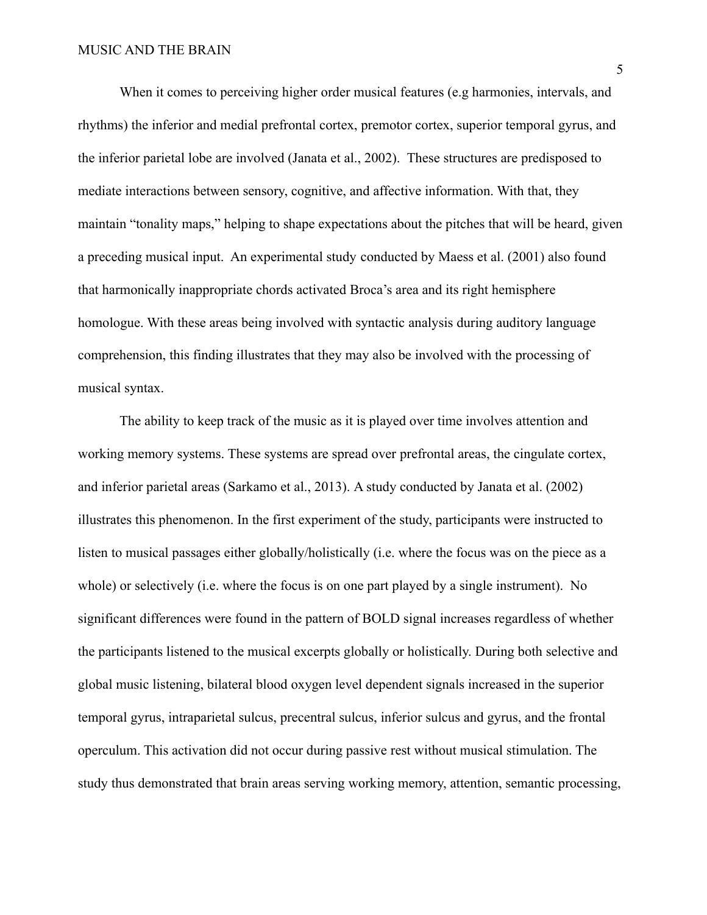When it comes to perceiving higher order musical features (e.g harmonies, intervals, and rhythms) the inferior and medial prefrontal cortex, premotor cortex, superior temporal gyrus, and the inferior parietal lobe are involved (Janata et al., 2002). These structures are predisposed to mediate interactions between sensory, cognitive, and affective information. With that, they maintain "tonality maps," helping to shape expectations about the pitches that will be heard, given a preceding musical input. An experimental study conducted by Maess et al. (2001) also found that harmonically inappropriate chords activated Broca's area and its right hemisphere homologue. With these areas being involved with syntactic analysis during auditory language comprehension, this finding illustrates that they may also be involved with the processing of musical syntax.

The ability to keep track of the music as it is played over time involves attention and working memory systems. These systems are spread over prefrontal areas, the cingulate cortex, and inferior parietal areas (Sarkamo et al., 2013). A study conducted by Janata et al. (2002) illustrates this phenomenon. In the first experiment of the study, participants were instructed to listen to musical passages either globally/holistically (i.e. where the focus was on the piece as a whole) or selectively (i.e. where the focus is on one part played by a single instrument). No significant differences were found in the pattern of BOLD signal increases regardless of whether the participants listened to the musical excerpts globally or holistically. During both selective and global music listening, bilateral blood oxygen level dependent signals increased in the superior temporal gyrus, intraparietal sulcus, precentral sulcus, inferior sulcus and gyrus, and the frontal operculum. This activation did not occur during passive rest without musical stimulation. The study thus demonstrated that brain areas serving working memory, attention, semantic processing,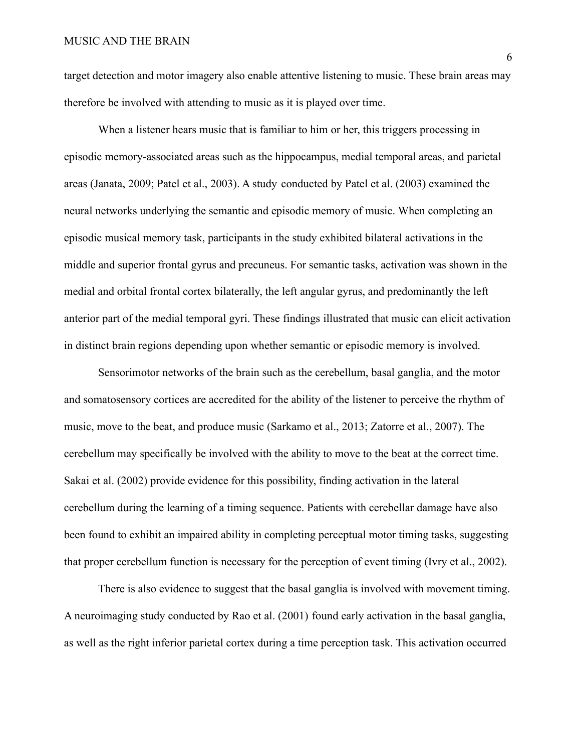target detection and motor imagery also enable attentive listening to music. These brain areas may therefore be involved with attending to music as it is played over time.

When a listener hears music that is familiar to him or her, this triggers processing in episodic memory-associated areas such as the hippocampus, medial temporal areas, and parietal areas (Janata, 2009; Patel et al., 2003). A study conducted by Patel et al. (2003) examined the neural networks underlying the semantic and episodic memory of music. When completing an episodic musical memory task, participants in the study exhibited bilateral activations in the middle and superior frontal gyrus and precuneus. For semantic tasks, activation was shown in the medial and orbital frontal cortex bilaterally, the left angular gyrus, and predominantly the left anterior part of the medial temporal gyri. These findings illustrated that music can elicit activation in distinct brain regions depending upon whether semantic or episodic memory is involved.

Sensorimotor networks of the brain such as the cerebellum, basal ganglia, and the motor and somatosensory cortices are accredited for the ability of the listener to perceive the rhythm of music, move to the beat, and produce music (Sarkamo et al., 2013; Zatorre et al., 2007). The cerebellum may specifically be involved with the ability to move to the beat at the correct time. Sakai et al. (2002) provide evidence for this possibility, finding activation in the lateral cerebellum during the learning of a timing sequence. Patients with cerebellar damage have also been found to exhibit an impaired ability in completing perceptual motor timing tasks, suggesting that proper cerebellum function is necessary for the perception of event timing (Ivry et al., 2002).

There is also evidence to suggest that the basal ganglia is involved with movement timing. A neuroimaging study conducted by Rao et al. (2001) found early activation in the basal ganglia, as well as the right inferior parietal cortex during a time perception task. This activation occurred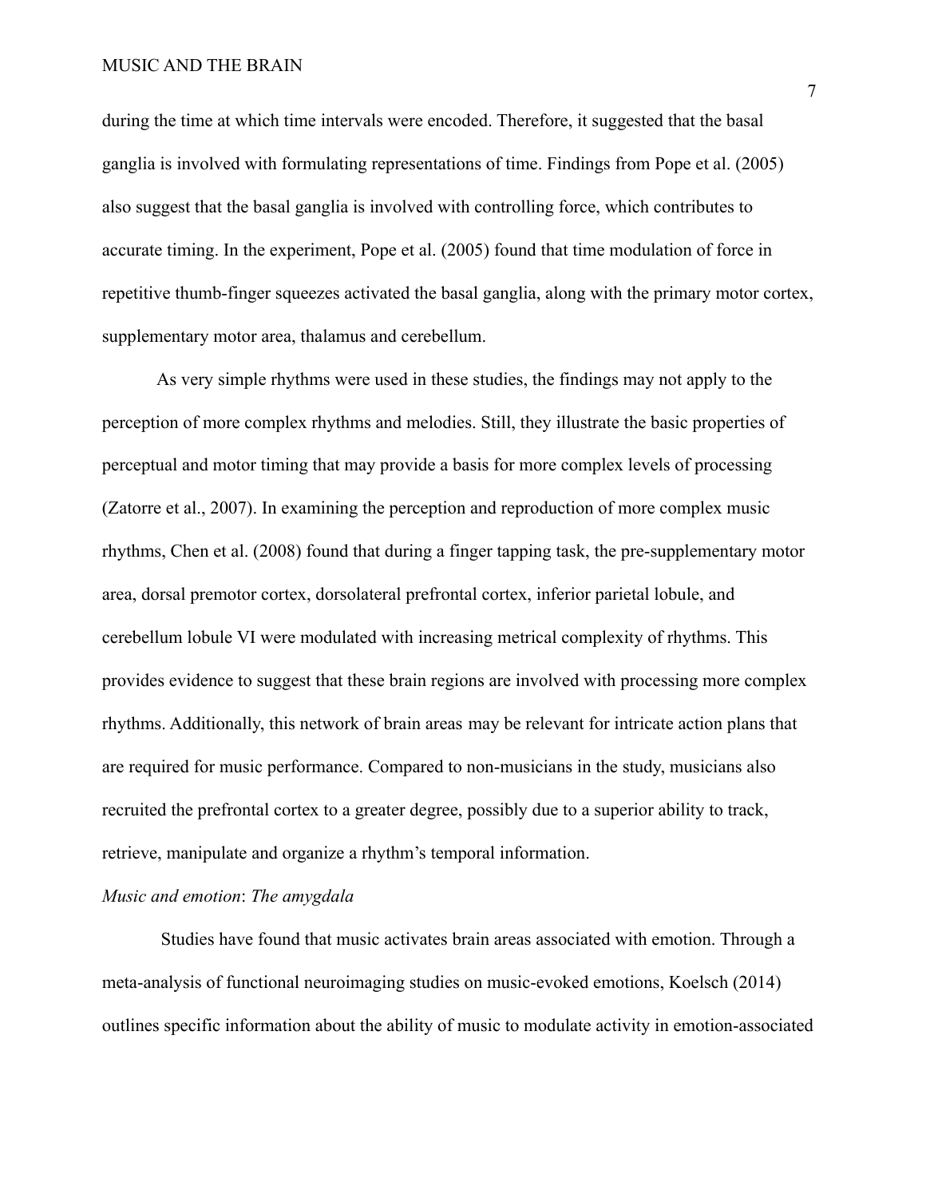during the time at which time intervals were encoded. Therefore, it suggested that the basal ganglia is involved with formulating representations of time. Findings from Pope et al. (2005) also suggest that the basal ganglia is involved with controlling force, which contributes to accurate timing. In the experiment, Pope et al. (2005) found that time modulation of force in repetitive thumb-finger squeezes activated the basal ganglia, along with the primary motor cortex, supplementary motor area, thalamus and cerebellum.

As very simple rhythms were used in these studies, the findings may not apply to the perception of more complex rhythms and melodies. Still, they illustrate the basic properties of perceptual and motor timing that may provide a basis for more complex levels of processing (Zatorre et al., 2007). In examining the perception and reproduction of more complex music rhythms, Chen et al. (2008) found that during a finger tapping task, the pre-supplementary motor area, dorsal premotor cortex, dorsolateral prefrontal cortex, inferior parietal lobule, and cerebellum lobule VI were modulated with increasing metrical complexity of rhythms. This provides evidence to suggest that these brain regions are involved with processing more complex rhythms. Additionally, this network of brain areas may be relevant for intricate action plans that are required for music performance. Compared to non-musicians in the study, musicians also recruited the prefrontal cortex to a greater degree, possibly due to a superior ability to track, retrieve, manipulate and organize a rhythm's temporal information.

*Music and emotion*: *The amygdala*

Studies have found that music activates brain areas associated with emotion. Through a meta-analysis of functional neuroimaging studies on music-evoked emotions, Koelsch (2014) outlines specific information about the ability of music to modulate activity in emotion-associated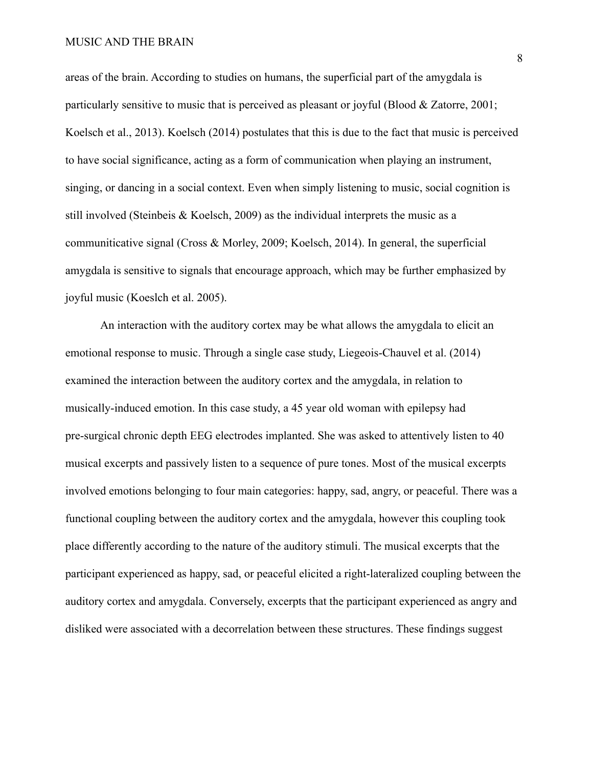areas of the brain. According to studies on humans, the superficial part of the amygdala is particularly sensitive to music that is perceived as pleasant or joyful (Blood & Zatorre, 2001; Koelsch et al., 2013). Koelsch (2014) postulates that this is due to the fact that music is perceived to have social significance, acting as a form of communication when playing an instrument, singing, or dancing in a social context. Even when simply listening to music, social cognition is still involved (Steinbeis & Koelsch, 2009) as the individual interprets the music as a communiticative signal (Cross & Morley, 2009; Koelsch, 2014). In general, the superficial amygdala is sensitive to signals that encourage approach, which may be further emphasized by joyful music (Koeslch et al. 2005).

An interaction with the auditory cortex may be what allows the amygdala to elicit an emotional response to music. Through a single case study, Liegeois-Chauvel et al. (2014) examined the interaction between the auditory cortex and the amygdala, in relation to musically-induced emotion. In this case study, a 45 year old woman with epilepsy had pre-surgical chronic depth EEG electrodes implanted. She was asked to attentively listen to 40 musical excerpts and passively listen to a sequence of pure tones. Most of the musical excerpts involved emotions belonging to four main categories: happy, sad, angry, or peaceful. There was a functional coupling between the auditory cortex and the amygdala, however this coupling took place differently according to the nature of the auditory stimuli. The musical excerpts that the participant experienced as happy, sad, or peaceful elicited a right-lateralized coupling between the auditory cortex and amygdala. Conversely, excerpts that the participant experienced as angry and disliked were associated with a decorrelation between these structures. These findings suggest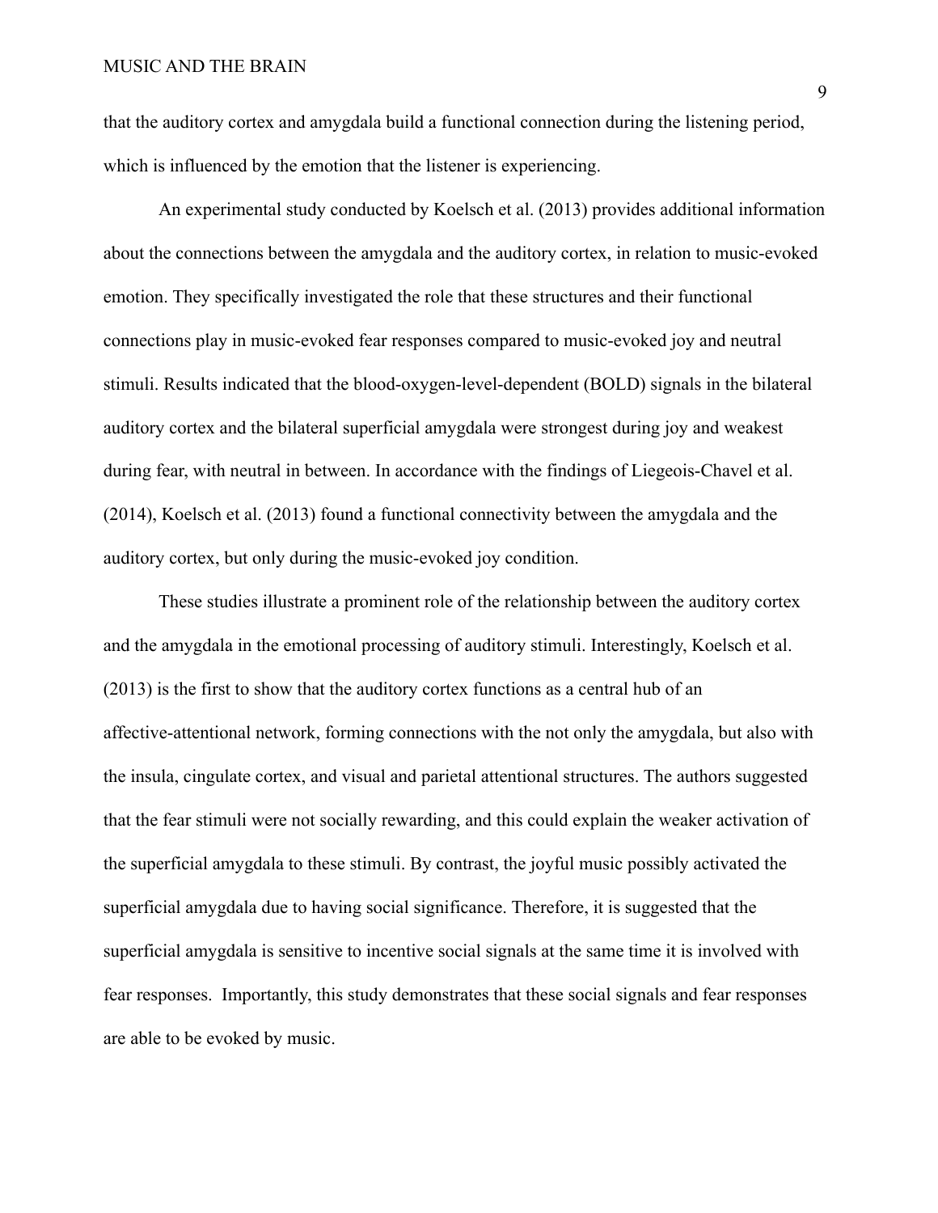that the auditory cortex and amygdala build a functional connection during the listening period, which is influenced by the emotion that the listener is experiencing.

An experimental study conducted by Koelsch et al. (2013) provides additional information about the connections between the amygdala and the auditory cortex, in relation to music-evoked emotion. They specifically investigated the role that these structures and their functional connections play in music-evoked fear responses compared to music-evoked joy and neutral stimuli. Results indicated that the blood-oxygen-level-dependent (BOLD) signals in the bilateral auditory cortex and the bilateral superficial amygdala were strongest during joy and weakest during fear, with neutral in between. In accordance with the findings of Liegeois-Chavel et al. (2014), Koelsch et al. (2013) found a functional connectivity between the amygdala and the auditory cortex, but only during the music-evoked joy condition.

These studies illustrate a prominent role of the relationship between the auditory cortex and the amygdala in the emotional processing of auditory stimuli. Interestingly, Koelsch et al. (2013) is the first to show that the auditory cortex functions as a central hub of an affective-attentional network, forming connections with the not only the amygdala, but also with the insula, cingulate cortex, and visual and parietal attentional structures. The authors suggested that the fear stimuli were not socially rewarding, and this could explain the weaker activation of the superficial amygdala to these stimuli. By contrast, the joyful music possibly activated the superficial amygdala due to having social significance. Therefore, it is suggested that the superficial amygdala is sensitive to incentive social signals at the same time it is involved with fear responses. Importantly, this study demonstrates that these social signals and fear responses are able to be evoked by music.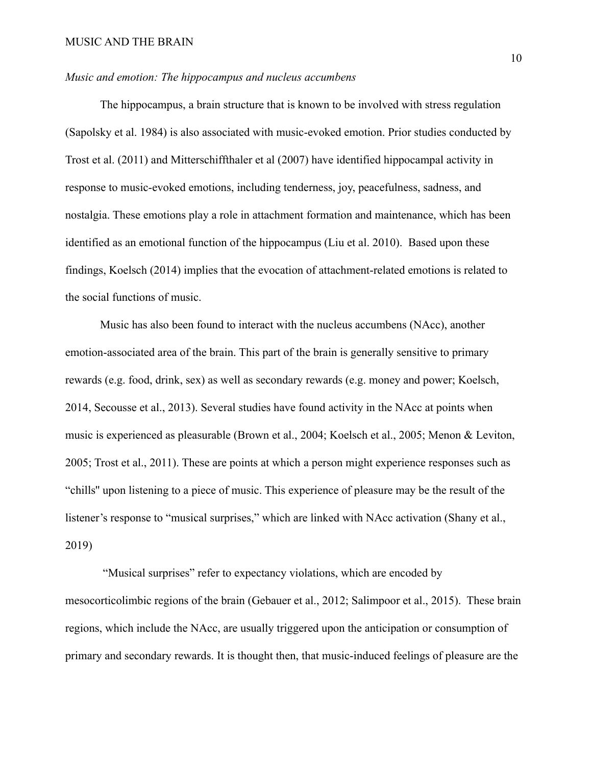*Music and emotion: The hippocampus and nucleus accumbens*

The hippocampus, a brain structure that is known to be involved with stress regulation (Sapolsky et al. 1984) is also associated with music-evoked emotion. Prior studies conducted by Trost et al. (2011) and Mitterschiffthaler et al (2007) have identified hippocampal activity in response to music-evoked emotions, including tenderness, joy, peacefulness, sadness, and nostalgia. These emotions play a role in attachment formation and maintenance, which has been identified as an emotional function of the hippocampus (Liu et al. 2010). Based upon these findings, Koelsch (2014) implies that the evocation of attachment-related emotions is related to the social functions of music.

Music has also been found to interact with the nucleus accumbens (NAcc), another emotion-associated area of the brain. This part of the brain is generally sensitive to primary rewards (e.g. food, drink, sex) as well as secondary rewards (e.g. money and power; Koelsch, 2014, Secousse et al., 2013). Several studies have found activity in the NAcc at points when music is experienced as pleasurable (Brown et al., 2004; Koelsch et al., 2005; Menon & Leviton, 2005; Trost et al., 2011). These are points at which a person might experience responses such as "chills" upon listening to a piece of music. This experience of pleasure may be the result of the listener's response to "musical surprises," which are linked with NAcc activation (Shany et al., 2019)

"Musical surprises" refer to expectancy violations, which are encoded by mesocorticolimbic regions of the brain (Gebauer et al., 2012; Salimpoor et al., 2015). These brain regions, which include the NAcc, are usually triggered upon the anticipation or consumption of primary and secondary rewards. It is thought then, that music-induced feelings of pleasure are the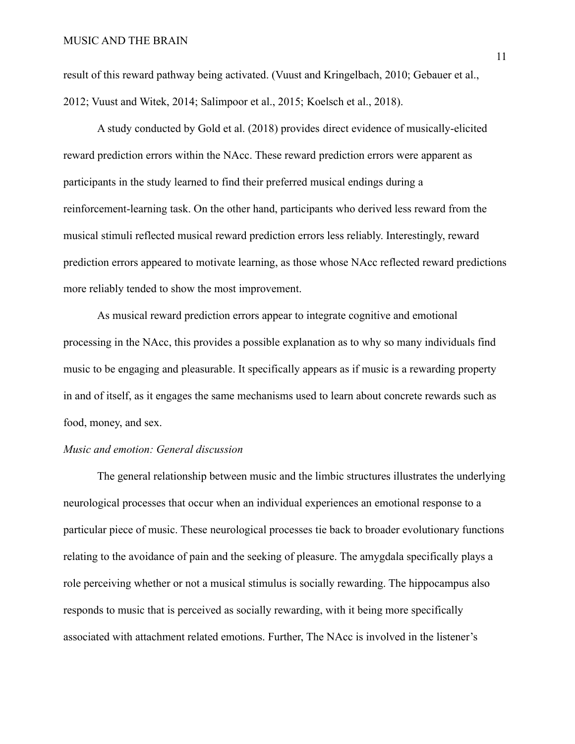result of this reward pathway being activated. (Vuust and Kringelbach, 2010; Gebauer et al., 2012; Vuust and Witek, 2014; Salimpoor et al., 2015; Koelsch et al., 2018).

A study conducted by Gold et al. (2018) provides direct evidence of musically-elicited reward prediction errors within the NAcc. These reward prediction errors were apparent as participants in the study learned to find their preferred musical endings during a reinforcement-learning task. On the other hand, participants who derived less reward from the musical stimuli reflected musical reward prediction errors less reliably. Interestingly, reward prediction errors appeared to motivate learning, as those whose NAcc reflected reward predictions more reliably tended to show the most improvement.

As musical reward prediction errors appear to integrate cognitive and emotional processing in the NAcc, this provides a possible explanation as to why so many individuals find music to be engaging and pleasurable. It specifically appears as if music is a rewarding property in and of itself, as it engages the same mechanisms used to learn about concrete rewards such as food, money, and sex.

*Music and emotion: General discussion*

The general relationship between music and the limbic structures illustrates the underlying neurological processes that occur when an individual experiences an emotional response to a particular piece of music. These neurological processes tie back to broader evolutionary functions relating to the avoidance of pain and the seeking of pleasure. The amygdala specifically plays a role perceiving whether or not a musical stimulus is socially rewarding. The hippocampus also responds to music that is perceived as socially rewarding, with it being more specifically associated with attachment related emotions. Further, The NAcc is involved in the listener's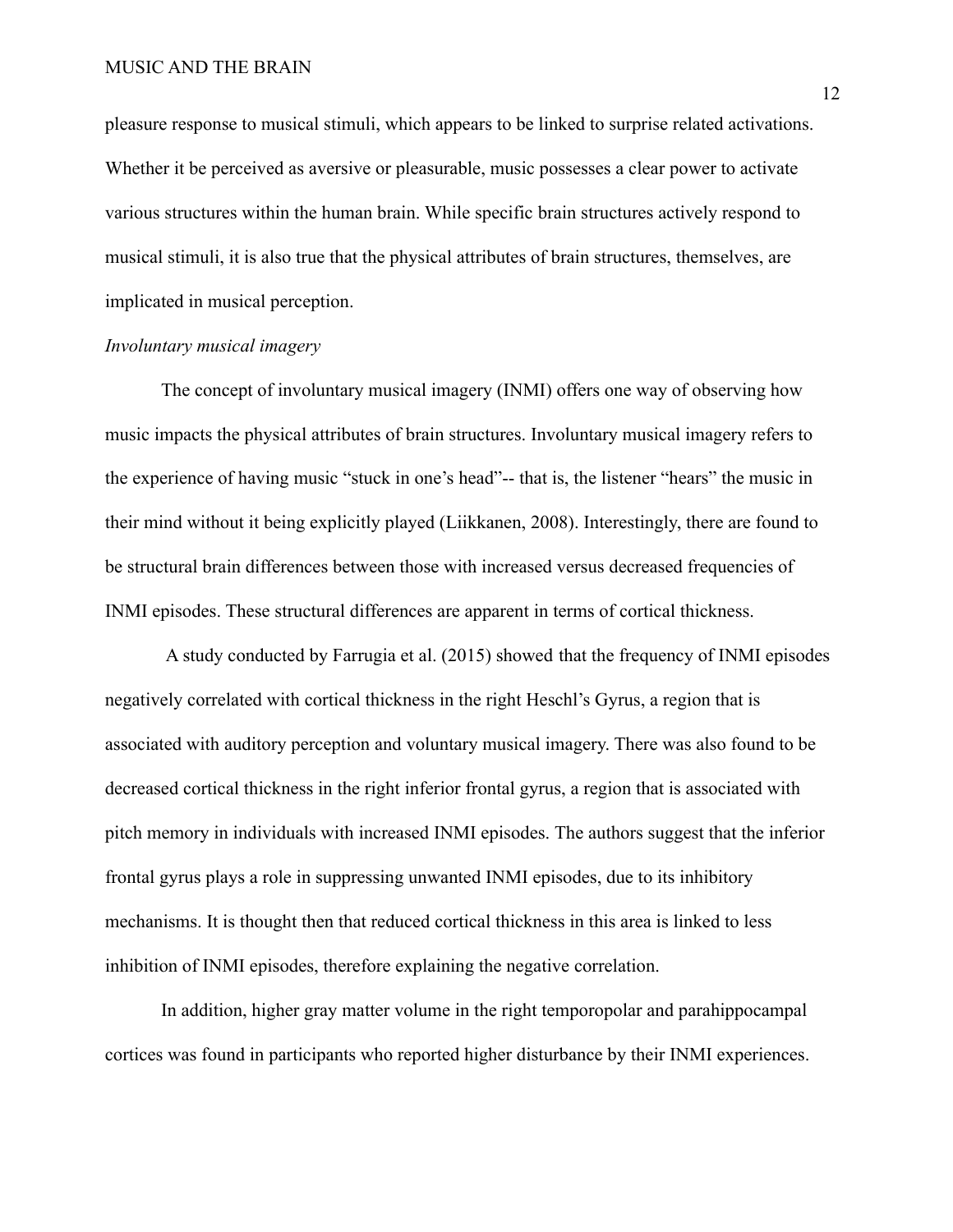pleasure response to musical stimuli, which appears to be linked to surprise related activations. Whether it be perceived as aversive or pleasurable, music possesses a clear power to activate various structures within the human brain. While specific brain structures actively respond to musical stimuli, it is also true that the physical attributes of brain structures, themselves, are implicated in musical perception.

*Involuntary musical imagery*

The concept of involuntary musical imagery (INMI) offers one way of observing how music impacts the physical attributes of brain structures. Involuntary musical imagery refers to the experience of having music "stuck in one's head"-- that is, the listener "hears" the music in their mind without it being explicitly played (Liikkanen, 2008). Interestingly, there are found to be structural brain differences between those with increased versus decreased frequencies of INMI episodes. These structural differences are apparent in terms of cortical thickness.

A study conducted by Farrugia et al. (2015) showed that the frequency of INMI episodes negatively correlated with cortical thickness in the right Heschl's Gyrus, a region that is associated with auditory perception and voluntary musical imagery. There was also found to be decreased cortical thickness in the right inferior frontal gyrus, a region that is associated with pitch memory in individuals with increased INMI episodes. The authors suggest that the inferior frontal gyrus plays a role in suppressing unwanted INMI episodes, due to its inhibitory mechanisms. It is thought then that reduced cortical thickness in this area is linked to less inhibition of INMI episodes, therefore explaining the negative correlation.

In addition, higher gray matter volume in the right temporopolar and parahippocampal cortices was found in participants who reported higher disturbance by their INMI experiences.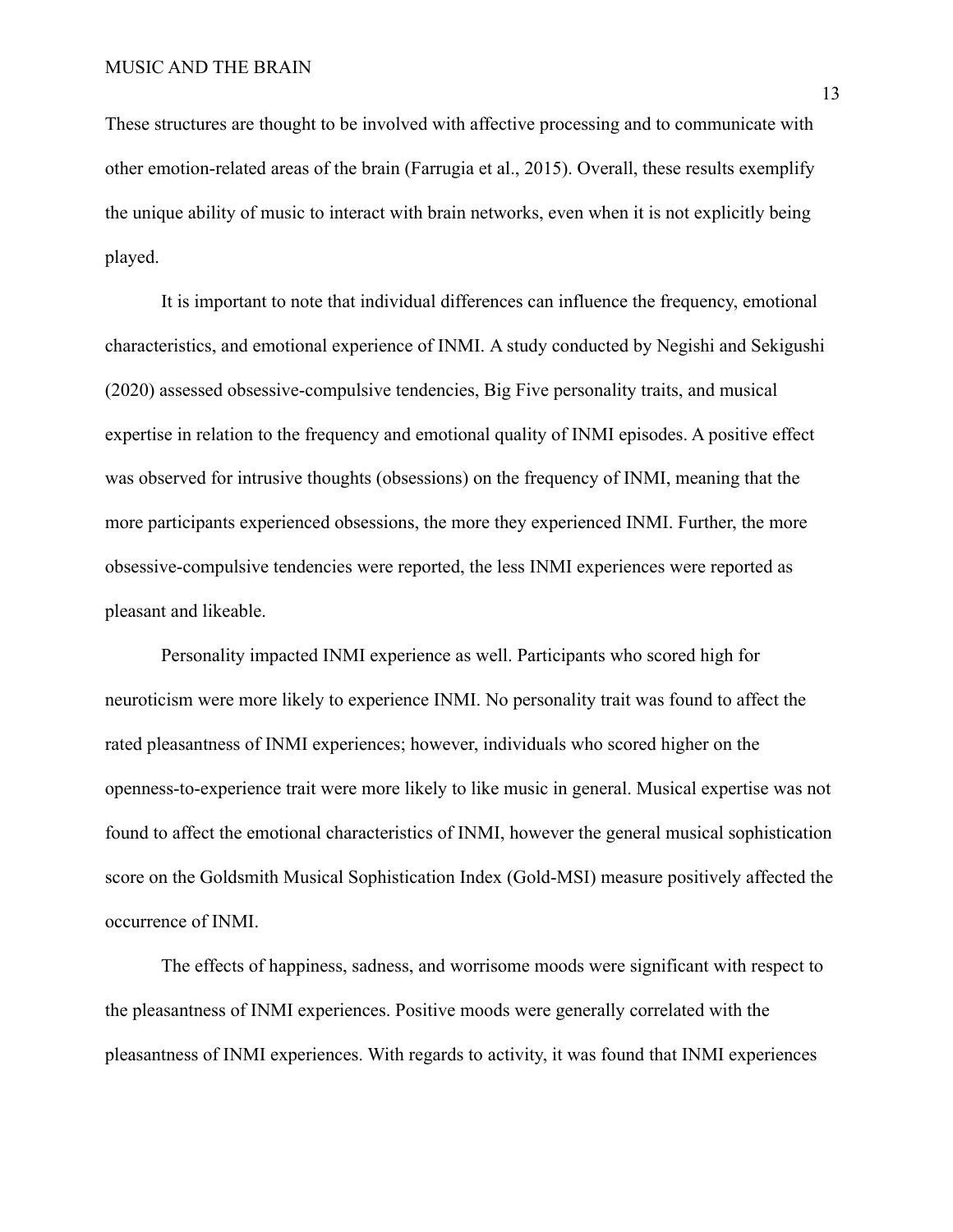These structures are thought to be involved with affective processing and to communicate with other emotion-related areas of the brain (Farrugia et al., 2015). Overall, these results exemplify the unique ability of music to interact with brain networks, even when it is not explicitly being played.

It is important to note that individual differences can influence the frequency, emotional characteristics, and emotional experience of INMI. A study conducted by Negishi and Sekigushi (2020) assessed obsessive-compulsive tendencies, Big Five personality traits, and musical expertise in relation to the frequency and emotional quality of INMI episodes. A positive effect was observed for intrusive thoughts (obsessions) on the frequency of INMI, meaning that the more participants experienced obsessions, the more they experienced INMI. Further, the more obsessive-compulsive tendencies were reported, the less INMI experiences were reported as pleasant and likeable.

Personality impacted INMI experience as well. Participants who scored high for neuroticism were more likely to experience INMI. No personality trait was found to affect the rated pleasantness of INMI experiences; however, individuals who scored higher on the openness-to-experience trait were more likely to like music in general. Musical expertise was not found to affect the emotional characteristics of INMI, however the general musical sophistication score on the Goldsmith Musical Sophistication Index (Gold-MSI) measure positively affected the occurrence of INMI.

The effects of happiness, sadness, and worrisome moods were significant with respect to the pleasantness of INMI experiences. Positive moods were generally correlated with the pleasantness of INMI experiences. With regards to activity, it was found that INMI experiences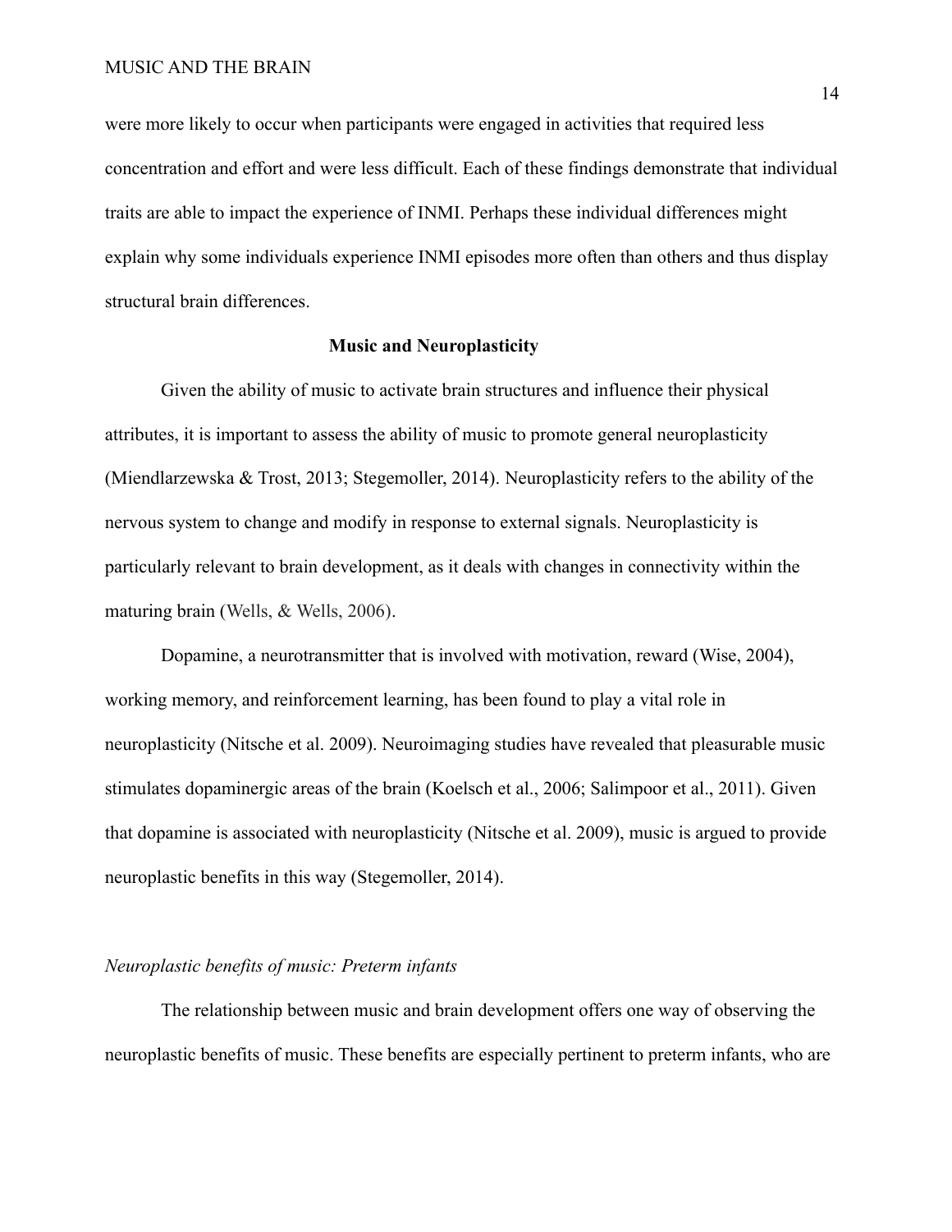were more likely to occur when participants were engaged in activities that required less concentration and effort and were less difficult. Each of these findings demonstrate that individual traits are able to impact the experience of INMI. Perhaps these individual differences might explain why some individuals experience INMI episodes more often than others and thus display structural brain differences.

## Music and Neuroplasticity

Given the ability of music to activate brain structures and influence their physical attributes, it is important to assess the ability of music to promote general neuroplasticity (Miendlarzewska & Trost, 2013; Stegemoller, 2014). Neuroplasticity refers to the ability of the nervous system to change and modify in response to external signals. Neuroplasticity is particularly relevant to brain development, as it deals with changes in connectivity within the maturing brain (Wells, & Wells, 2006).

Dopamine, a neurotransmitter that is involved with motivation, reward (Wise, 2004), working memory, and reinforcement learning, has been found to play a vital role in neuroplasticity (Nitsche et al. 2009). Neuroimaging studies have revealed that pleasurable music stimulates dopaminergic areas of the brain (Koelsch et al., 2006; Salimpoor et al., 2011). Given that dopamine is associated with neuroplasticity (Nitsche et al. 2009), music is argued to provide neuroplastic benefits in this way (Stegemoller, 2014).

### *Neuroplastic benefits of music: Preterm infants*

The relationship between music and brain development offers one way of observing the neuroplastic benefits of music. These benefits are especially pertinent to preterm infants, who are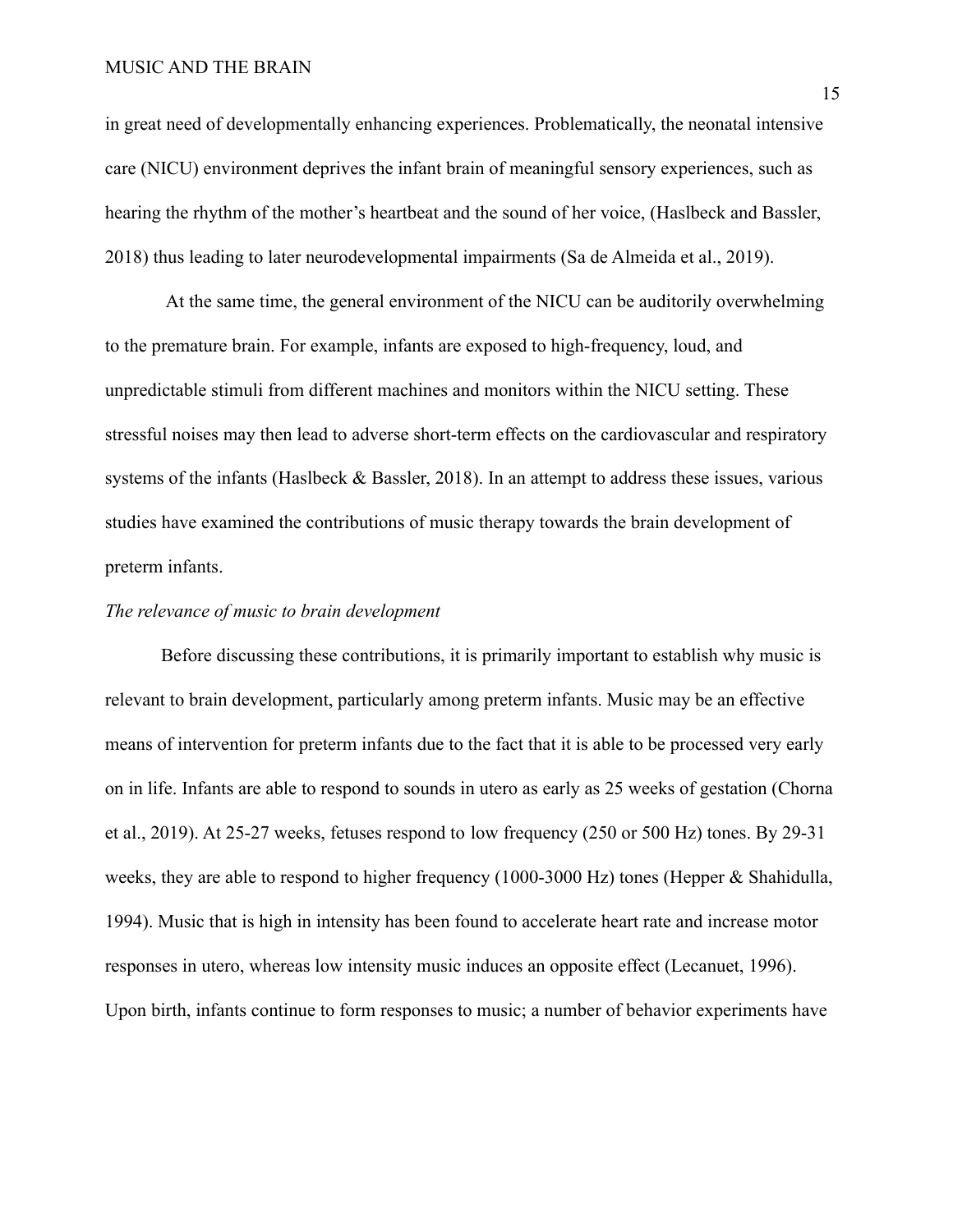in great need of developmentally enhancing experiences. Problematically, the neonatal intensive care (NICU) environment deprives the infant brain of meaningful sensory experiences, such as hearing the rhythm of the mother's heartbeat and the sound of her voice, (Haslbeck and Bassler, 2018) thus leading to later neurodevelopmental impairments (Sa de Almeida et al., 2019).

At the same time, the general environment of the NICU can be auditorily overwhelming to the premature brain. For example, infants are exposed to high-frequency, loud, and unpredictable stimuli from different machines and monitors within the NICU setting. These stressful noises may then lead to adverse short-term effects on the cardiovascular and respiratory systems of the infants (Haslbeck & Bassler, 2018). In an attempt to address these issues, various studies have examined the contributions of music therapy towards the brain development of preterm infants.

*The relevance of music to brain development*

Before discussing these contributions, it is primarily important to establish why music is relevant to brain development, particularly among preterm infants. Music may be an effective means of intervention for preterm infants due to the fact that it is able to be processed very early on in life. Infants are able to respond to sounds in utero as early as 25 weeks of gestation (Chorna et al., 2019). At 25-27 weeks, fetuses respond to low frequency (250 or 500 Hz) tones. By 29-31 weeks, they are able to respond to higher frequency (1000-3000 Hz) tones (Hepper & Shahidulla, 1994). Music that is high in intensity has been found to accelerate heart rate and increase motor responses in utero, whereas low intensity music induces an opposite effect (Lecanuet, 1996). Upon birth, infants continue to form responses to music; a number of behavior experiments have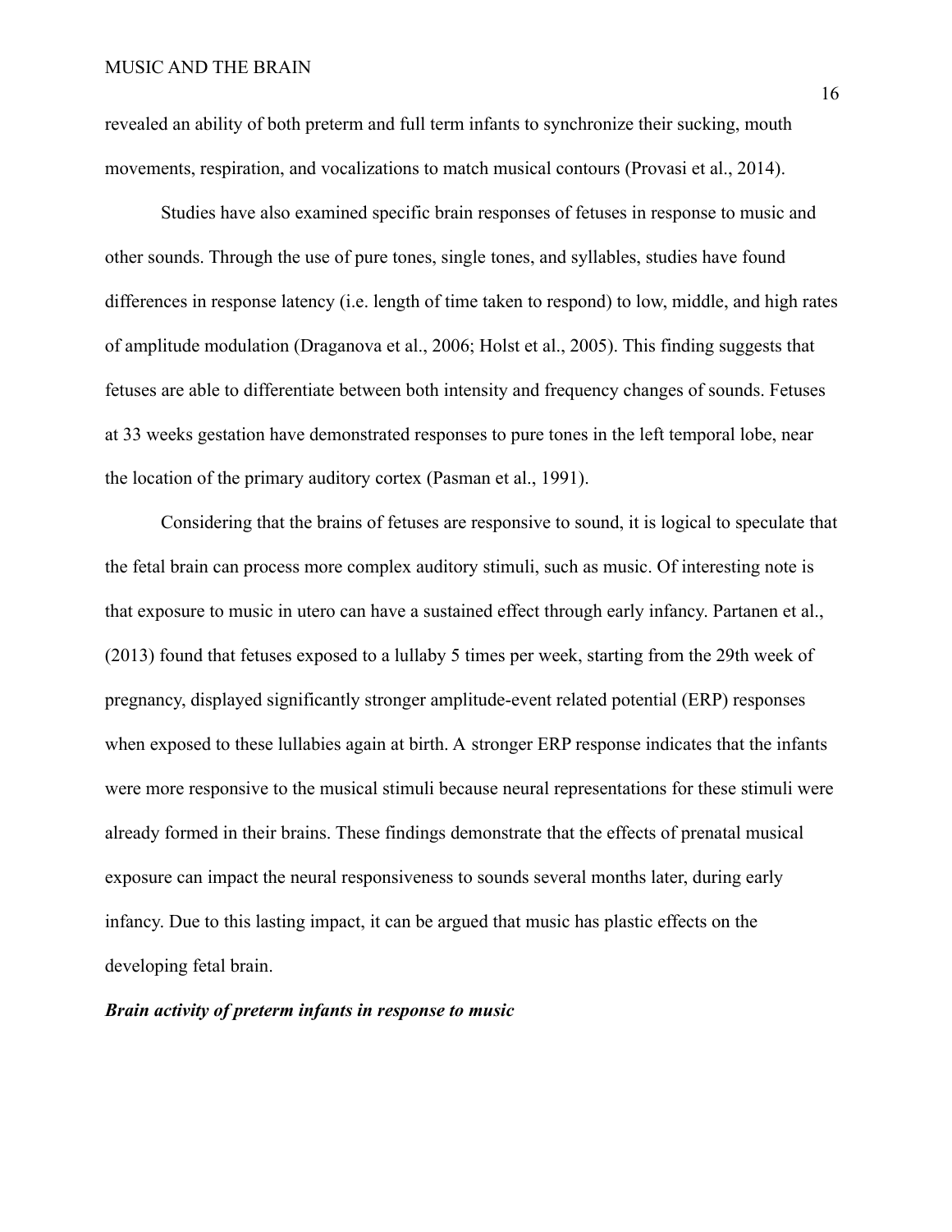revealed an ability of both preterm and full term infants to synchronize their sucking, mouth movements, respiration, and vocalizations to match musical contours (Provasi et al., 2014).

Studies have also examined specific brain responses of fetuses in response to music and other sounds. Through the use of pure tones, single tones, and syllables, studies have found differences in response latency (i.e. length of time taken to respond) to low, middle, and high rates of amplitude modulation (Draganova et al., 2006; Holst et al., 2005). This finding suggests that fetuses are able to differentiate between both intensity and frequency changes of sounds. Fetuses at 33 weeks gestation have demonstrated responses to pure tones in the left temporal lobe, near the location of the primary auditory cortex (Pasman et al., 1991).

Considering that the brains of fetuses are responsive to sound, it is logical to speculate that the fetal brain can process more complex auditory stimuli, such as music. Of interesting note is that exposure to music in utero can have a sustained effect through early infancy. Partanen et al., (2013) found that fetuses exposed to a lullaby 5 times per week, starting from the 29th week of pregnancy, displayed significantly stronger amplitude-event related potential (ERP) responses when exposed to these lullabies again at birth. A stronger ERP response indicates that the infants were more responsive to the musical stimuli because neural representations for these stimuli were already formed in their brains. These findings demonstrate that the effects of prenatal musical exposure can impact the neural responsiveness to sounds several months later, during early infancy. Due to this lasting impact, it can be argued that music has plastic effects on the developing fetal brain.

***Brain activity of preterm infants in response to music***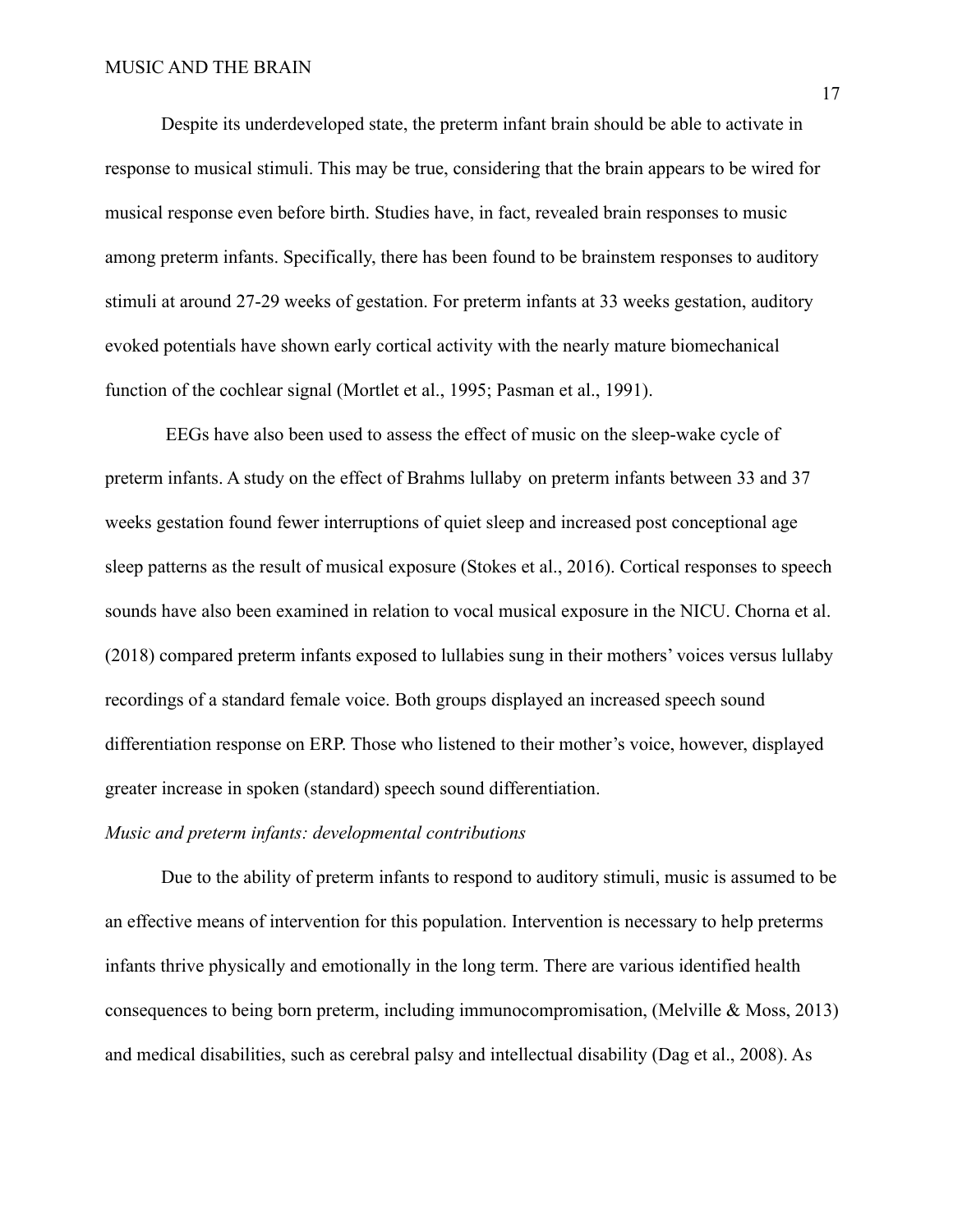Despite its underdeveloped state, the preterm infant brain should be able to activate in response to musical stimuli. This may be true, considering that the brain appears to be wired for musical response even before birth. Studies have, in fact, revealed brain responses to music among preterm infants. Specifically, there has been found to be brainstem responses to auditory stimuli at around 27-29 weeks of gestation. For preterm infants at 33 weeks gestation, auditory evoked potentials have shown early cortical activity with the nearly mature biomechanical function of the cochlear signal (Mortlet et al., 1995; Pasman et al., 1991).

EEGs have also been used to assess the effect of music on the sleep-wake cycle of preterm infants. A study on the effect of Brahms lullaby on preterm infants between 33 and 37 weeks gestation found fewer interruptions of quiet sleep and increased post conceptional age sleep patterns as the result of musical exposure (Stokes et al., 2016). Cortical responses to speech sounds have also been examined in relation to vocal musical exposure in the NICU. Chorna et al. (2018) compared preterm infants exposed to lullabies sung in their mothers' voices versus lullaby recordings of a standard female voice. Both groups displayed an increased speech sound differentiation response on ERP. Those who listened to their mother's voice, however, displayed greater increase in spoken (standard) speech sound differentiation.

*Music and preterm infants: developmental contributions*

Due to the ability of preterm infants to respond to auditory stimuli, music is assumed to be an effective means of intervention for this population. Intervention is necessary to help preterms infants thrive physically and emotionally in the long term. There are various identified health consequences to being born preterm, including immunocompromisation, (Melville & Moss, 2013) and medical disabilities, such as cerebral palsy and intellectual disability (Dag et al., 2008). As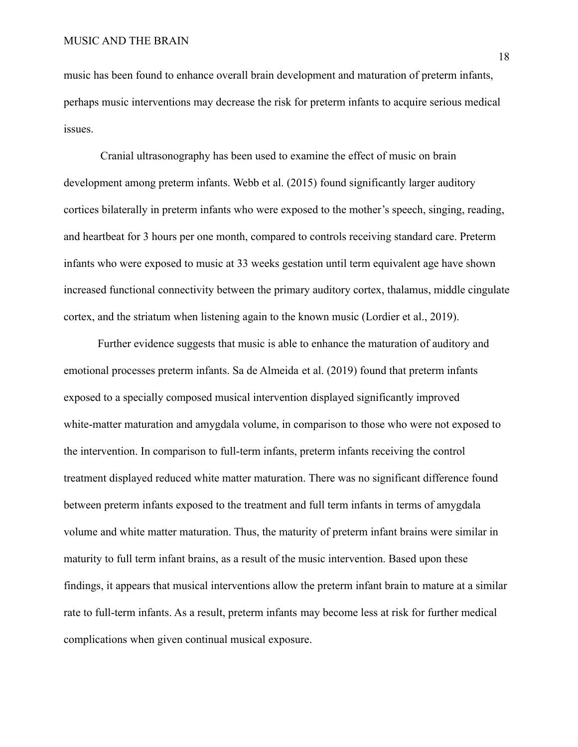music has been found to enhance overall brain development and maturation of preterm infants, perhaps music interventions may decrease the risk for preterm infants to acquire serious medical issues.

Cranial ultrasonography has been used to examine the effect of music on brain development among preterm infants. Webb et al. (2015) found significantly larger auditory cortices bilaterally in preterm infants who were exposed to the mother's speech, singing, reading, and heartbeat for 3 hours per one month, compared to controls receiving standard care. Preterm infants who were exposed to music at 33 weeks gestation until term equivalent age have shown increased functional connectivity between the primary auditory cortex, thalamus, middle cingulate cortex, and the striatum when listening again to the known music (Lordier et al., 2019).

Further evidence suggests that music is able to enhance the maturation of auditory and emotional processes preterm infants. Sa de Almeida et al. (2019) found that preterm infants exposed to a specially composed musical intervention displayed significantly improved white-matter maturation and amygdala volume, in comparison to those who were not exposed to the intervention. In comparison to full-term infants, preterm infants receiving the control treatment displayed reduced white matter maturation. There was no significant difference found between preterm infants exposed to the treatment and full term infants in terms of amygdala volume and white matter maturation. Thus, the maturity of preterm infant brains were similar in maturity to full term infant brains, as a result of the music intervention. Based upon these findings, it appears that musical interventions allow the preterm infant brain to mature at a similar rate to full-term infants. As a result, preterm infants may become less at risk for further medical complications when given continual musical exposure.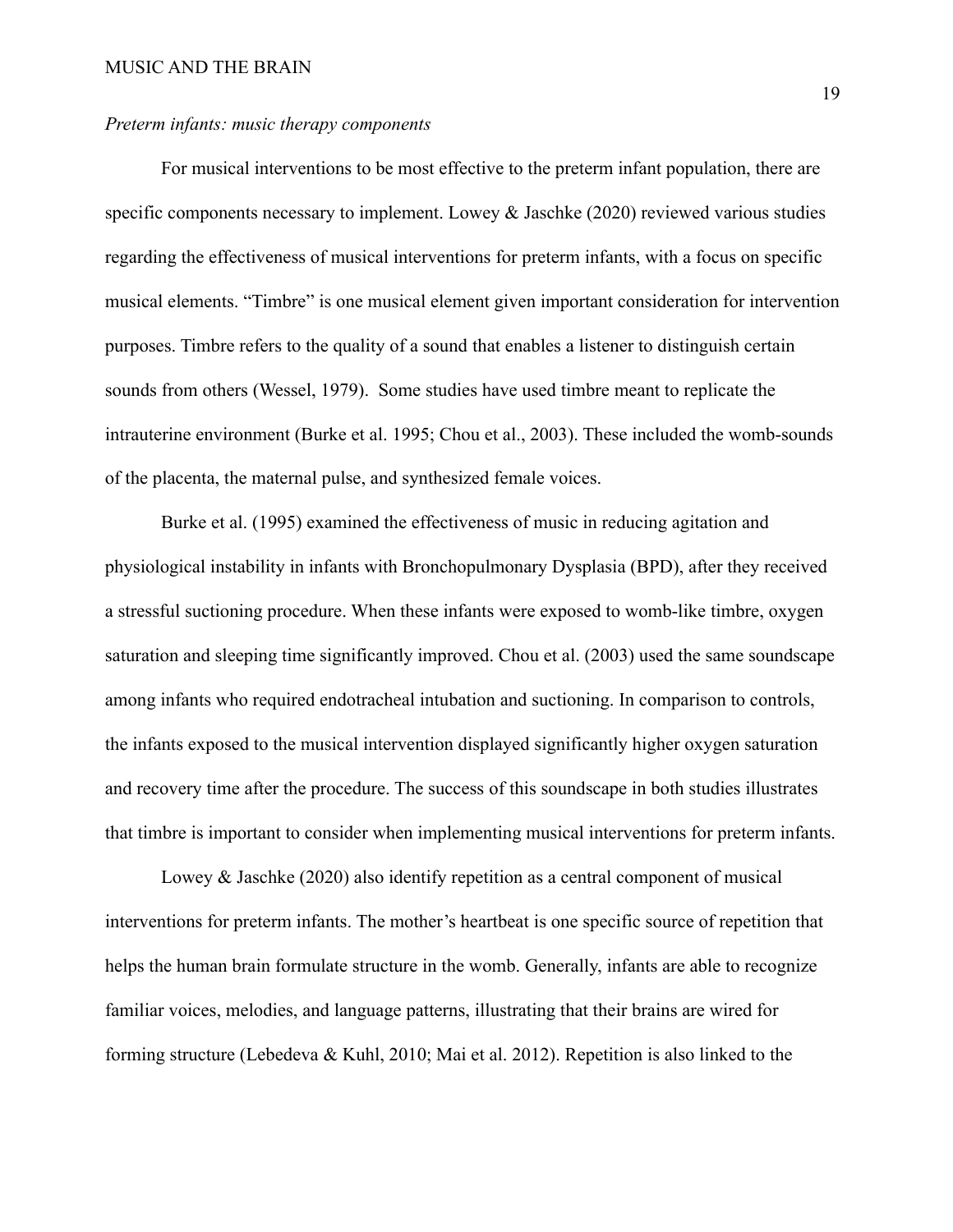*Preterm infants: music therapy components*

For musical interventions to be most effective to the preterm infant population, there are specific components necessary to implement. Lowey & Jaschke (2020) reviewed various studies regarding the effectiveness of musical interventions for preterm infants, with a focus on specific musical elements. "Timbre" is one musical element given important consideration for intervention purposes. Timbre refers to the quality of a sound that enables a listener to distinguish certain sounds from others (Wessel, 1979). Some studies have used timbre meant to replicate the intrauterine environment (Burke et al. 1995; Chou et al., 2003). These included the womb-sounds of the placenta, the maternal pulse, and synthesized female voices.

Burke et al. (1995) examined the effectiveness of music in reducing agitation and physiological instability in infants with Bronchopulmonary Dysplasia (BPD), after they received a stressful suctioning procedure. When these infants were exposed to womb-like timbre, oxygen saturation and sleeping time significantly improved. Chou et al. (2003) used the same soundscape among infants who required endotracheal intubation and suctioning. In comparison to controls, the infants exposed to the musical intervention displayed significantly higher oxygen saturation and recovery time after the procedure. The success of this soundscape in both studies illustrates that timbre is important to consider when implementing musical interventions for preterm infants.

Lowey & Jaschke (2020) also identify repetition as a central component of musical interventions for preterm infants. The mother's heartbeat is one specific source of repetition that helps the human brain formulate structure in the womb. Generally, infants are able to recognize familiar voices, melodies, and language patterns, illustrating that their brains are wired for forming structure (Lebedeva & Kuhl, 2010; Mai et al. 2012). Repetition is also linked to the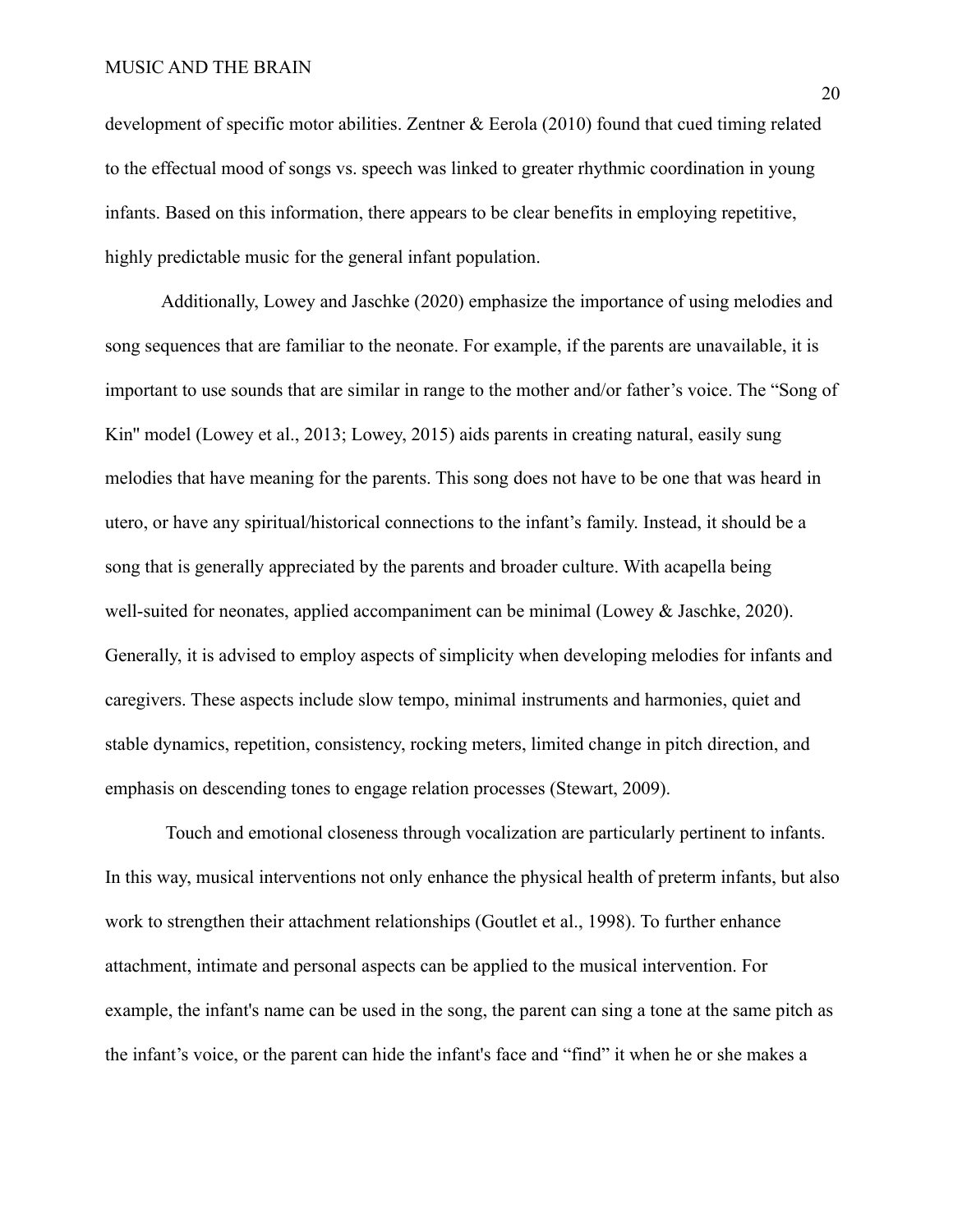development of specific motor abilities. Zentner & Eerola (2010) found that cued timing related to the effectual mood of songs vs. speech was linked to greater rhythmic coordination in young infants. Based on this information, there appears to be clear benefits in employing repetitive, highly predictable music for the general infant population.

Additionally, Lowey and Jaschke (2020) emphasize the importance of using melodies and song sequences that are familiar to the neonate. For example, if the parents are unavailable, it is important to use sounds that are similar in range to the mother and/or father's voice. The "Song of Kin'' model (Lowey et al., 2013; Lowey, 2015) aids parents in creating natural, easily sung melodies that have meaning for the parents. This song does not have to be one that was heard in utero, or have any spiritual/historical connections to the infant's family. Instead, it should be a song that is generally appreciated by the parents and broader culture. With acapella being well-suited for neonates, applied accompaniment can be minimal (Lowey & Jaschke, 2020). Generally, it is advised to employ aspects of simplicity when developing melodies for infants and caregivers. These aspects include slow tempo, minimal instruments and harmonies, quiet and stable dynamics, repetition, consistency, rocking meters, limited change in pitch direction, and emphasis on descending tones to engage relation processes (Stewart, 2009).

Touch and emotional closeness through vocalization are particularly pertinent to infants. In this way, musical interventions not only enhance the physical health of preterm infants, but also work to strengthen their attachment relationships (Goutlet et al., 1998). To further enhance attachment, intimate and personal aspects can be applied to the musical intervention. For example, the infant's name can be used in the song, the parent can sing a tone at the same pitch as the infant's voice, or the parent can hide the infant's face and "find" it when he or she makes a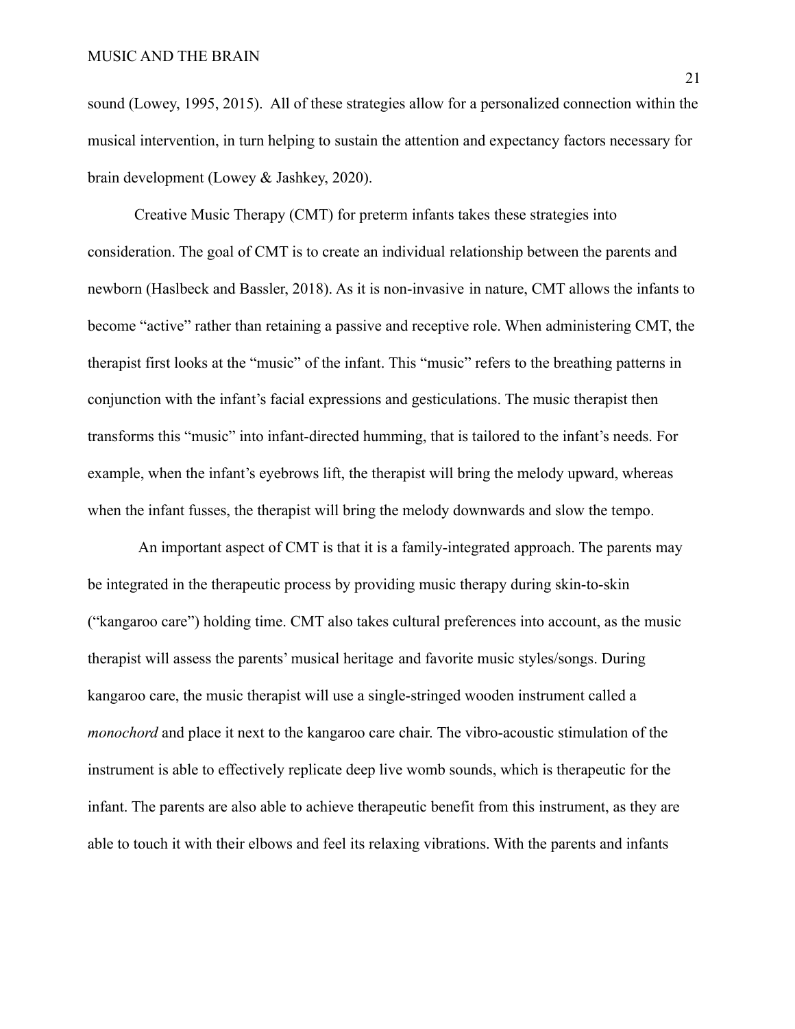sound (Lowey, 1995, 2015). All of these strategies allow for a personalized connection within the musical intervention, in turn helping to sustain the attention and expectancy factors necessary for brain development (Lowey & Jashkey, 2020).

Creative Music Therapy (CMT) for preterm infants takes these strategies into consideration. The goal of CMT is to create an individual relationship between the parents and newborn (Haslbeck and Bassler, 2018). As it is non-invasive in nature, CMT allows the infants to become "active" rather than retaining a passive and receptive role. When administering CMT, the therapist first looks at the "music" of the infant. This "music" refers to the breathing patterns in conjunction with the infant's facial expressions and gesticulations. The music therapist then transforms this "music" into infant-directed humming, that is tailored to the infant's needs. For example, when the infant's eyebrows lift, the therapist will bring the melody upward, whereas when the infant fusses, the therapist will bring the melody downwards and slow the tempo.

An important aspect of CMT is that it is a family-integrated approach. The parents may be integrated in the therapeutic process by providing music therapy during skin-to-skin ("kangaroo care") holding time. CMT also takes cultural preferences into account, as the music therapist will assess the parents' musical heritage and favorite music styles/songs. During kangaroo care, the music therapist will use a single-stringed wooden instrument called a *monochord* and place it next to the kangaroo care chair. The vibro-acoustic stimulation of the instrument is able to effectively replicate deep live womb sounds, which is therapeutic for the infant. The parents are also able to achieve therapeutic benefit from this instrument, as they are able to touch it with their elbows and feel its relaxing vibrations. With the parents and infants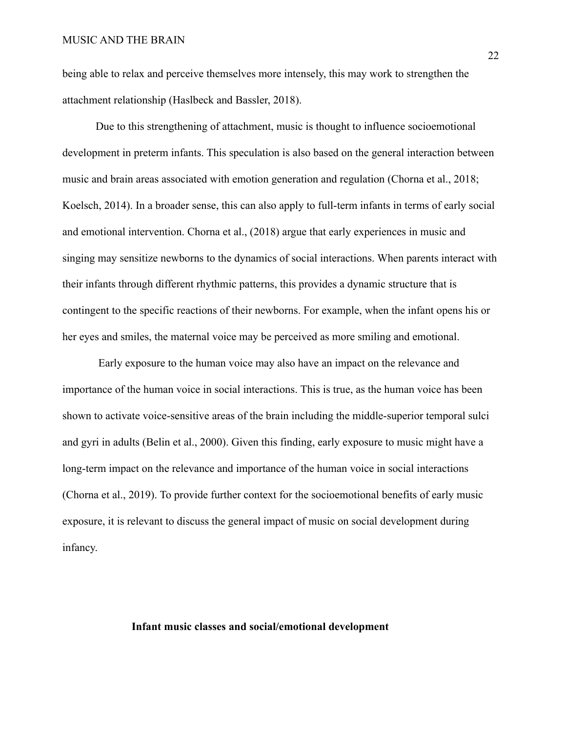being able to relax and perceive themselves more intensely, this may work to strengthen the attachment relationship (Haslbeck and Bassler, 2018).

Due to this strengthening of attachment, music is thought to influence socioemotional development in preterm infants. This speculation is also based on the general interaction between music and brain areas associated with emotion generation and regulation (Chorna et al., 2018; Koelsch, 2014). In a broader sense, this can also apply to full-term infants in terms of early social and emotional intervention. Chorna et al., (2018) argue that early experiences in music and singing may sensitize newborns to the dynamics of social interactions. When parents interact with their infants through different rhythmic patterns, this provides a dynamic structure that is contingent to the specific reactions of their newborns. For example, when the infant opens his or her eyes and smiles, the maternal voice may be perceived as more smiling and emotional.

Early exposure to the human voice may also have an impact on the relevance and importance of the human voice in social interactions. This is true, as the human voice has been shown to activate voice-sensitive areas of the brain including the middle-superior temporal sulci and gyri in adults (Belin et al., 2000). Given this finding, early exposure to music might have a long-term impact on the relevance and importance of the human voice in social interactions (Chorna et al., 2019). To provide further context for the socioemotional benefits of early music exposure, it is relevant to discuss the general impact of music on social development during infancy.

## Infant music classes and social/emotional development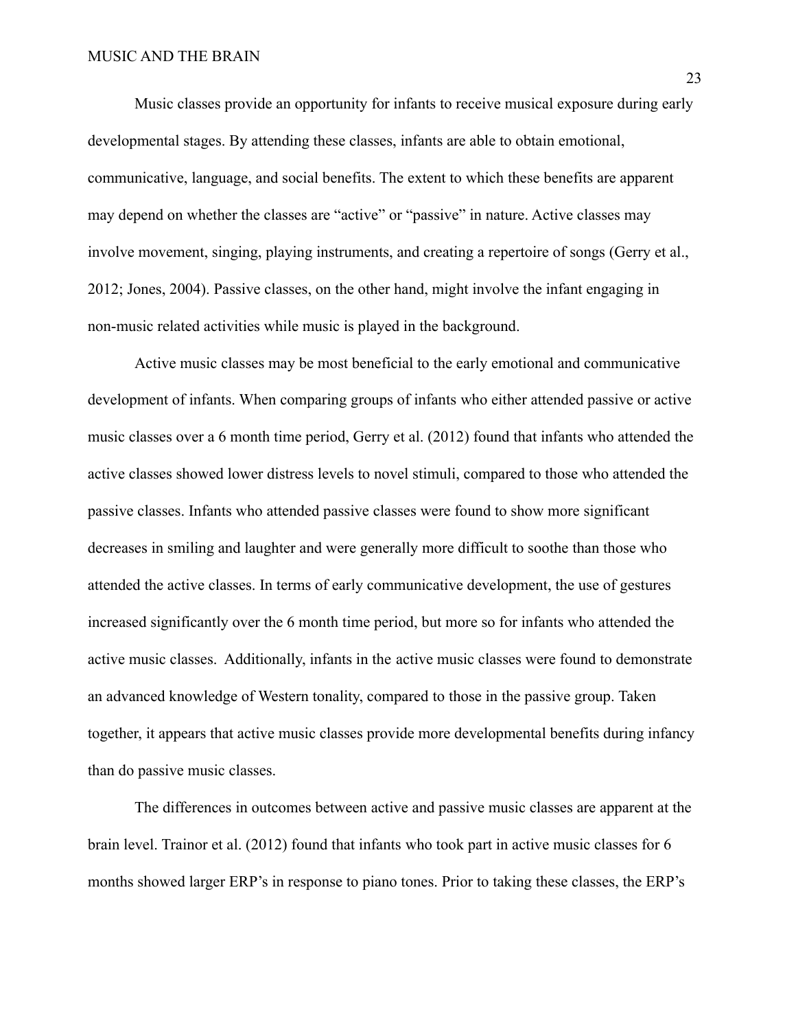Music classes provide an opportunity for infants to receive musical exposure during early developmental stages. By attending these classes, infants are able to obtain emotional, communicative, language, and social benefits. The extent to which these benefits are apparent may depend on whether the classes are “active” or “passive” in nature. Active classes may involve movement, singing, playing instruments, and creating a repertoire of songs (Gerry et al., 2012; Jones, 2004). Passive classes, on the other hand, might involve the infant engaging in non-music related activities while music is played in the background.

Active music classes may be most beneficial to the early emotional and communicative development of infants. When comparing groups of infants who either attended passive or active music classes over a 6 month time period, Gerry et al. (2012) found that infants who attended the active classes showed lower distress levels to novel stimuli, compared to those who attended the passive classes. Infants who attended passive classes were found to show more significant decreases in smiling and laughter and were generally more difficult to soothe than those who attended the active classes. In terms of early communicative development, the use of gestures increased significantly over the 6 month time period, but more so for infants who attended the active music classes. Additionally, infants in the active music classes were found to demonstrate an advanced knowledge of Western tonality, compared to those in the passive group. Taken together, it appears that active music classes provide more developmental benefits during infancy than do passive music classes.

The differences in outcomes between active and passive music classes are apparent at the brain level. Trainor et al. (2012) found that infants who took part in active music classes for 6 months showed larger ERP’s in response to piano tones. Prior to taking these classes, the ERP’s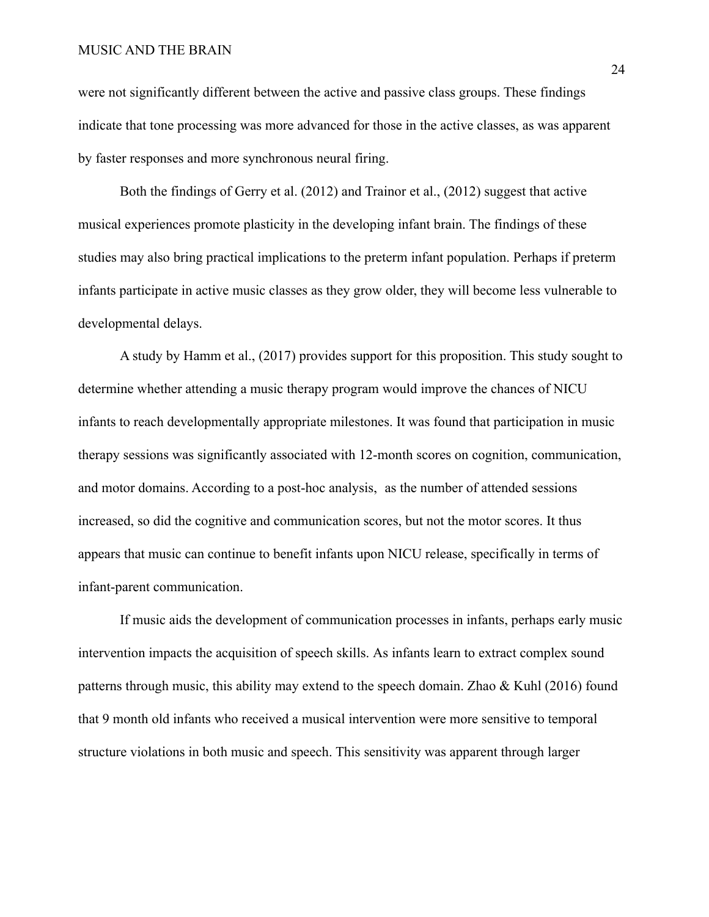were not significantly different between the active and passive class groups. These findings indicate that tone processing was more advanced for those in the active classes, as was apparent by faster responses and more synchronous neural firing.

Both the findings of Gerry et al. (2012) and Trainor et al., (2012) suggest that active musical experiences promote plasticity in the developing infant brain. The findings of these studies may also bring practical implications to the preterm infant population. Perhaps if preterm infants participate in active music classes as they grow older, they will become less vulnerable to developmental delays.

A study by Hamm et al., (2017) provides support for this proposition. This study sought to determine whether attending a music therapy program would improve the chances of NICU infants to reach developmentally appropriate milestones. It was found that participation in music therapy sessions was significantly associated with 12-month scores on cognition, communication, and motor domains. According to a post-hoc analysis, as the number of attended sessions increased, so did the cognitive and communication scores, but not the motor scores. It thus appears that music can continue to benefit infants upon NICU release, specifically in terms of infant-parent communication.

If music aids the development of communication processes in infants, perhaps early music intervention impacts the acquisition of speech skills. As infants learn to extract complex sound patterns through music, this ability may extend to the speech domain. Zhao & Kuhl (2016) found that 9 month old infants who received a musical intervention were more sensitive to temporal structure violations in both music and speech. This sensitivity was apparent through larger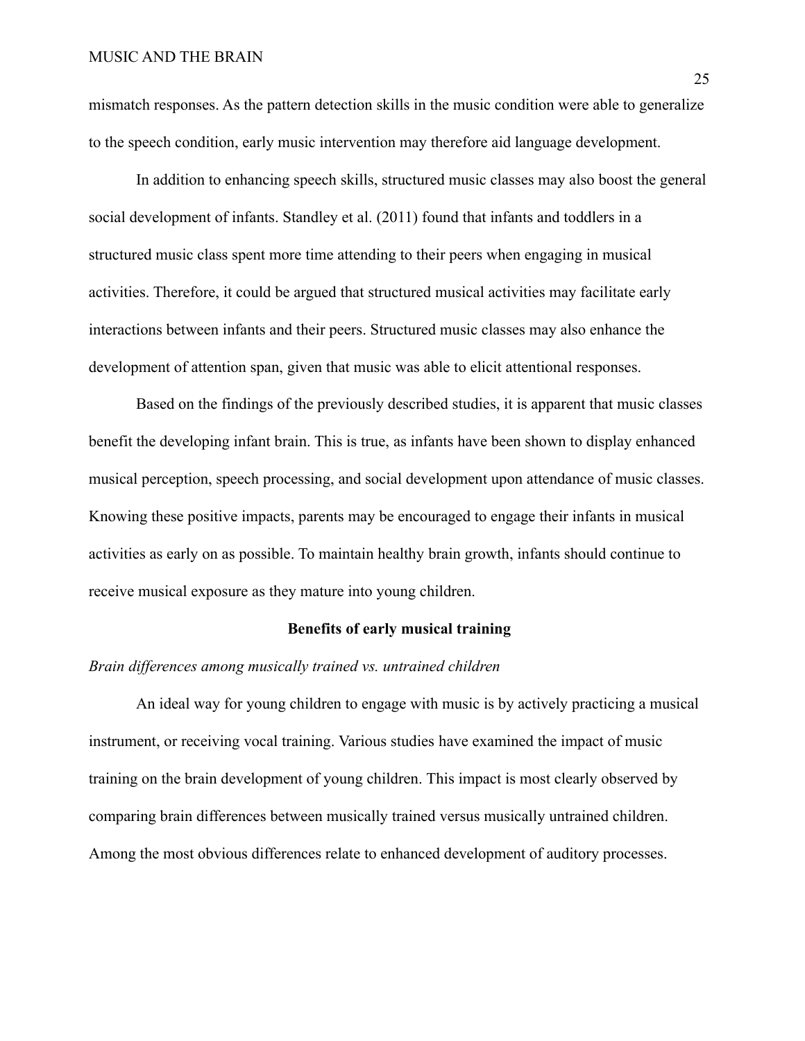mismatch responses. As the pattern detection skills in the music condition were able to generalize to the speech condition, early music intervention may therefore aid language development.

In addition to enhancing speech skills, structured music classes may also boost the general social development of infants. Standley et al. (2011) found that infants and toddlers in a structured music class spent more time attending to their peers when engaging in musical activities. Therefore, it could be argued that structured musical activities may facilitate early interactions between infants and their peers. Structured music classes may also enhance the development of attention span, given that music was able to elicit attentional responses.

Based on the findings of the previously described studies, it is apparent that music classes benefit the developing infant brain. This is true, as infants have been shown to display enhanced musical perception, speech processing, and social development upon attendance of music classes. Knowing these positive impacts, parents may be encouraged to engage their infants in musical activities as early on as possible. To maintain healthy brain growth, infants should continue to receive musical exposure as they mature into young children.

## Benefits of early musical training

### *Brain differences among musically trained vs. untrained children*

An ideal way for young children to engage with music is by actively practicing a musical instrument, or receiving vocal training. Various studies have examined the impact of music training on the brain development of young children. This impact is most clearly observed by comparing brain differences between musically trained versus musically untrained children. Among the most obvious differences relate to enhanced development of auditory processes.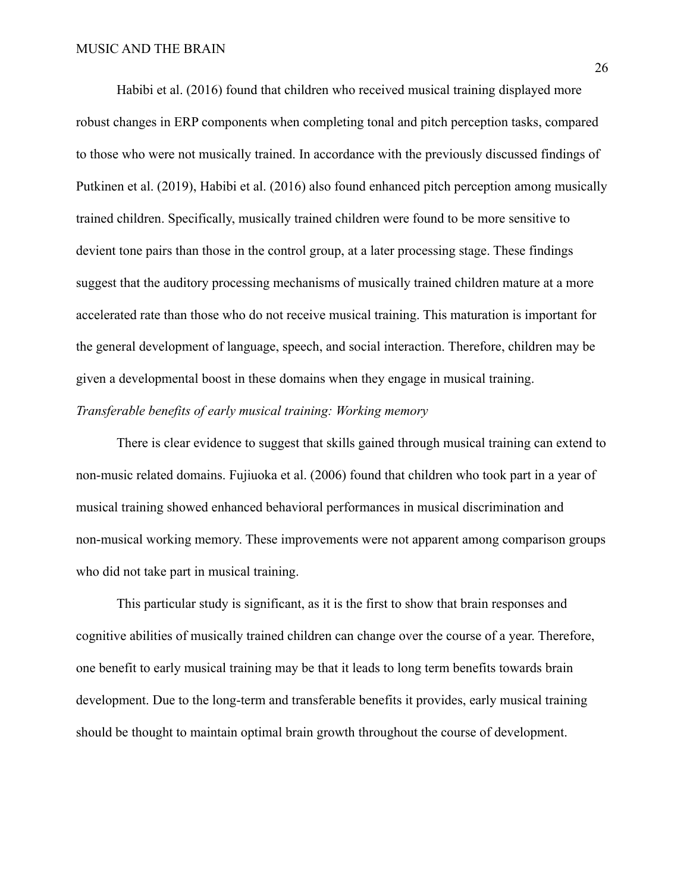Habibi et al. (2016) found that children who received musical training displayed more robust changes in ERP components when completing tonal and pitch perception tasks, compared to those who were not musically trained. In accordance with the previously discussed findings of Putkinen et al. (2019), Habibi et al. (2016) also found enhanced pitch perception among musically trained children. Specifically, musically trained children were found to be more sensitive to devient tone pairs than those in the control group, at a later processing stage. These findings suggest that the auditory processing mechanisms of musically trained children mature at a more accelerated rate than those who do not receive musical training. This maturation is important for the general development of language, speech, and social interaction. Therefore, children may be given a developmental boost in these domains when they engage in musical training.

*Transferable benefits of early musical training: Working memory*

There is clear evidence to suggest that skills gained through musical training can extend to non-music related domains. Fujiuoka et al. (2006) found that children who took part in a year of musical training showed enhanced behavioral performances in musical discrimination and non-musical working memory. These improvements were not apparent among comparison groups who did not take part in musical training.

This particular study is significant, as it is the first to show that brain responses and cognitive abilities of musically trained children can change over the course of a year. Therefore, one benefit to early musical training may be that it leads to long term benefits towards brain development. Due to the long-term and transferable benefits it provides, early musical training should be thought to maintain optimal brain growth throughout the course of development.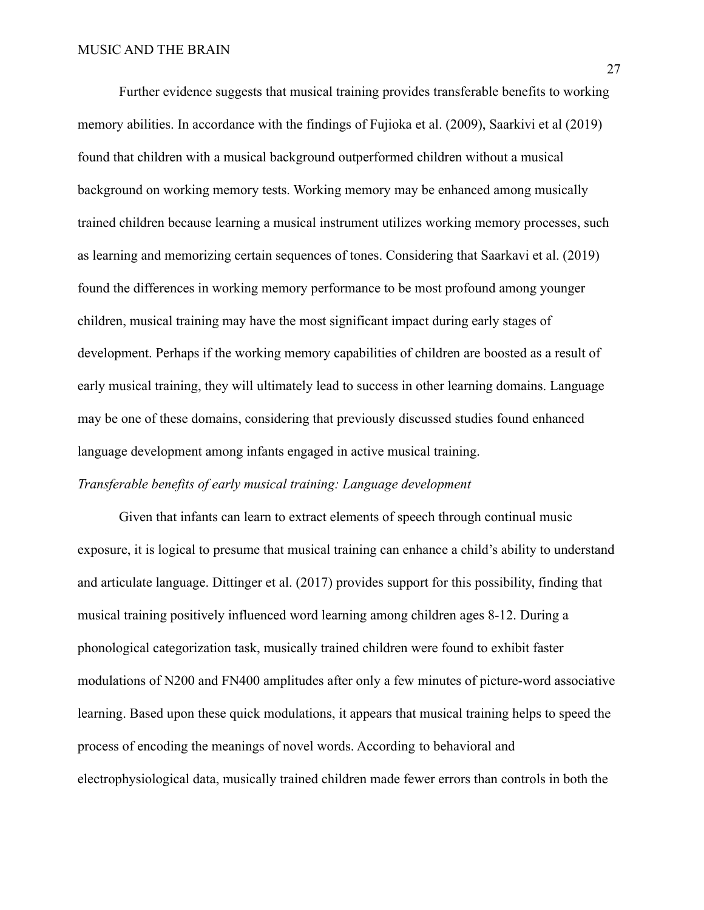Further evidence suggests that musical training provides transferable benefits to working memory abilities. In accordance with the findings of Fujioka et al. (2009), Saarkivi et al (2019) found that children with a musical background outperformed children without a musical background on working memory tests. Working memory may be enhanced among musically trained children because learning a musical instrument utilizes working memory processes, such as learning and memorizing certain sequences of tones. Considering that Saarkavi et al. (2019) found the differences in working memory performance to be most profound among younger children, musical training may have the most significant impact during early stages of development. Perhaps if the working memory capabilities of children are boosted as a result of early musical training, they will ultimately lead to success in other learning domains. Language may be one of these domains, considering that previously discussed studies found enhanced language development among infants engaged in active musical training.

*Transferable benefits of early musical training: Language development*

Given that infants can learn to extract elements of speech through continual music exposure, it is logical to presume that musical training can enhance a child's ability to understand and articulate language. Dittinger et al. (2017) provides support for this possibility, finding that musical training positively influenced word learning among children ages 8-12. During a phonological categorization task, musically trained children were found to exhibit faster modulations of N200 and FN400 amplitudes after only a few minutes of picture-word associative learning. Based upon these quick modulations, it appears that musical training helps to speed the process of encoding the meanings of novel words. According to behavioral and electrophysiological data, musically trained children made fewer errors than controls in both the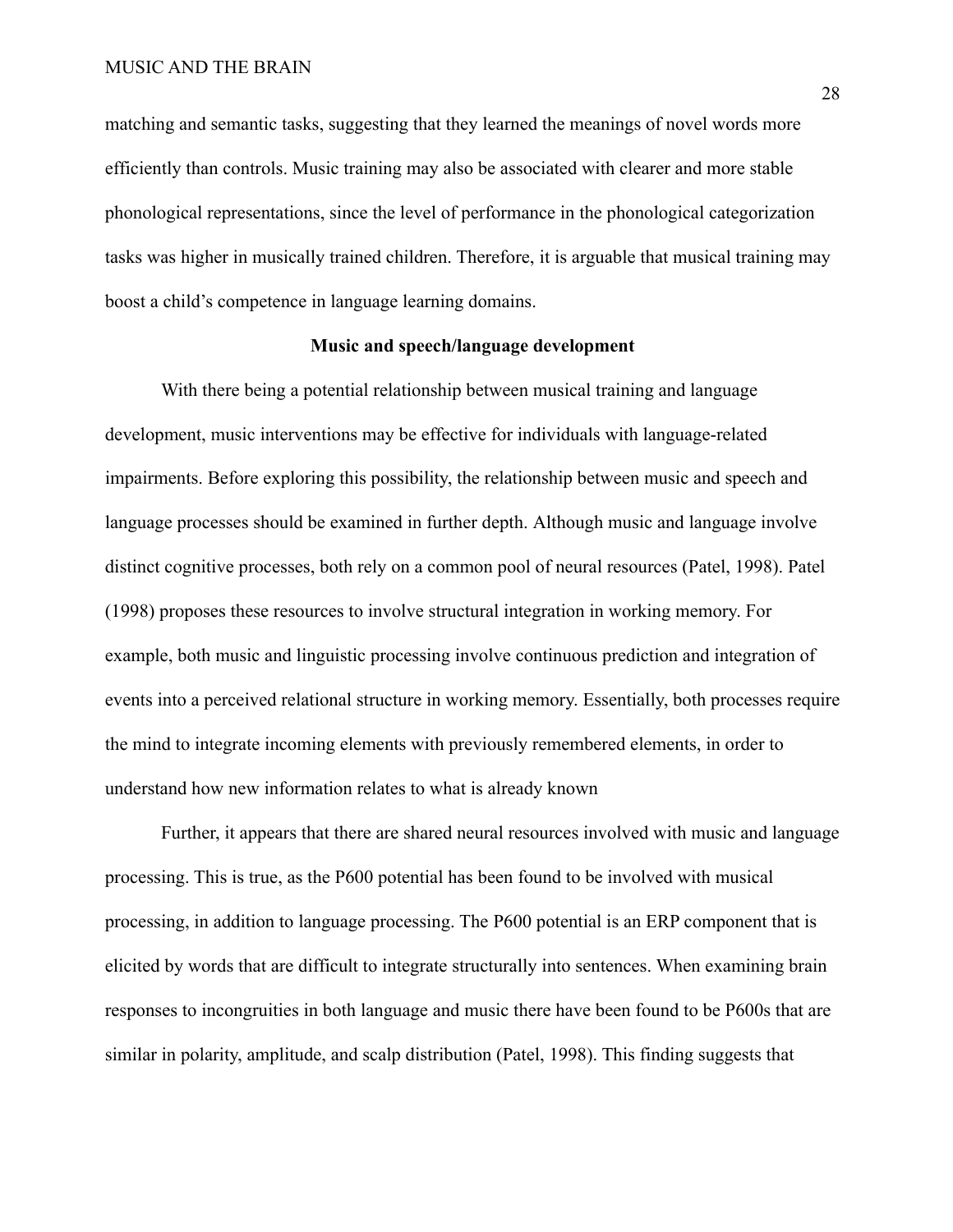matching and semantic tasks, suggesting that they learned the meanings of novel words more efficiently than controls. Music training may also be associated with clearer and more stable phonological representations, since the level of performance in the phonological categorization tasks was higher in musically trained children. Therefore, it is arguable that musical training may boost a child's competence in language learning domains.

## Music and speech/language development

With there being a potential relationship between musical training and language development, music interventions may be effective for individuals with language-related impairments. Before exploring this possibility, the relationship between music and speech and language processes should be examined in further depth. Although music and language involve distinct cognitive processes, both rely on a common pool of neural resources (Patel, 1998). Patel (1998) proposes these resources to involve structural integration in working memory. For example, both music and linguistic processing involve continuous prediction and integration of events into a perceived relational structure in working memory. Essentially, both processes require the mind to integrate incoming elements with previously remembered elements, in order to understand how new information relates to what is already known

Further, it appears that there are shared neural resources involved with music and language processing. This is true, as the P600 potential has been found to be involved with musical processing, in addition to language processing. The P600 potential is an ERP component that is elicited by words that are difficult to integrate structurally into sentences. When examining brain responses to incongruities in both language and music there have been found to be P600s that are similar in polarity, amplitude, and scalp distribution (Patel, 1998). This finding suggests that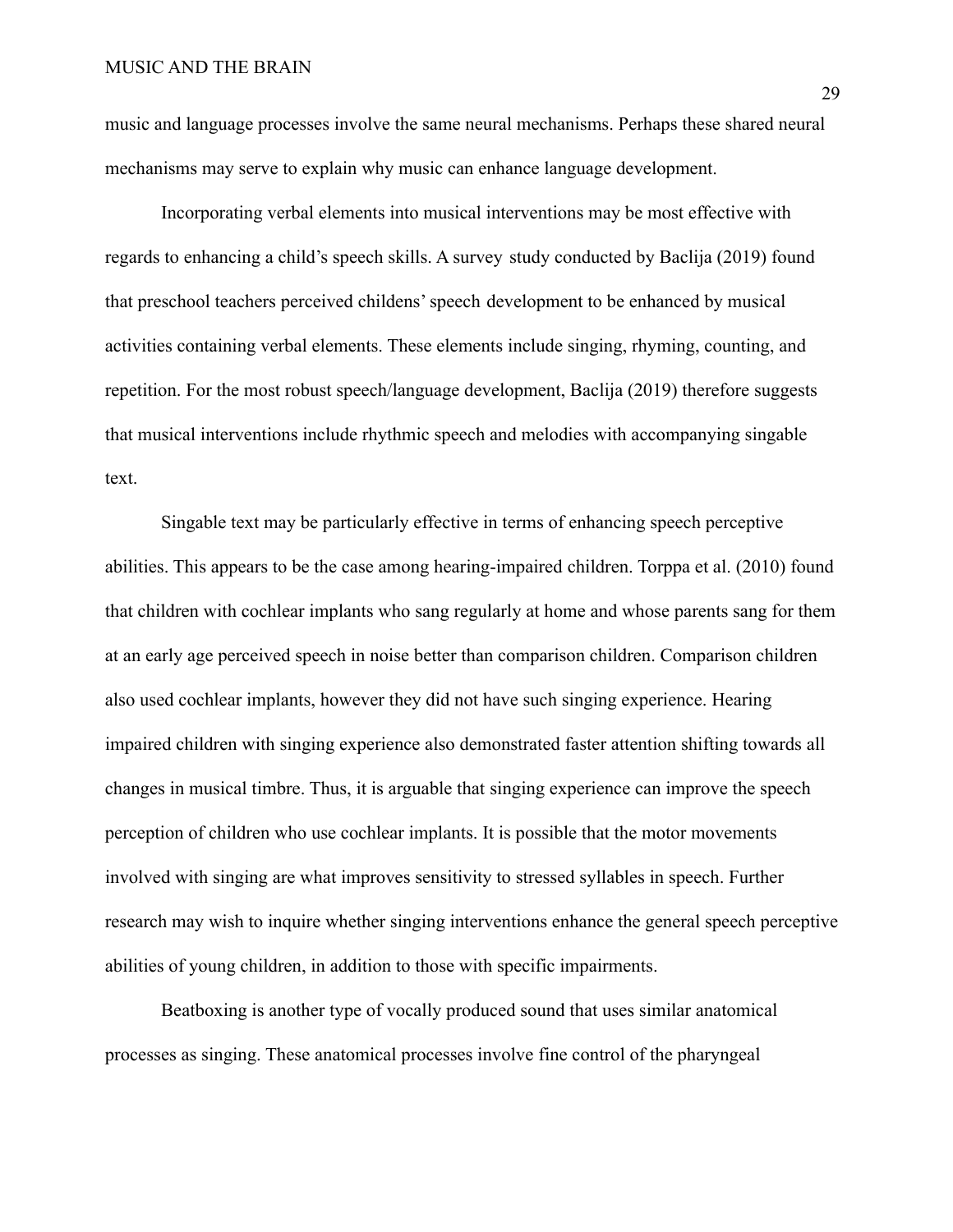music and language processes involve the same neural mechanisms. Perhaps these shared neural mechanisms may serve to explain why music can enhance language development.

Incorporating verbal elements into musical interventions may be most effective with regards to enhancing a child's speech skills. A survey study conducted by Baclija (2019) found that preschool teachers perceived childens' speech development to be enhanced by musical activities containing verbal elements. These elements include singing, rhyming, counting, and repetition. For the most robust speech/language development, Baclija (2019) therefore suggests that musical interventions include rhythmic speech and melodies with accompanying singable text.

Singable text may be particularly effective in terms of enhancing speech perceptive abilities. This appears to be the case among hearing-impaired children. Torppa et al. (2010) found that children with cochlear implants who sang regularly at home and whose parents sang for them at an early age perceived speech in noise better than comparison children. Comparison children also used cochlear implants, however they did not have such singing experience. Hearing impaired children with singing experience also demonstrated faster attention shifting towards all changes in musical timbre. Thus, it is arguable that singing experience can improve the speech perception of children who use cochlear implants. It is possible that the motor movements involved with singing are what improves sensitivity to stressed syllables in speech. Further research may wish to inquire whether singing interventions enhance the general speech perceptive abilities of young children, in addition to those with specific impairments.

Beatboxing is another type of vocally produced sound that uses similar anatomical processes as singing. These anatomical processes involve fine control of the pharyngeal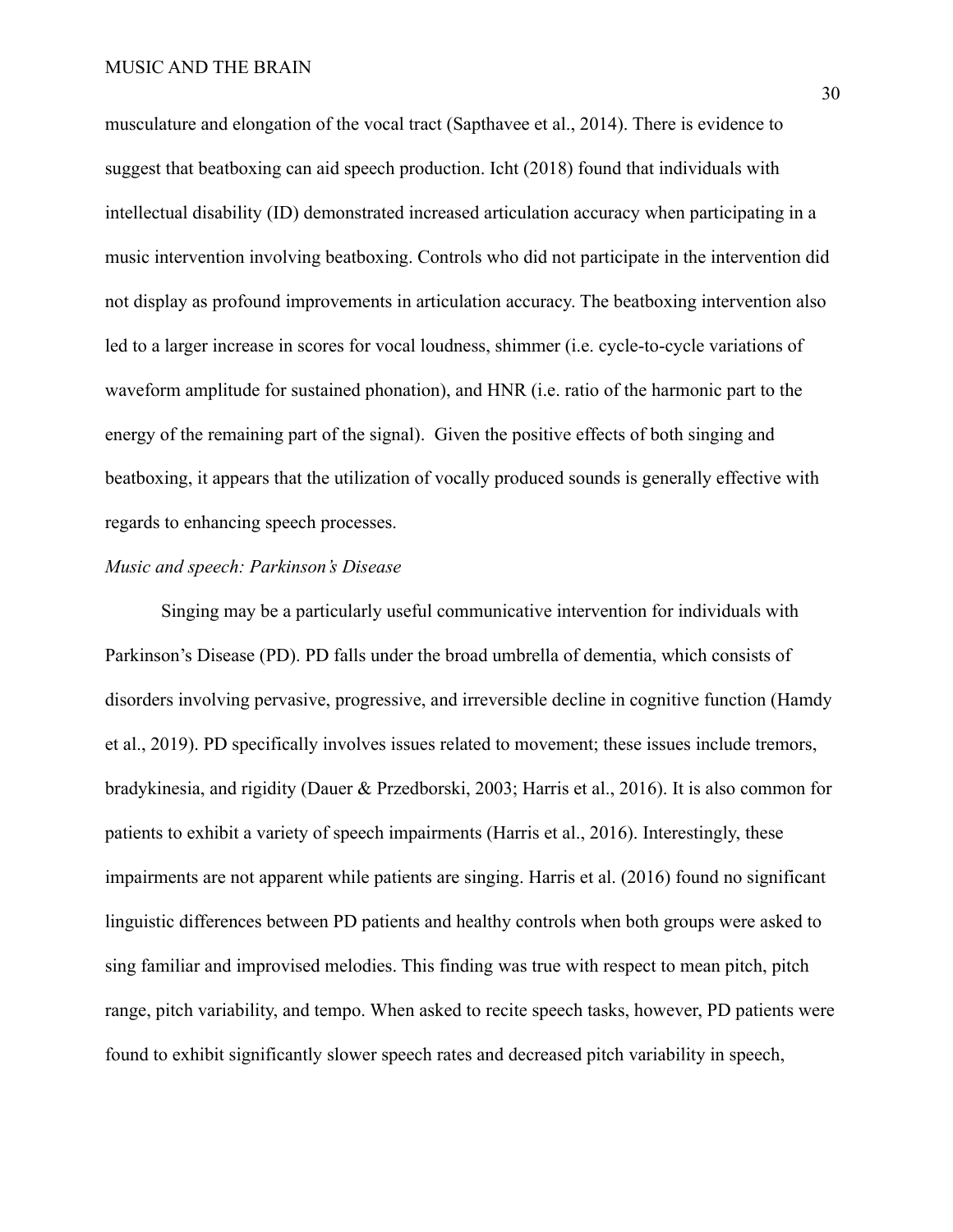musculature and elongation of the vocal tract (Sapthavee et al., 2014). There is evidence to suggest that beatboxing can aid speech production. Icht (2018) found that individuals with intellectual disability (ID) demonstrated increased articulation accuracy when participating in a music intervention involving beatboxing. Controls who did not participate in the intervention did not display as profound improvements in articulation accuracy. The beatboxing intervention also led to a larger increase in scores for vocal loudness, shimmer (i.e. cycle-to-cycle variations of waveform amplitude for sustained phonation), and HNR (i.e. ratio of the harmonic part to the energy of the remaining part of the signal). Given the positive effects of both singing and beatboxing, it appears that the utilization of vocally produced sounds is generally effective with regards to enhancing speech processes.

*Music and speech: Parkinson's Disease*

Singing may be a particularly useful communicative intervention for individuals with Parkinson's Disease (PD). PD falls under the broad umbrella of dementia, which consists of disorders involving pervasive, progressive, and irreversible decline in cognitive function (Hamdy et al., 2019). PD specifically involves issues related to movement; these issues include tremors, bradykinesia, and rigidity (Dauer & Przedborski, 2003; Harris et al., 2016). It is also common for patients to exhibit a variety of speech impairments (Harris et al., 2016). Interestingly, these impairments are not apparent while patients are singing. Harris et al. (2016) found no significant linguistic differences between PD patients and healthy controls when both groups were asked to sing familiar and improvised melodies. This finding was true with respect to mean pitch, pitch range, pitch variability, and tempo. When asked to recite speech tasks, however, PD patients were found to exhibit significantly slower speech rates and decreased pitch variability in speech,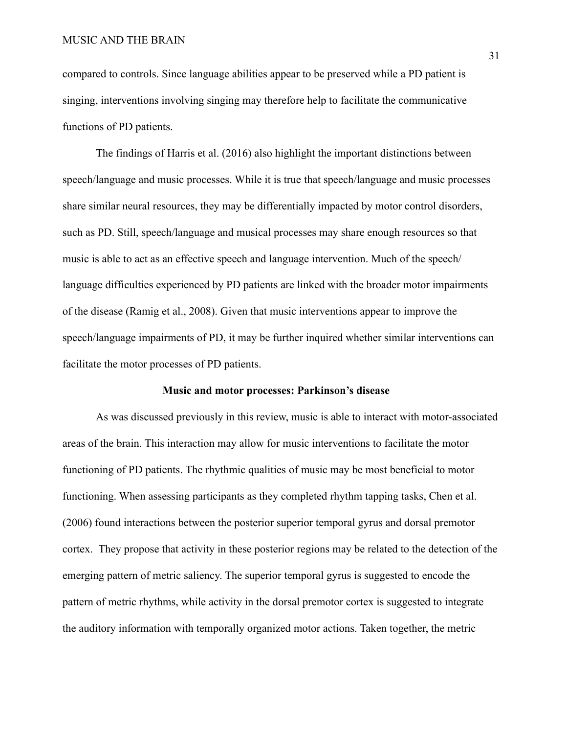compared to controls. Since language abilities appear to be preserved while a PD patient is singing, interventions involving singing may therefore help to facilitate the communicative functions of PD patients.

The findings of Harris et al. (2016) also highlight the important distinctions between speech/language and music processes. While it is true that speech/language and music processes share similar neural resources, they may be differentially impacted by motor control disorders, such as PD. Still, speech/language and musical processes may share enough resources so that music is able to act as an effective speech and language intervention. Much of the speech/language difficulties experienced by PD patients are linked with the broader motor impairments of the disease (Ramig et al., 2008). Given that music interventions appear to improve the speech/language impairments of PD, it may be further inquired whether similar interventions can facilitate the motor processes of PD patients.

## Music and motor processes: Parkinson's disease

As was discussed previously in this review, music is able to interact with motor-associated areas of the brain. This interaction may allow for music interventions to facilitate the motor functioning of PD patients. The rhythmic qualities of music may be most beneficial to motor functioning. When assessing participants as they completed rhythm tapping tasks, Chen et al. (2006) found interactions between the posterior superior temporal gyrus and dorsal premotor cortex. They propose that activity in these posterior regions may be related to the detection of the emerging pattern of metric saliency. The superior temporal gyrus is suggested to encode the pattern of metric rhythms, while activity in the dorsal premotor cortex is suggested to integrate the auditory information with temporally organized motor actions. Taken together, the metric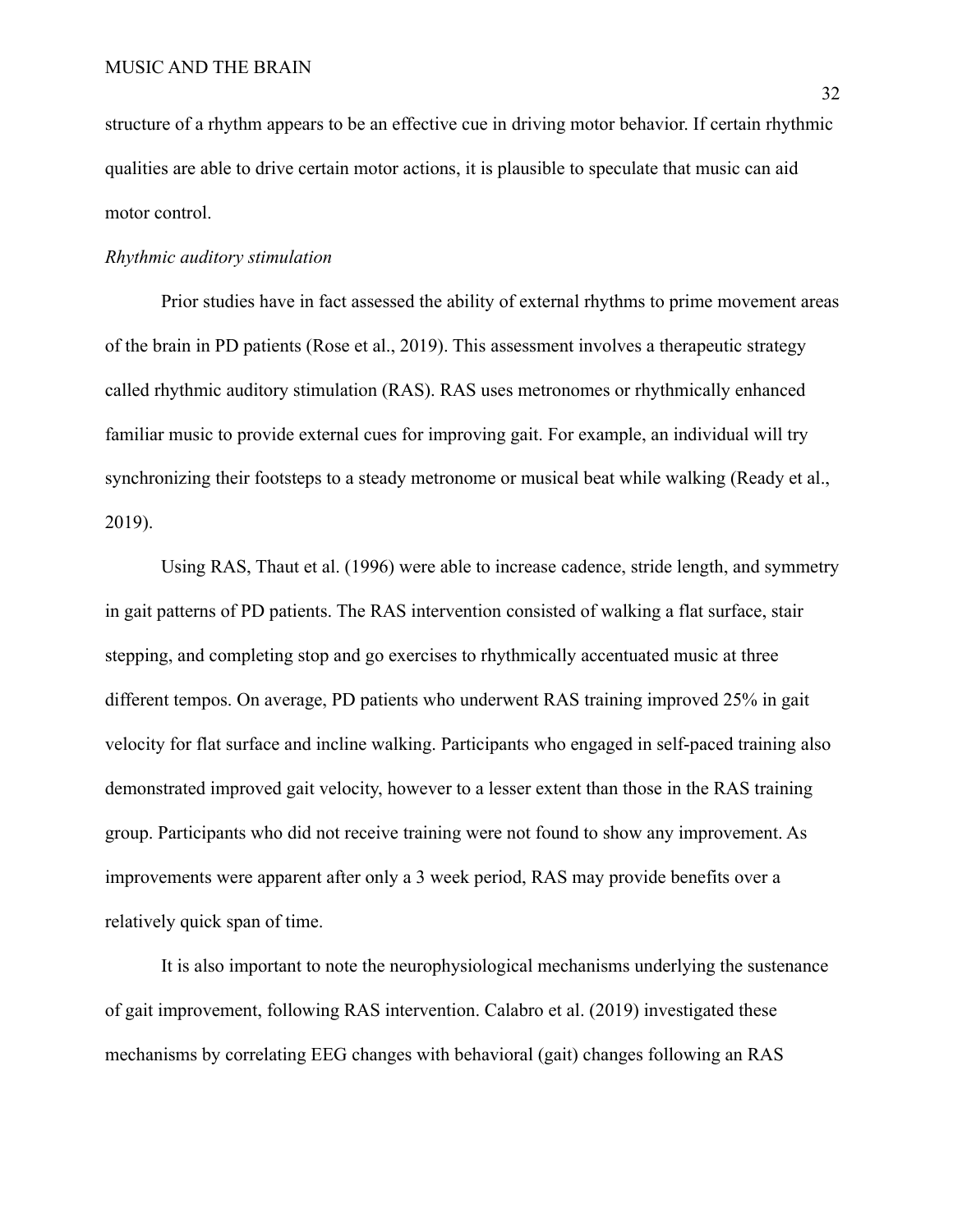structure of a rhythm appears to be an effective cue in driving motor behavior. If certain rhythmic qualities are able to drive certain motor actions, it is plausible to speculate that music can aid motor control.

*Rhythmic auditory stimulation*

Prior studies have in fact assessed the ability of external rhythms to prime movement areas of the brain in PD patients (Rose et al., 2019). This assessment involves a therapeutic strategy called rhythmic auditory stimulation (RAS). RAS uses metronomes or rhythmically enhanced familiar music to provide external cues for improving gait. For example, an individual will try synchronizing their footsteps to a steady metronome or musical beat while walking (Ready et al., 2019).

Using RAS, Thaut et al. (1996) were able to increase cadence, stride length, and symmetry in gait patterns of PD patients. The RAS intervention consisted of walking a flat surface, stair stepping, and completing stop and go exercises to rhythmically accentuated music at three different tempos. On average, PD patients who underwent RAS training improved 25% in gait velocity for flat surface and incline walking. Participants who engaged in self-paced training also demonstrated improved gait velocity, however to a lesser extent than those in the RAS training group. Participants who did not receive training were not found to show any improvement. As improvements were apparent after only a 3 week period, RAS may provide benefits over a relatively quick span of time.

It is also important to note the neurophysiological mechanisms underlying the sustenance of gait improvement, following RAS intervention. Calabro et al. (2019) investigated these mechanisms by correlating EEG changes with behavioral (gait) changes following an RAS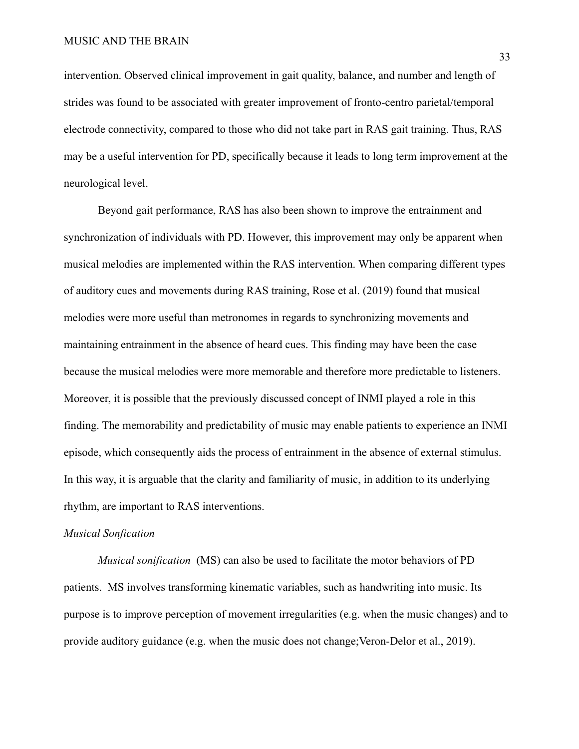intervention. Observed clinical improvement in gait quality, balance, and number and length of strides was found to be associated with greater improvement of fronto-centro parietal/temporal electrode connectivity, compared to those who did not take part in RAS gait training. Thus, RAS may be a useful intervention for PD, specifically because it leads to long term improvement at the neurological level.

Beyond gait performance, RAS has also been shown to improve the entrainment and synchronization of individuals with PD. However, this improvement may only be apparent when musical melodies are implemented within the RAS intervention. When comparing different types of auditory cues and movements during RAS training, Rose et al. (2019) found that musical melodies were more useful than metronomes in regards to synchronizing movements and maintaining entrainment in the absence of heard cues. This finding may have been the case because the musical melodies were more memorable and therefore more predictable to listeners. Moreover, it is possible that the previously discussed concept of INMI played a role in this finding. The memorability and predictability of music may enable patients to experience an INMI episode, which consequently aids the process of entrainment in the absence of external stimulus. In this way, it is arguable that the clarity and familiarity of music, in addition to its underlying rhythm, are important to RAS interventions.

*Musical Sonfication*

*Musical sonification* (MS) can also be used to facilitate the motor behaviors of PD patients. MS involves transforming kinematic variables, such as handwriting into music. Its purpose is to improve perception of movement irregularities (e.g. when the music changes) and to provide auditory guidance (e.g. when the music does not change;Veron-Delor et al., 2019).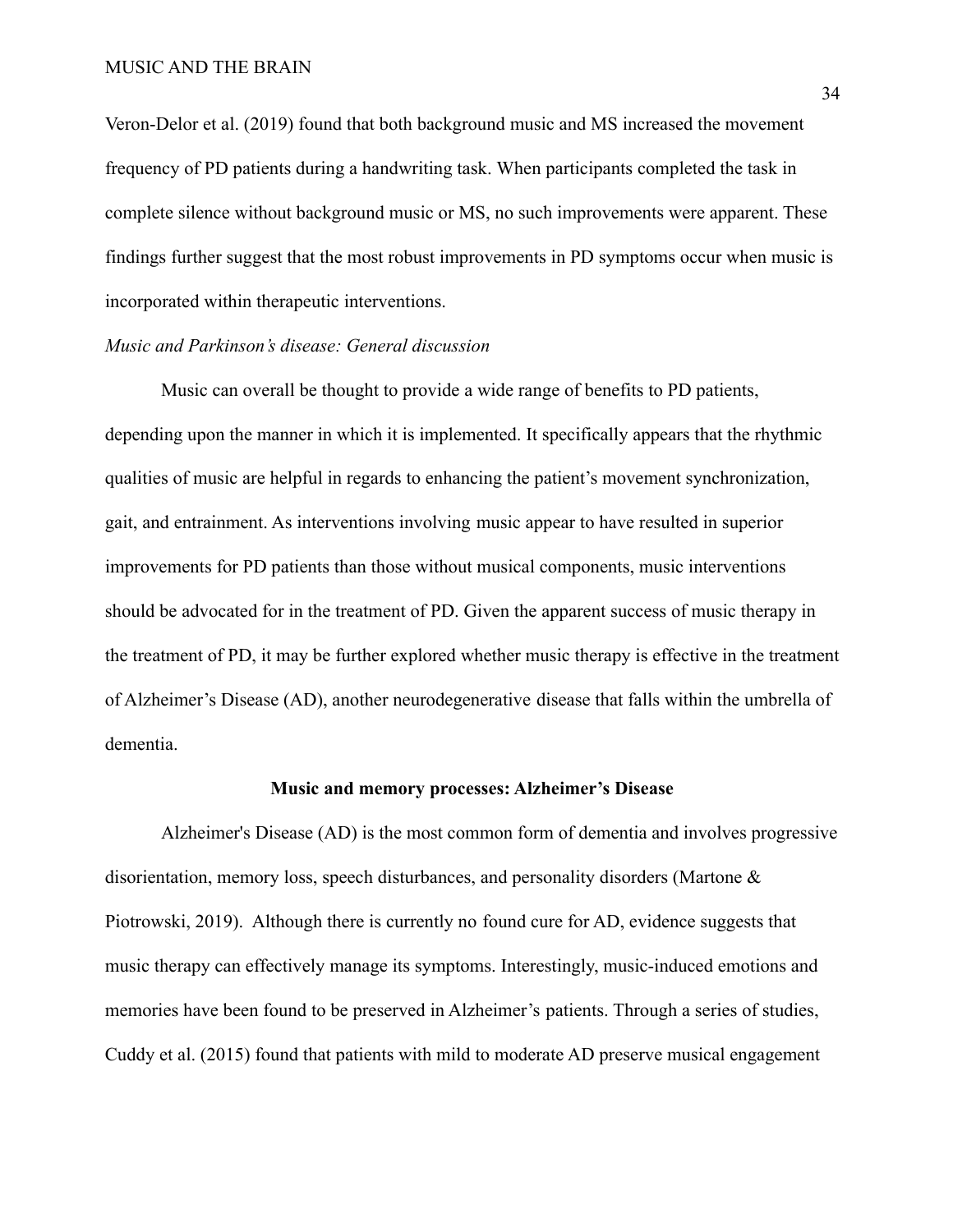Veron-Delor et al. (2019) found that both background music and MS increased the movement frequency of PD patients during a handwriting task. When participants completed the task in complete silence without background music or MS, no such improvements were apparent. These findings further suggest that the most robust improvements in PD symptoms occur when music is incorporated within therapeutic interventions.

### *Music and Parkinson's disease: General discussion*

Music can overall be thought to provide a wide range of benefits to PD patients, depending upon the manner in which it is implemented. It specifically appears that the rhythmic qualities of music are helpful in regards to enhancing the patient's movement synchronization, gait, and entrainment. As interventions involving music appear to have resulted in superior improvements for PD patients than those without musical components, music interventions should be advocated for in the treatment of PD. Given the apparent success of music therapy in the treatment of PD, it may be further explored whether music therapy is effective in the treatment of Alzheimer's Disease (AD), another neurodegenerative disease that falls within the umbrella of dementia.

## **Music and memory processes: Alzheimer's Disease**

Alzheimer's Disease (AD) is the most common form of dementia and involves progressive disorientation, memory loss, speech disturbances, and personality disorders (Martone & Piotrowski, 2019). Although there is currently no found cure for AD, evidence suggests that music therapy can effectively manage its symptoms. Interestingly, music-induced emotions and memories have been found to be preserved in Alzheimer's patients. Through a series of studies, Cuddy et al. (2015) found that patients with mild to moderate AD preserve musical engagement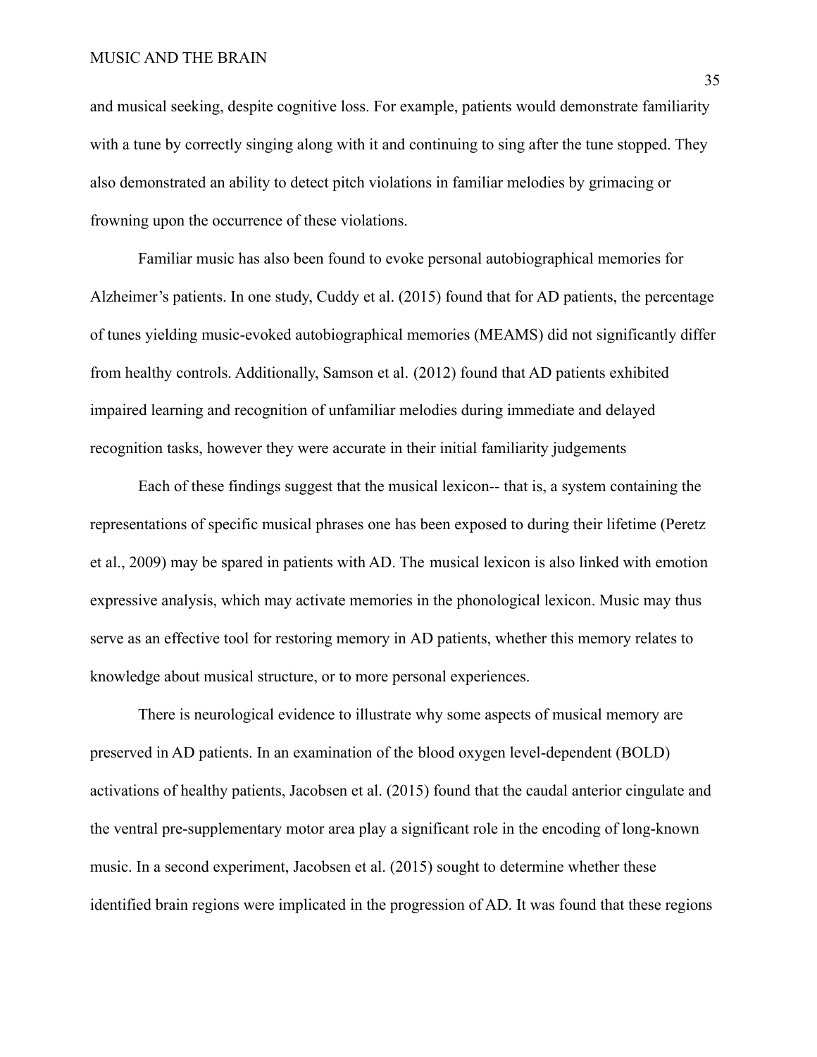and musical seeking, despite cognitive loss. For example, patients would demonstrate familiarity with a tune by correctly singing along with it and continuing to sing after the tune stopped. They also demonstrated an ability to detect pitch violations in familiar melodies by grimacing or frowning upon the occurrence of these violations.

Familiar music has also been found to evoke personal autobiographical memories for Alzheimer's patients. In one study, Cuddy et al. (2015) found that for AD patients, the percentage of tunes yielding music-evoked autobiographical memories (MEAMS) did not significantly differ from healthy controls. Additionally, Samson et al. (2012) found that AD patients exhibited impaired learning and recognition of unfamiliar melodies during immediate and delayed recognition tasks, however they were accurate in their initial familiarity judgements

Each of these findings suggest that the musical lexicon-- that is, a system containing the representations of specific musical phrases one has been exposed to during their lifetime (Peretz et al., 2009) may be spared in patients with AD. The musical lexicon is also linked with emotion expressive analysis, which may activate memories in the phonological lexicon. Music may thus serve as an effective tool for restoring memory in AD patients, whether this memory relates to knowledge about musical structure, or to more personal experiences.

There is neurological evidence to illustrate why some aspects of musical memory are preserved in AD patients. In an examination of the blood oxygen level-dependent (BOLD) activations of healthy patients, Jacobsen et al. (2015) found that the caudal anterior cingulate and the ventral pre-supplementary motor area play a significant role in the encoding of long-known music. In a second experiment, Jacobsen et al. (2015) sought to determine whether these identified brain regions were implicated in the progression of AD. It was found that these regions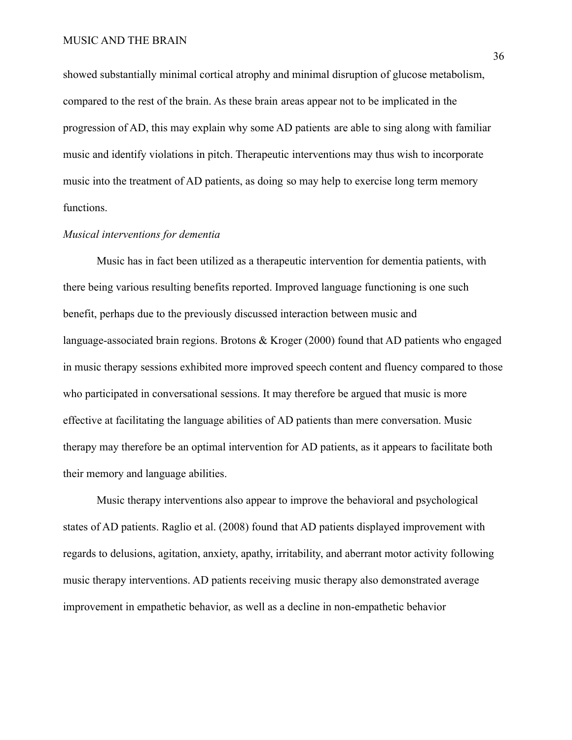showed substantially minimal cortical atrophy and minimal disruption of glucose metabolism, compared to the rest of the brain. As these brain areas appear not to be implicated in the progression of AD, this may explain why some AD patients are able to sing along with familiar music and identify violations in pitch. Therapeutic interventions may thus wish to incorporate music into the treatment of AD patients, as doing so may help to exercise long term memory functions.

*Musical interventions for dementia*

Music has in fact been utilized as a therapeutic intervention for dementia patients, with there being various resulting benefits reported. Improved language functioning is one such benefit, perhaps due to the previously discussed interaction between music and language-associated brain regions. Brotons & Kroger (2000) found that AD patients who engaged in music therapy sessions exhibited more improved speech content and fluency compared to those who participated in conversational sessions. It may therefore be argued that music is more effective at facilitating the language abilities of AD patients than mere conversation. Music therapy may therefore be an optimal intervention for AD patients, as it appears to facilitate both their memory and language abilities.

Music therapy interventions also appear to improve the behavioral and psychological states of AD patients. Raglio et al. (2008) found that AD patients displayed improvement with regards to delusions, agitation, anxiety, apathy, irritability, and aberrant motor activity following music therapy interventions. AD patients receiving music therapy also demonstrated average improvement in empathetic behavior, as well as a decline in non-empathetic behavior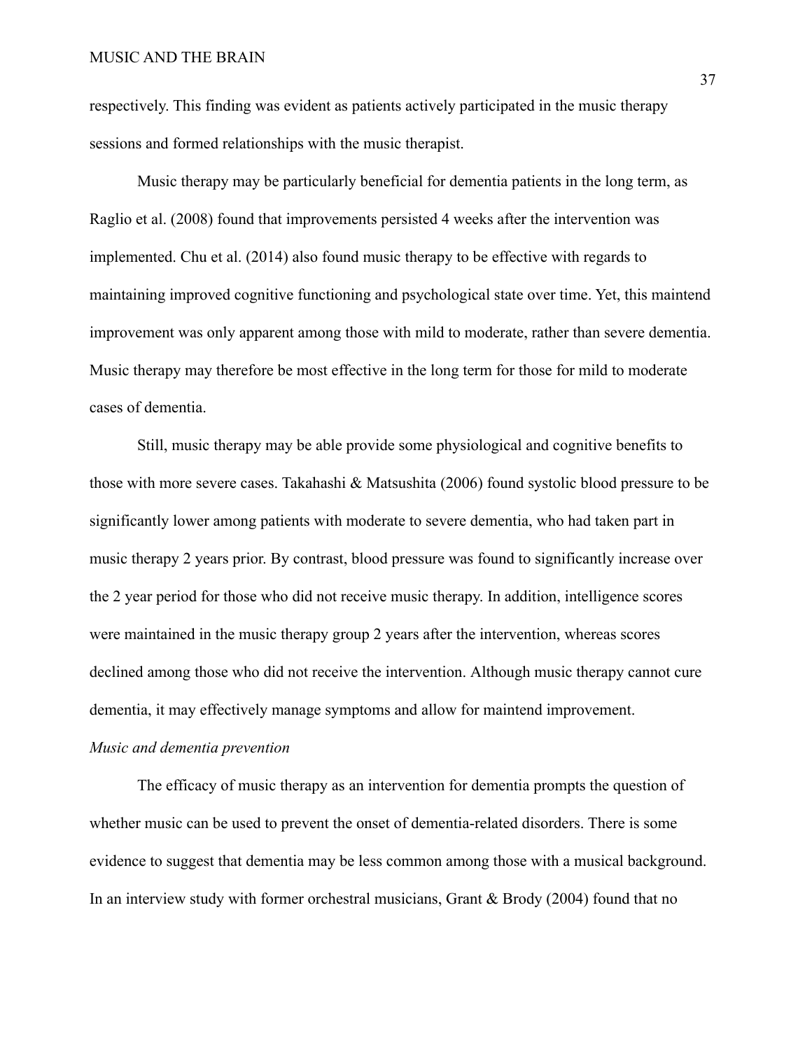respectively. This finding was evident as patients actively participated in the music therapy sessions and formed relationships with the music therapist.

Music therapy may be particularly beneficial for dementia patients in the long term, as Raglio et al. (2008) found that improvements persisted 4 weeks after the intervention was implemented. Chu et al. (2014) also found music therapy to be effective with regards to maintaining improved cognitive functioning and psychological state over time. Yet, this maintend improvement was only apparent among those with mild to moderate, rather than severe dementia. Music therapy may therefore be most effective in the long term for those for mild to moderate cases of dementia.

Still, music therapy may be able provide some physiological and cognitive benefits to those with more severe cases. Takahashi & Matsushita (2006) found systolic blood pressure to be significantly lower among patients with moderate to severe dementia, who had taken part in music therapy 2 years prior. By contrast, blood pressure was found to significantly increase over the 2 year period for those who did not receive music therapy. In addition, intelligence scores were maintained in the music therapy group 2 years after the intervention, whereas scores declined among those who did not receive the intervention. Although music therapy cannot cure dementia, it may effectively manage symptoms and allow for maintend improvement.

*Music and dementia prevention*

The efficacy of music therapy as an intervention for dementia prompts the question of whether music can be used to prevent the onset of dementia-related disorders. There is some evidence to suggest that dementia may be less common among those with a musical background. In an interview study with former orchestral musicians, Grant & Brody (2004) found that no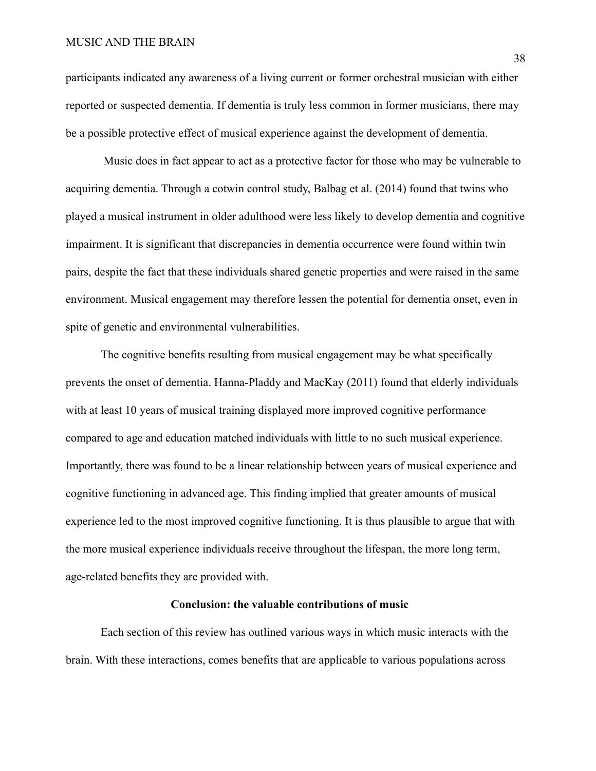participants indicated any awareness of a living current or former orchestral musician with either reported or suspected dementia. If dementia is truly less common in former musicians, there may be a possible protective effect of musical experience against the development of dementia.

Music does in fact appear to act as a protective factor for those who may be vulnerable to acquiring dementia. Through a cotwin control study, Balbag et al. (2014) found that twins who played a musical instrument in older adulthood were less likely to develop dementia and cognitive impairment. It is significant that discrepancies in dementia occurrence were found within twin pairs, despite the fact that these individuals shared genetic properties and were raised in the same environment. Musical engagement may therefore lessen the potential for dementia onset, even in spite of genetic and environmental vulnerabilities.

The cognitive benefits resulting from musical engagement may be what specifically prevents the onset of dementia. Hanna-Pladdy and MacKay (2011) found that elderly individuals with at least 10 years of musical training displayed more improved cognitive performance compared to age and education matched individuals with little to no such musical experience. Importantly, there was found to be a linear relationship between years of musical experience and cognitive functioning in advanced age. This finding implied that greater amounts of musical experience led to the most improved cognitive functioning. It is thus plausible to argue that with the more musical experience individuals receive throughout the lifespan, the more long term, age-related benefits they are provided with.

## Conclusion: the valuable contributions of music

Each section of this review has outlined various ways in which music interacts with the brain. With these interactions, comes benefits that are applicable to various populations across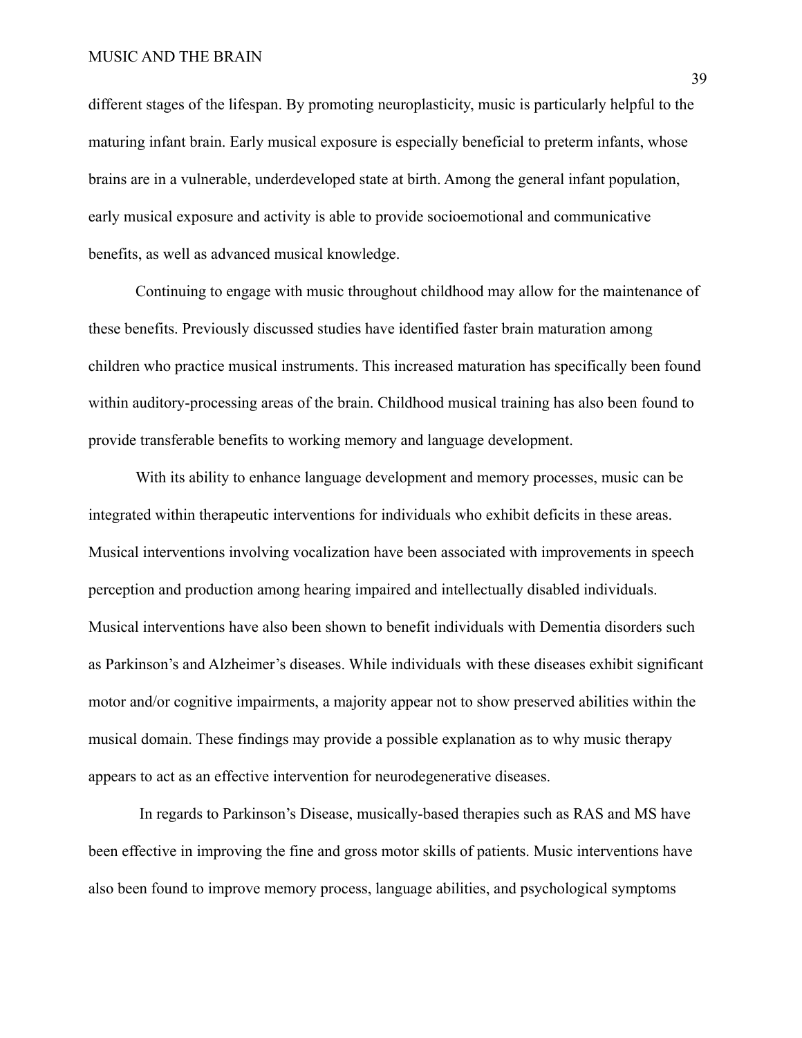different stages of the lifespan. By promoting neuroplasticity, music is particularly helpful to the maturing infant brain. Early musical exposure is especially beneficial to preterm infants, whose brains are in a vulnerable, underdeveloped state at birth. Among the general infant population, early musical exposure and activity is able to provide socioemotional and communicative benefits, as well as advanced musical knowledge.

Continuing to engage with music throughout childhood may allow for the maintenance of these benefits. Previously discussed studies have identified faster brain maturation among children who practice musical instruments. This increased maturation has specifically been found within auditory-processing areas of the brain. Childhood musical training has also been found to provide transferable benefits to working memory and language development.

With its ability to enhance language development and memory processes, music can be integrated within therapeutic interventions for individuals who exhibit deficits in these areas. Musical interventions involving vocalization have been associated with improvements in speech perception and production among hearing impaired and intellectually disabled individuals. Musical interventions have also been shown to benefit individuals with Dementia disorders such as Parkinson's and Alzheimer's diseases. While individuals with these diseases exhibit significant motor and/or cognitive impairments, a majority appear not to show preserved abilities within the musical domain. These findings may provide a possible explanation as to why music therapy appears to act as an effective intervention for neurodegenerative diseases.

In regards to Parkinson's Disease, musically-based therapies such as RAS and MS have been effective in improving the fine and gross motor skills of patients. Music interventions have also been found to improve memory process, language abilities, and psychological symptoms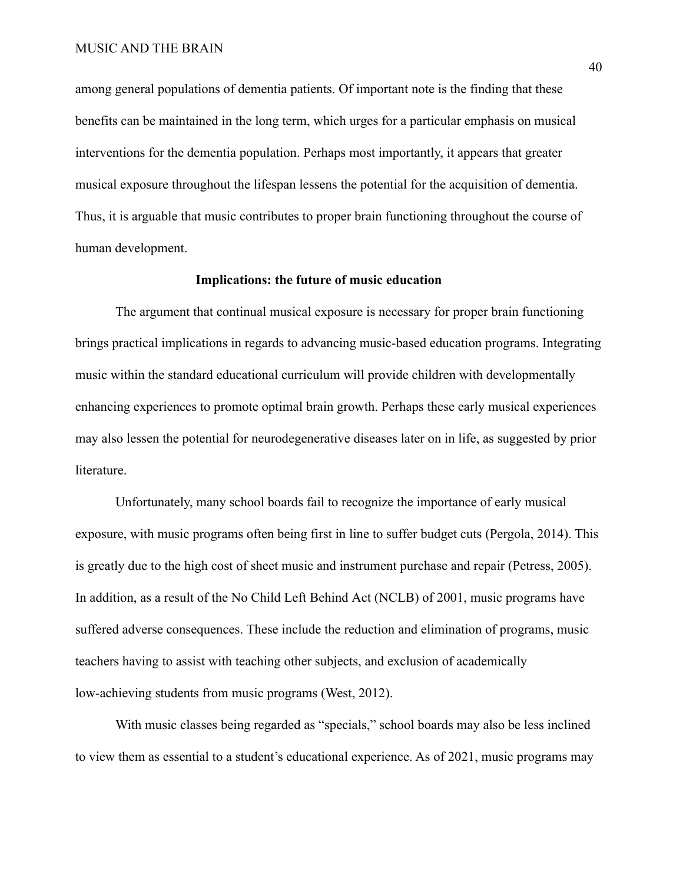among general populations of dementia patients. Of important note is the finding that these benefits can be maintained in the long term, which urges for a particular emphasis on musical interventions for the dementia population. Perhaps most importantly, it appears that greater musical exposure throughout the lifespan lessens the potential for the acquisition of dementia. Thus, it is arguable that music contributes to proper brain functioning throughout the course of human development.

## Implications: the future of music education

The argument that continual musical exposure is necessary for proper brain functioning brings practical implications in regards to advancing music-based education programs. Integrating music within the standard educational curriculum will provide children with developmentally enhancing experiences to promote optimal brain growth. Perhaps these early musical experiences may also lessen the potential for neurodegenerative diseases later on in life, as suggested by prior literature.

Unfortunately, many school boards fail to recognize the importance of early musical exposure, with music programs often being first in line to suffer budget cuts (Pergola, 2014). This is greatly due to the high cost of sheet music and instrument purchase and repair (Petress, 2005). In addition, as a result of the No Child Left Behind Act (NCLB) of 2001, music programs have suffered adverse consequences. These include the reduction and elimination of programs, music teachers having to assist with teaching other subjects, and exclusion of academically low-achieving students from music programs (West, 2012).

With music classes being regarded as "specials," school boards may also be less inclined to view them as essential to a student's educational experience. As of 2021, music programs may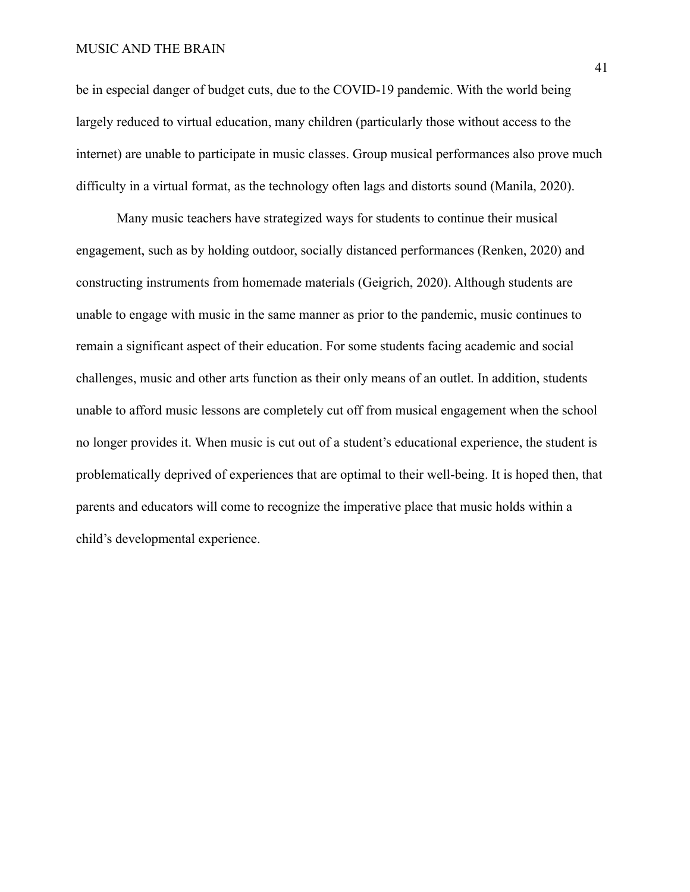be in especial danger of budget cuts, due to the COVID-19 pandemic. With the world being largely reduced to virtual education, many children (particularly those without access to the internet) are unable to participate in music classes. Group musical performances also prove much difficulty in a virtual format, as the technology often lags and distorts sound (Manila, 2020).

Many music teachers have strategized ways for students to continue their musical engagement, such as by holding outdoor, socially distanced performances (Renken, 2020) and constructing instruments from homemade materials (Geigrich, 2020). Although students are unable to engage with music in the same manner as prior to the pandemic, music continues to remain a significant aspect of their education. For some students facing academic and social challenges, music and other arts function as their only means of an outlet. In addition, students unable to afford music lessons are completely cut off from musical engagement when the school no longer provides it. When music is cut out of a student's educational experience, the student is problematically deprived of experiences that are optimal to their well-being. It is hoped then, that parents and educators will come to recognize the imperative place that music holds within a child's developmental experience.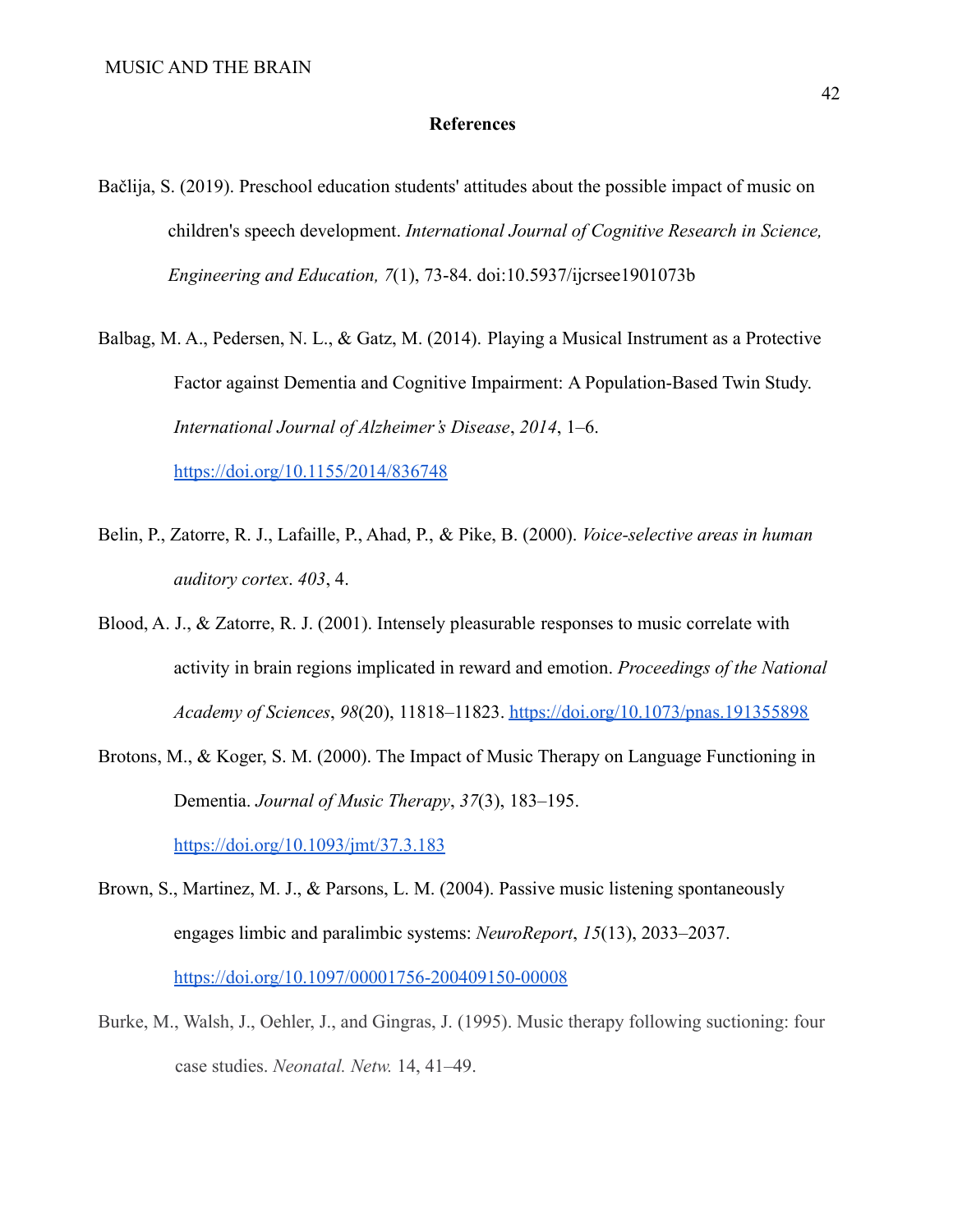# References

Bačlija, S. (2019). Preschool education students' attitudes about the possible impact of music on children's speech development. *International Journal of Cognitive Research in Science, Engineering and Education, 7*(1), 73-84. doi:10.5937/ijcrsee1901073b

Balbag, M. A., Pedersen, N. L., & Gatz, M. (2014). Playing a Musical Instrument as a Protective Factor against Dementia and Cognitive Impairment: A Population-Based Twin Study. *International Journal of Alzheimer's Disease*, *2014*, 1–6. https://doi.org/10.1155/2014/836748

Belin, P., Zatorre, R. J., Lafaille, P., Ahad, P., & Pike, B. (2000). *Voice-selective areas in human auditory cortex*. *403*, 4.

Blood, A. J., & Zatorre, R. J. (2001). Intensely pleasurable responses to music correlate with activity in brain regions implicated in reward and emotion. *Proceedings of the National Academy of Sciences*, *98*(20), 11818–11823. https://doi.org/10.1073/pnas.191355898

Brotons, M., & Koger, S. M. (2000). The Impact of Music Therapy on Language Functioning in Dementia. *Journal of Music Therapy*, *37*(3), 183–195. https://doi.org/10.1093/jmt/37.3.183

Brown, S., Martinez, M. J., & Parsons, L. M. (2004). Passive music listening spontaneously engages limbic and paralimbic systems: *NeuroReport*, *15*(13), 2033–2037. https://doi.org/10.1097/00001756-200409150-00008

Burke, M., Walsh, J., Oehler, J., and Gingras, J. (1995). Music therapy following suctioning: four case studies. *Neonatal. Netw.* 14, 41–49.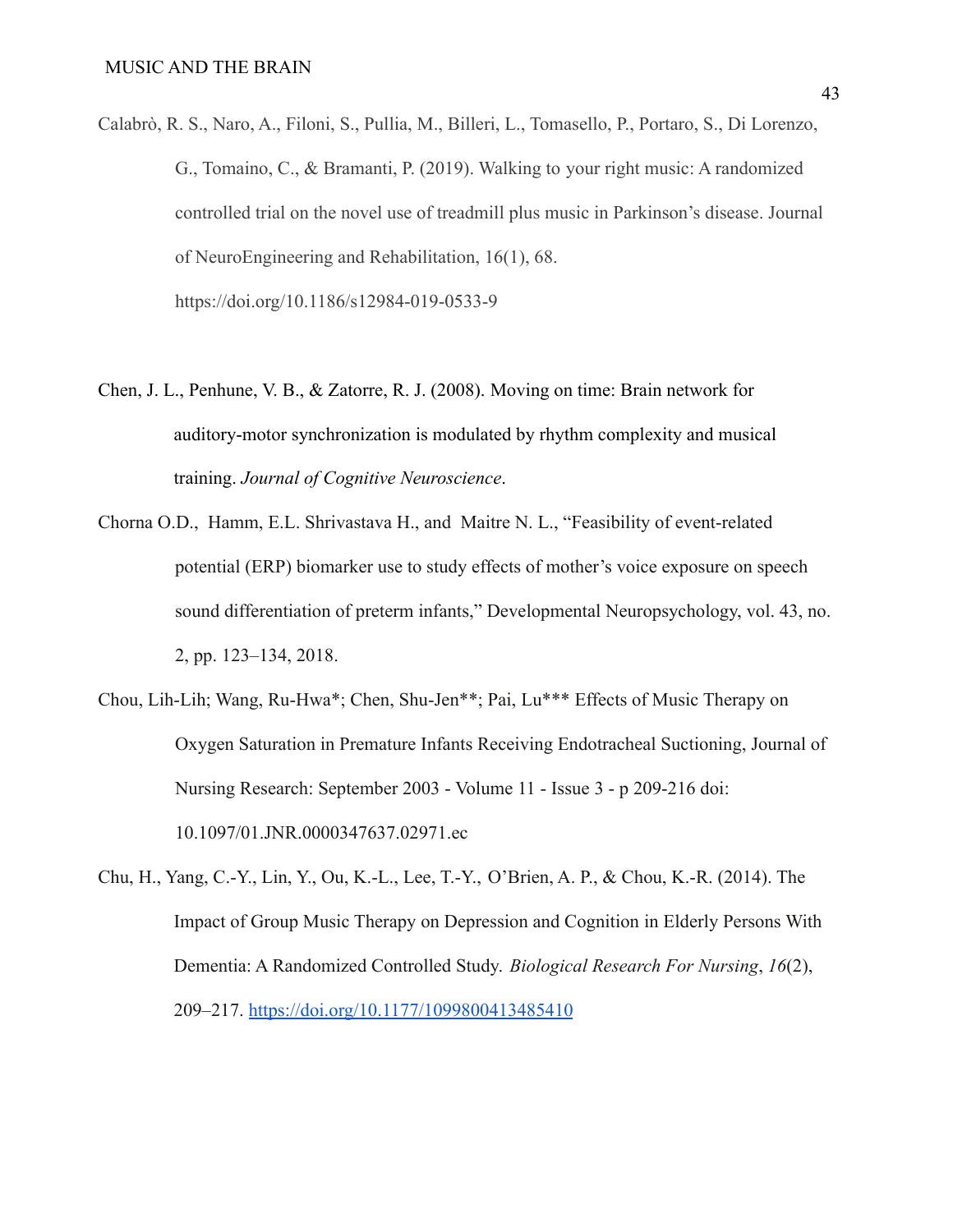Calabrò, R. S., Naro, A., Filoni, S., Pullia, M., Billeri, L., Tomasello, P., Portaro, S., Di Lorenzo, G., Tomaino, C., & Bramanti, P. (2019). Walking to your right music: A randomized controlled trial on the novel use of treadmill plus music in Parkinson's disease. Journal of NeuroEngineering and Rehabilitation, 16(1), 68. https://doi.org/10.1186/s12984-019-0533-9

Chen, J. L., Penhune, V. B., & Zatorre, R. J. (2008). Moving on time: Brain network for auditory-motor synchronization is modulated by rhythm complexity and musical training. *Journal of Cognitive Neuroscience*.

Chorna O.D., Hamm, E.L. Shrivastava H., and Maitre N. L., "Feasibility of event-related potential (ERP) biomarker use to study effects of mother's voice exposure on speech sound differentiation of preterm infants," Developmental Neuropsychology, vol. 43, no. 2, pp. 123–134, 2018.

Chou, Lih-Lih; Wang, Ru-Hwa*; Chen, Shu-Jen**; Pai, Lu*** Effects of Music Therapy on Oxygen Saturation in Premature Infants Receiving Endotracheal Suctioning, Journal of Nursing Research: September 2003 - Volume 11 - Issue 3 - p 209-216 doi: 10.1097/01.JNR.0000347637.02971.ec

Chu, H., Yang, C.-Y., Lin, Y., Ou, K.-L., Lee, T.-Y., O'Brien, A. P., & Chou, K.-R. (2014). The Impact of Group Music Therapy on Depression and Cognition in Elderly Persons With Dementia: A Randomized Controlled Study. *Biological Research For Nursing*, *16*(2), 209–217. https://doi.org/10.1177/1099800413485410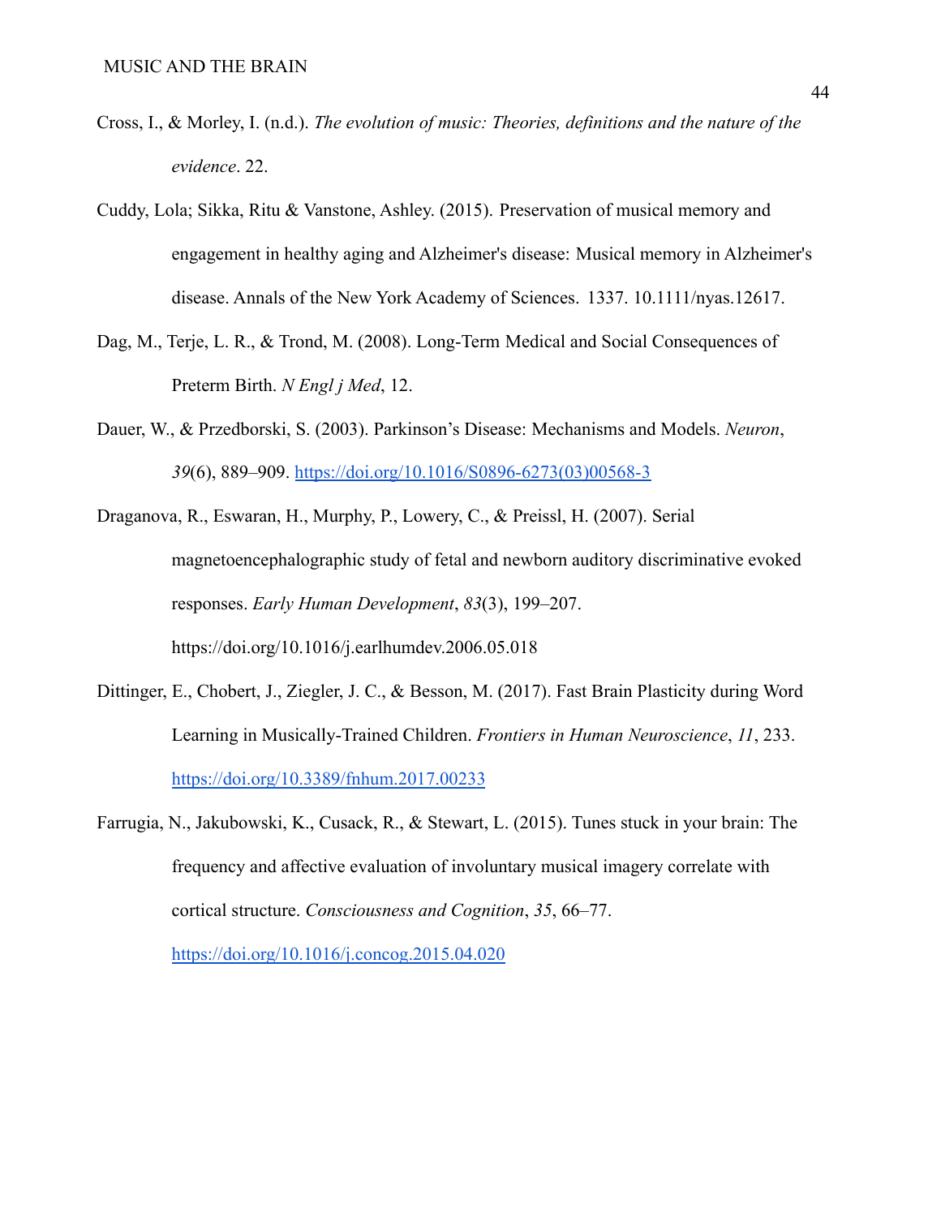Cross, I., & Morley, I. (n.d.). *The evolution of music: Theories, definitions and the nature of the evidence*. 22.

Cuddy, Lola; Sikka, Ritu & Vanstone, Ashley. (2015). Preservation of musical memory and engagement in healthy aging and Alzheimer's disease: Musical memory in Alzheimer's disease. Annals of the New York Academy of Sciences. 1337. 10.1111/nyas.12617.

Dag, M., Terje, L. R., & Trond, M. (2008). Long-Term Medical and Social Consequences of Preterm Birth. *N Engl j Med*, 12.

Dauer, W., & Przedborski, S. (2003). Parkinson's Disease: Mechanisms and Models. *Neuron*, *39*(6), 889–909. https://doi.org/10.1016/S0896-6273(03)00568-3

Draganova, R., Eswaran, H., Murphy, P., Lowery, C., & Preissl, H. (2007). Serial magnetoencephalographic study of fetal and newborn auditory discriminative evoked responses. *Early Human Development*, *83*(3), 199–207. https://doi.org/10.1016/j.earlhumdev.2006.05.018

Dittinger, E., Chobert, J., Ziegler, J. C., & Besson, M. (2017). Fast Brain Plasticity during Word Learning in Musically-Trained Children. *Frontiers in Human Neuroscience*, *11*, 233. https://doi.org/10.3389/fnhum.2017.00233

Farrugia, N., Jakubowski, K., Cusack, R., & Stewart, L. (2015). Tunes stuck in your brain: The frequency and affective evaluation of involuntary musical imagery correlate with cortical structure. *Consciousness and Cognition*, *35*, 66–77. https://doi.org/10.1016/j.concog.2015.04.020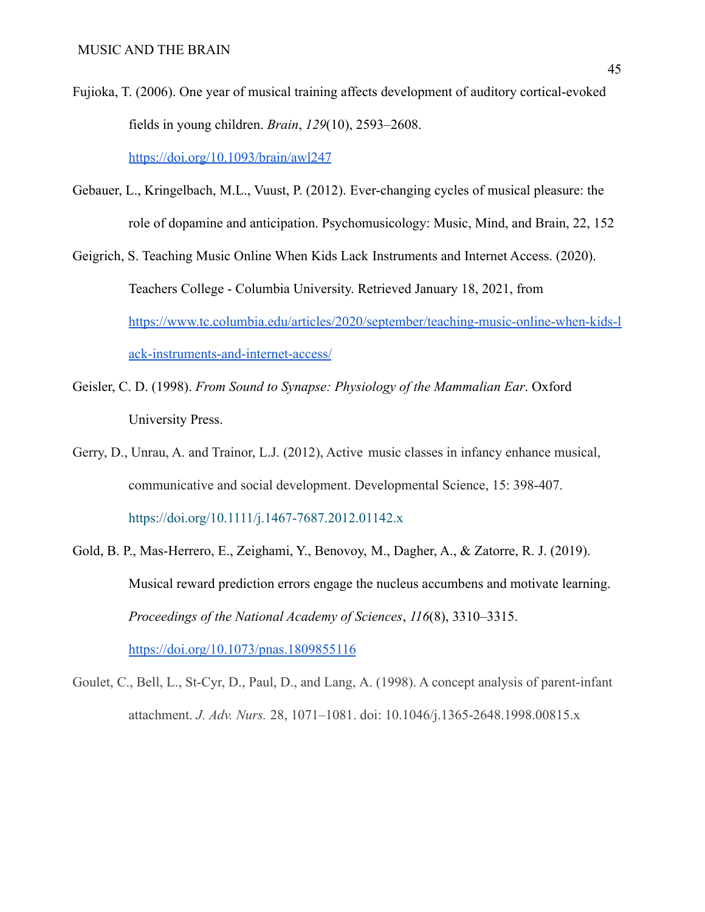Fujioka, T. (2006). One year of musical training affects development of auditory cortical-evoked fields in young children. *Brain*, *129*(10), 2593–2608. https://doi.org/10.1093/brain/awl247

Gebauer, L., Kringelbach, M.L., Vuust, P. (2012). Ever-changing cycles of musical pleasure: the role of dopamine and anticipation. Psychomusicology: Music, Mind, and Brain, 22, 152

Geigrich, S. Teaching Music Online When Kids Lack Instruments and Internet Access. (2020). Teachers College - Columbia University. Retrieved January 18, 2021, from https://www.tc.columbia.edu/articles/2020/september/teaching-music-online-when-kids-lack-instruments-and-internet-access/

Geisler, C. D. (1998). *From Sound to Synapse: Physiology of the Mammalian Ear*. Oxford University Press.

Gerry, D., Unrau, A. and Trainor, L.J. (2012), Active music classes in infancy enhance musical, communicative and social development. Developmental Science, 15: 398-407. https://doi.org/10.1111/j.1467-7687.2012.01142.x

Gold, B. P., Mas-Herrero, E., Zeighami, Y., Benovoy, M., Dagher, A., & Zatorre, R. J. (2019). Musical reward prediction errors engage the nucleus accumbens and motivate learning. *Proceedings of the National Academy of Sciences*, *116*(8), 3310–3315. https://doi.org/10.1073/pnas.1809855116

Goulet, C., Bell, L., St-Cyr, D., Paul, D., and Lang, A. (1998). A concept analysis of parent-infant attachment. *J. Adv. Nurs.* 28, 1071–1081. doi: 10.1046/j.1365-2648.1998.00815.x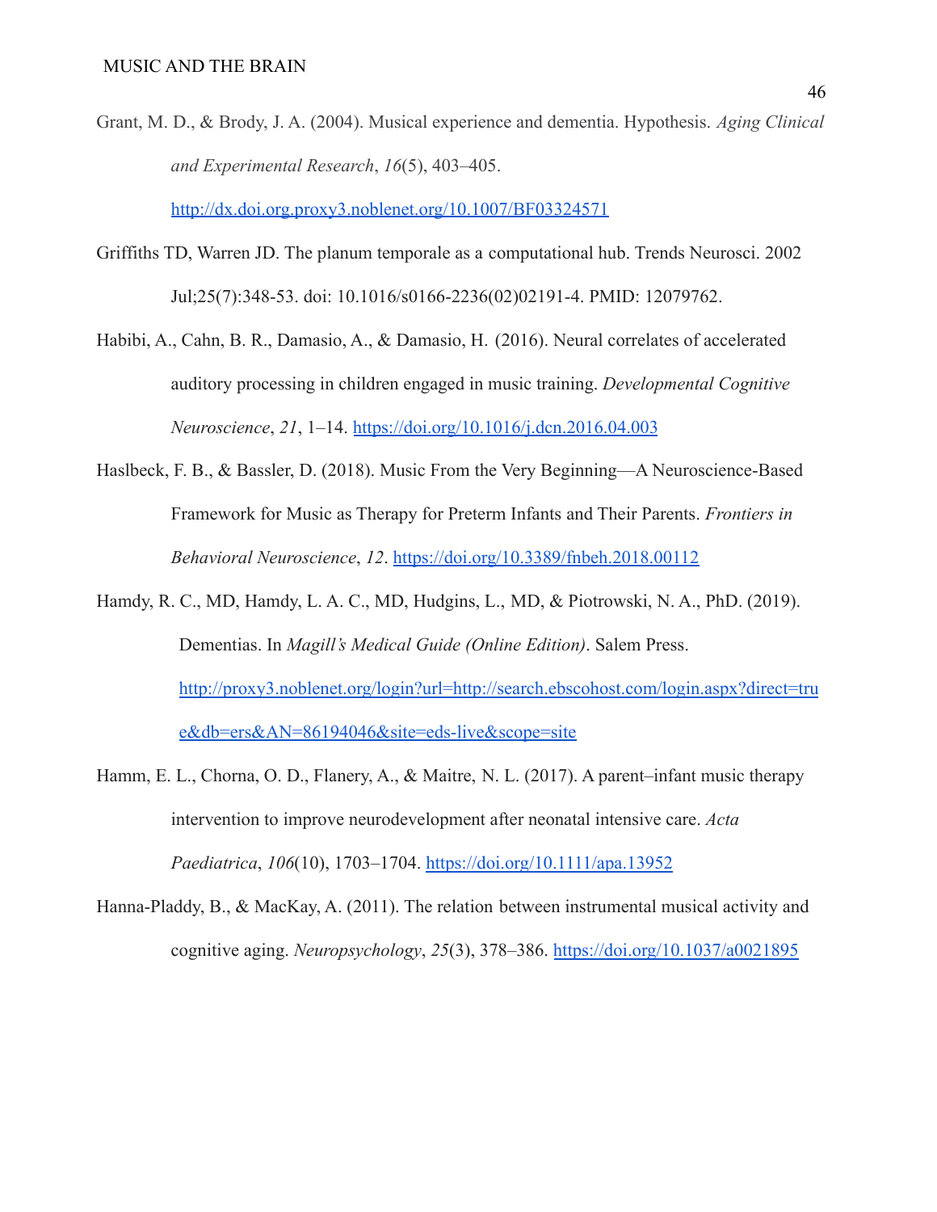Grant, M. D., & Brody, J. A. (2004). Musical experience and dementia. Hypothesis. *Aging Clinical and Experimental Research*, *16*(5), 403–405. http://dx.doi.org.proxy3.noblenet.org/10.1007/BF03324571

Griffiths TD, Warren JD. The planum temporale as a computational hub. Trends Neurosci. 2002 Jul;25(7):348-53. doi: 10.1016/s0166-2236(02)02191-4. PMID: 12079762.

Habibi, A., Cahn, B. R., Damasio, A., & Damasio, H. (2016). Neural correlates of accelerated auditory processing in children engaged in music training. *Developmental Cognitive Neuroscience*, *21*, 1–14. https://doi.org/10.1016/j.dcn.2016.04.003

Haslbeck, F. B., & Bassler, D. (2018). Music From the Very Beginning—A Neuroscience-Based Framework for Music as Therapy for Preterm Infants and Their Parents. *Frontiers in Behavioral Neuroscience*, *12*. https://doi.org/10.3389/fnbeh.2018.00112

Hamdy, R. C., MD, Hamdy, L. A. C., MD, Hudgins, L., MD, & Piotrowski, N. A., PhD. (2019). Dementias. In *Magill's Medical Guide (Online Edition)*. Salem Press. http://proxy3.noblenet.org/login?url=http://search.ebscohost.com/login.aspx?direct=true&db=ers&AN=86194046&site=eds-live&scope=site

Hamm, E. L., Chorna, O. D., Flanery, A., & Maitre, N. L. (2017). A parent–infant music therapy intervention to improve neurodevelopment after neonatal intensive care. *Acta Paediatrica*, *106*(10), 1703–1704. https://doi.org/10.1111/apa.13952

Hanna-Pladdy, B., & MacKay, A. (2011). The relation between instrumental musical activity and cognitive aging. *Neuropsychology*, *25*(3), 378–386. https://doi.org/10.1037/a0021895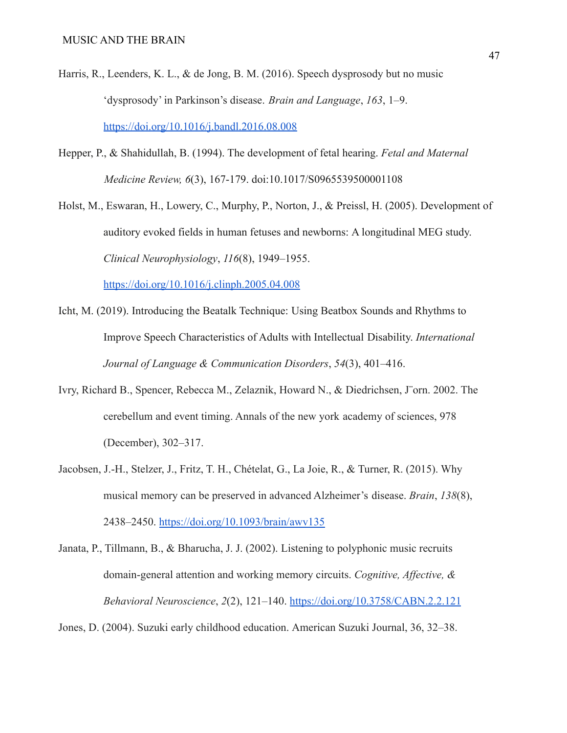Harris, R., Leenders, K. L., & de Jong, B. M. (2016). Speech dysprosody but no music 'dysprosody' in Parkinson's disease. *Brain and Language*, *163*, 1–9. https://doi.org/10.1016/j.bandl.2016.08.008

Hepper, P., & Shahidullah, B. (1994). The development of fetal hearing. *Fetal and Maternal Medicine Review, 6*(3), 167-179. doi:10.1017/S0965539500001108

Holst, M., Eswaran, H., Lowery, C., Murphy, P., Norton, J., & Preissl, H. (2005). Development of auditory evoked fields in human fetuses and newborns: A longitudinal MEG study. *Clinical Neurophysiology*, *116*(8), 1949–1955. https://doi.org/10.1016/j.clinph.2005.04.008

Icht, M. (2019). Introducing the Beatalk Technique: Using Beatbox Sounds and Rhythms to Improve Speech Characteristics of Adults with Intellectual Disability. *International Journal of Language & Communication Disorders*, *54*(3), 401–416.

Ivry, Richard B., Spencer, Rebecca M., Zelaznik, Howard N., & Diedrichsen, J¨orn. 2002. The cerebellum and event timing. Annals of the new york academy of sciences, 978 (December), 302–317.

Jacobsen, J.-H., Stelzer, J., Fritz, T. H., Chételat, G., La Joie, R., & Turner, R. (2015). Why musical memory can be preserved in advanced Alzheimer's disease. *Brain*, *138*(8), 2438–2450. https://doi.org/10.1093/brain/awv135

Janata, P., Tillmann, B., & Bharucha, J. J. (2002). Listening to polyphonic music recruits domain-general attention and working memory circuits. *Cognitive, Affective, & Behavioral Neuroscience*, *2*(2), 121–140. https://doi.org/10.3758/CABN.2.2.121

Jones, D. (2004). Suzuki early childhood education. American Suzuki Journal, 36, 32–38.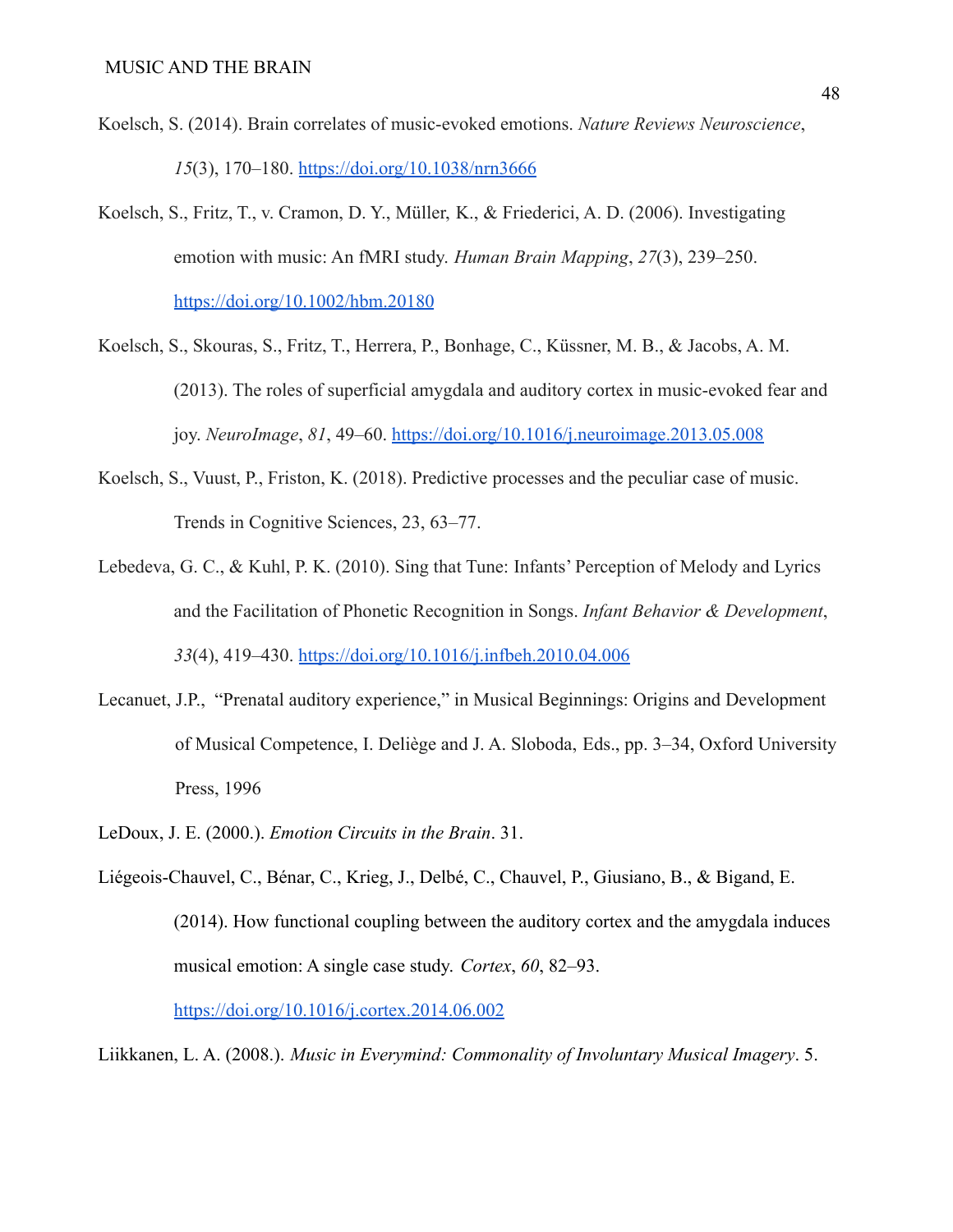Koelsch, S. (2014). Brain correlates of music-evoked emotions. *Nature Reviews Neuroscience*, *15*(3), 170–180. https://doi.org/10.1038/nrn3666

Koelsch, S., Fritz, T., v. Cramon, D. Y., Müller, K., & Friederici, A. D. (2006). Investigating emotion with music: An fMRI study. *Human Brain Mapping*, *27*(3), 239–250. https://doi.org/10.1002/hbm.20180

Koelsch, S., Skouras, S., Fritz, T., Herrera, P., Bonhage, C., Küssner, M. B., & Jacobs, A. M. (2013). The roles of superficial amygdala and auditory cortex in music-evoked fear and joy. *NeuroImage*, *81*, 49–60. https://doi.org/10.1016/j.neuroimage.2013.05.008

Koelsch, S., Vuust, P., Friston, K. (2018). Predictive processes and the peculiar case of music. Trends in Cognitive Sciences, 23, 63–77.

Lebedeva, G. C., & Kuhl, P. K. (2010). Sing that Tune: Infants' Perception of Melody and Lyrics and the Facilitation of Phonetic Recognition in Songs. *Infant Behavior & Development*, *33*(4), 419–430. https://doi.org/10.1016/j.infbeh.2010.04.006

Lecanuet, J.P., "Prenatal auditory experience," in Musical Beginnings: Origins and Development of Musical Competence, I. Deliège and J. A. Sloboda, Eds., pp. 3–34, Oxford University Press, 1996

LeDoux, J. E. (2000.). *Emotion Circuits in the Brain*. 31.

Liégeois-Chauvel, C., Bénar, C., Krieg, J., Delbé, C., Chauvel, P., Giusiano, B., & Bigand, E. (2014). How functional coupling between the auditory cortex and the amygdala induces musical emotion: A single case study. *Cortex*, *60*, 82–93. https://doi.org/10.1016/j.cortex.2014.06.002

Liikkanen, L. A. (2008.). *Music in Everymind: Commonality of Involuntary Musical Imagery*. 5.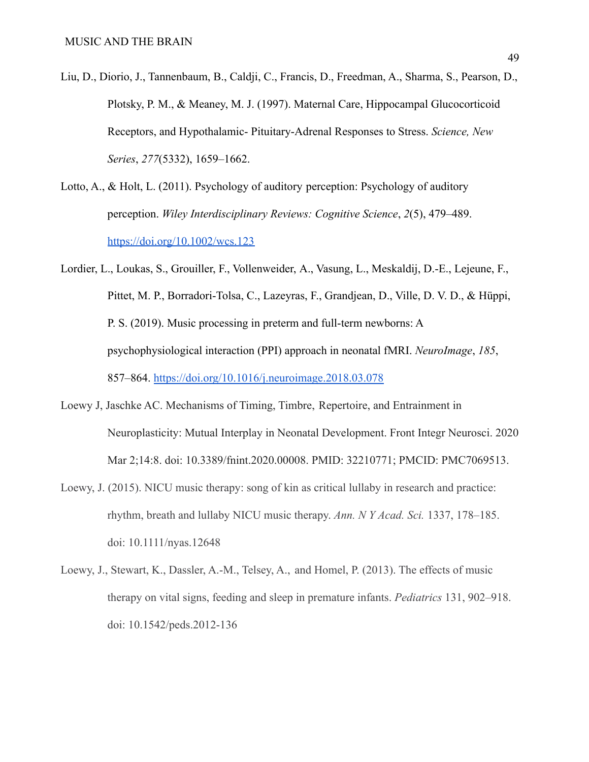Liu, D., Diorio, J., Tannenbaum, B., Caldji, C., Francis, D., Freedman, A., Sharma, S., Pearson, D., Plotsky, P. M., & Meaney, M. J. (1997). Maternal Care, Hippocampal Glucocorticoid Receptors, and Hypothalamic- Pituitary-Adrenal Responses to Stress. *Science, New Series*, *277*(5332), 1659–1662.

Lotto, A., & Holt, L. (2011). Psychology of auditory perception: Psychology of auditory perception. *Wiley Interdisciplinary Reviews: Cognitive Science*, *2*(5), 479–489. https://doi.org/10.1002/wcs.123

Lordier, L., Loukas, S., Grouiller, F., Vollenweider, A., Vasung, L., Meskaldij, D.-E., Lejeune, F., Pittet, M. P., Borradori-Tolsa, C., Lazeyras, F., Grandjean, D., Ville, D. V. D., & Hüppi, P. S. (2019). Music processing in preterm and full-term newborns: A psychophysiological interaction (PPI) approach in neonatal fMRI. *NeuroImage*, *185*, 857–864. https://doi.org/10.1016/j.neuroimage.2018.03.078

Loewy J, Jaschke AC. Mechanisms of Timing, Timbre, Repertoire, and Entrainment in Neuroplasticity: Mutual Interplay in Neonatal Development. Front Integr Neurosci. 2020 Mar 2;14:8. doi: 10.3389/fnint.2020.00008. PMID: 32210771; PMCID: PMC7069513.

Loewy, J. (2015). NICU music therapy: song of kin as critical lullaby in research and practice: rhythm, breath and lullaby NICU music therapy. *Ann. N Y Acad. Sci.* 1337, 178–185. doi: 10.1111/nyas.12648

Loewy, J., Stewart, K., Dassler, A.-M., Telsey, A., and Homel, P. (2013). The effects of music therapy on vital signs, feeding and sleep in premature infants. *Pediatrics* 131, 902–918. doi: 10.1542/peds.2012-136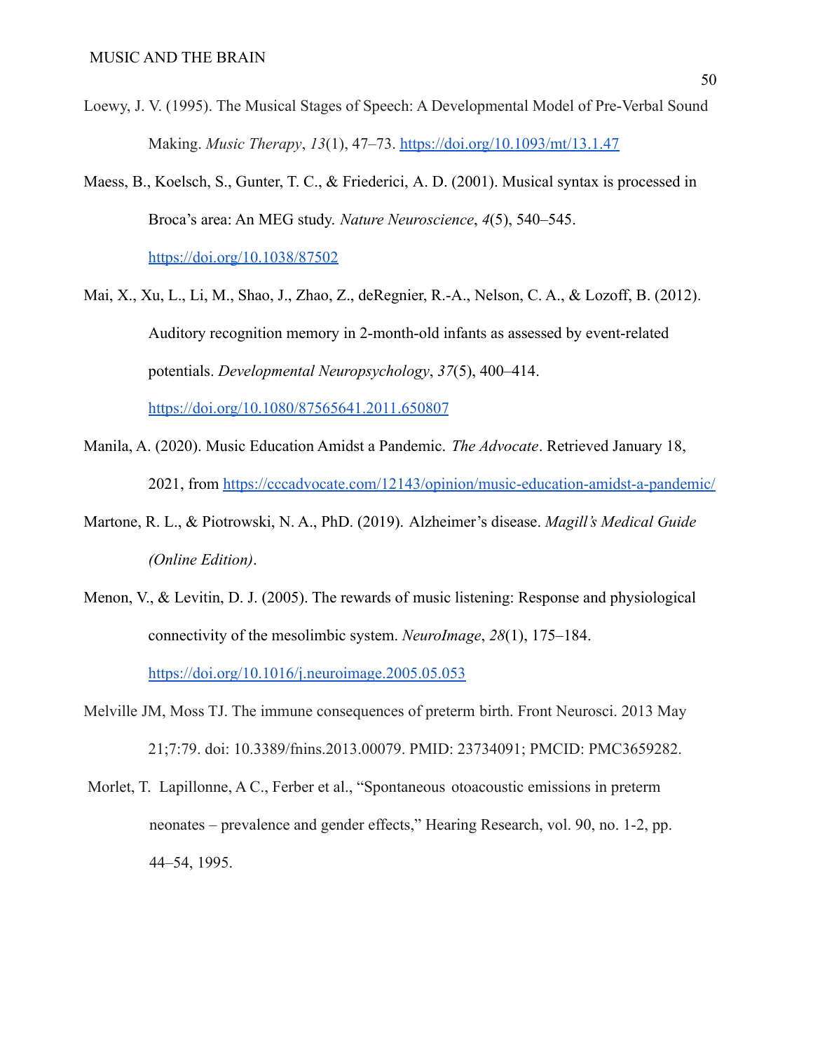Loewy, J. V. (1995). The Musical Stages of Speech: A Developmental Model of Pre-Verbal Sound Making. *Music Therapy*, *13*(1), 47–73. https://doi.org/10.1093/mt/13.1.47

Maess, B., Koelsch, S., Gunter, T. C., & Friederici, A. D. (2001). Musical syntax is processed in Broca's area: An MEG study. *Nature Neuroscience*, *4*(5), 540–545. https://doi.org/10.1038/87502

Mai, X., Xu, L., Li, M., Shao, J., Zhao, Z., deRegnier, R.-A., Nelson, C. A., & Lozoff, B. (2012). Auditory recognition memory in 2-month-old infants as assessed by event-related potentials. *Developmental Neuropsychology*, *37*(5), 400–414. https://doi.org/10.1080/87565641.2011.650807

Manila, A. (2020). Music Education Amidst a Pandemic. *The Advocate*. Retrieved January 18, 2021, from https://cccadvocate.com/12143/opinion/music-education-amidst-a-pandemic/

Martone, R. L., & Piotrowski, N. A., PhD. (2019). Alzheimer's disease. *Magill's Medical Guide (Online Edition)*.

Menon, V., & Levitin, D. J. (2005). The rewards of music listening: Response and physiological connectivity of the mesolimbic system. *NeuroImage*, *28*(1), 175–184. https://doi.org/10.1016/j.neuroimage.2005.05.053

Melville JM, Moss TJ. The immune consequences of preterm birth. Front Neurosci. 2013 May 21;7:79. doi: 10.3389/fnins.2013.00079. PMID: 23734091; PMCID: PMC3659282.

Morlet, T. Lapillonne, A C., Ferber et al., "Spontaneous otoacoustic emissions in preterm neonates – prevalence and gender effects," Hearing Research, vol. 90, no. 1-2, pp. 44–54, 1995.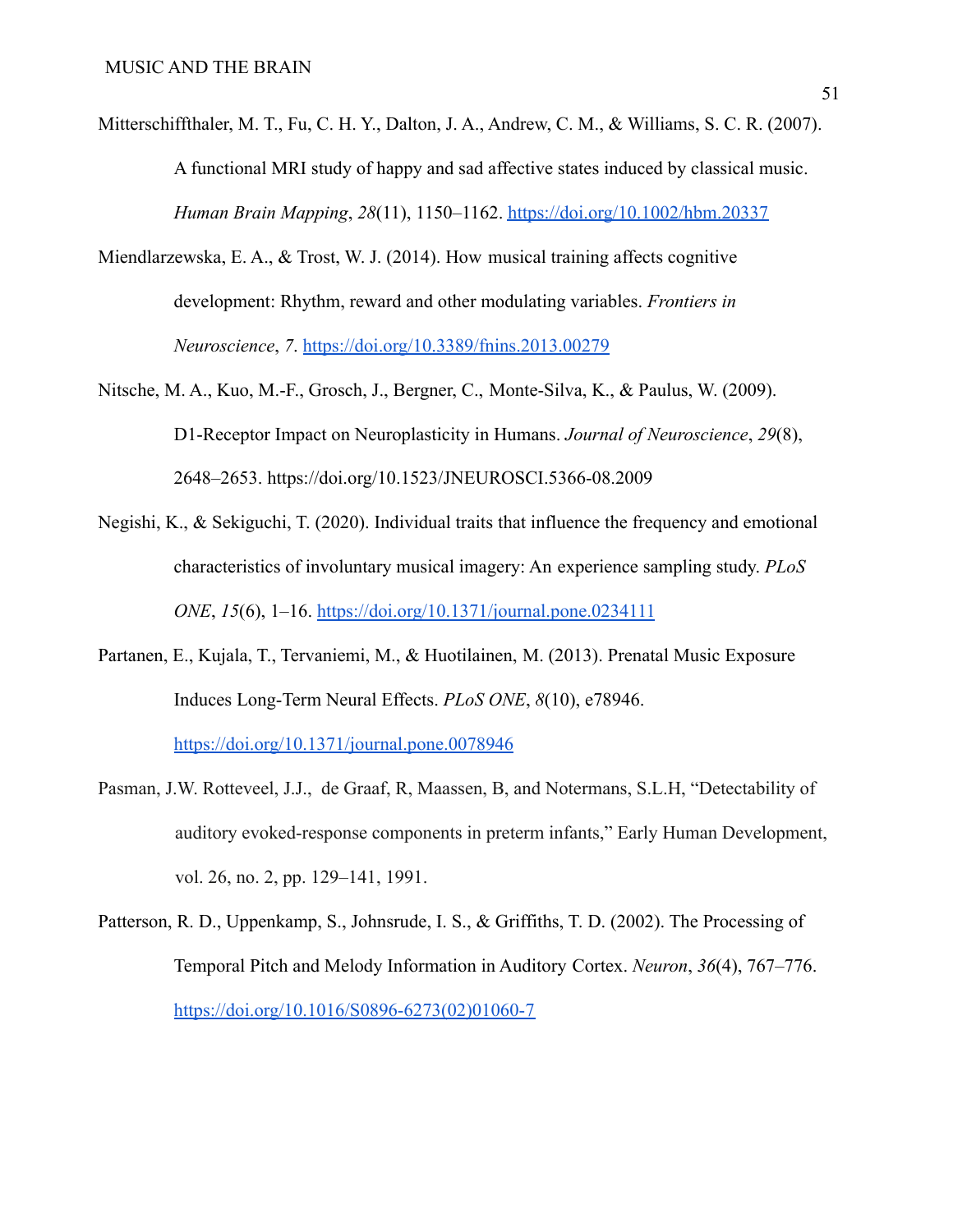Mitterschiffthaler, M. T., Fu, C. H. Y., Dalton, J. A., Andrew, C. M., & Williams, S. C. R. (2007). A functional MRI study of happy and sad affective states induced by classical music. *Human Brain Mapping*, *28*(11), 1150–1162. https://doi.org/10.1002/hbm.20337

Miendlarzewska, E. A., & Trost, W. J. (2014). How musical training affects cognitive development: Rhythm, reward and other modulating variables. *Frontiers in Neuroscience*, *7*. https://doi.org/10.3389/fnins.2013.00279

Nitsche, M. A., Kuo, M.-F., Grosch, J., Bergner, C., Monte-Silva, K., & Paulus, W. (2009). D1-Receptor Impact on Neuroplasticity in Humans. *Journal of Neuroscience*, *29*(8), 2648–2653. https://doi.org/10.1523/JNEUROSCI.5366-08.2009

Negishi, K., & Sekiguchi, T. (2020). Individual traits that influence the frequency and emotional characteristics of involuntary musical imagery: An experience sampling study. *PLoS ONE*, *15*(6), 1–16. https://doi.org/10.1371/journal.pone.0234111

Partanen, E., Kujala, T., Tervaniemi, M., & Huotilainen, M. (2013). Prenatal Music Exposure Induces Long-Term Neural Effects. *PLoS ONE*, *8*(10), e78946. https://doi.org/10.1371/journal.pone.0078946

Pasman, J.W. Rotteveel, J.J., de Graaf, R, Maassen, B, and Notermans, S.L.H, "Detectability of auditory evoked-response components in preterm infants," Early Human Development, vol. 26, no. 2, pp. 129–141, 1991.

Patterson, R. D., Uppenkamp, S., Johnsrude, I. S., & Griffiths, T. D. (2002). The Processing of Temporal Pitch and Melody Information in Auditory Cortex. *Neuron*, *36*(4), 767–776. https://doi.org/10.1016/S0896-6273(02)01060-7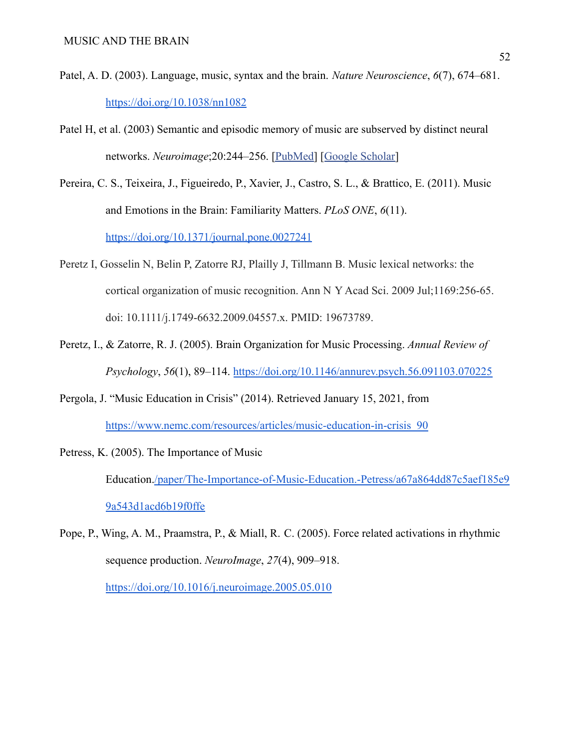Patel, A. D. (2003). Language, music, syntax and the brain. *Nature Neuroscience*, *6*(7), 674–681. https://doi.org/10.1038/nn1082

Patel H, et al. (2003) Semantic and episodic memory of music are subserved by distinct neural networks. *Neuroimage*;20:244–256. [PubMed] [Google Scholar]

Pereira, C. S., Teixeira, J., Figueiredo, P., Xavier, J., Castro, S. L., & Brattico, E. (2011). Music and Emotions in the Brain: Familiarity Matters. *PLoS ONE*, *6*(11). https://doi.org/10.1371/journal.pone.0027241

Peretz I, Gosselin N, Belin P, Zatorre RJ, Plailly J, Tillmann B. Music lexical networks: the cortical organization of music recognition. Ann N Y Acad Sci. 2009 Jul;1169:256-65. doi: 10.1111/j.1749-6632.2009.04557.x. PMID: 19673789.

Peretz, I., & Zatorre, R. J. (2005). Brain Organization for Music Processing. *Annual Review of Psychology*, *56*(1), 89–114. https://doi.org/10.1146/annurev.psych.56.091103.070225

Pergola, J. "Music Education in Crisis" (2014). Retrieved January 15, 2021, from https://www.nemc.com/resources/articles/music-education-in-crisis_90

Petress, K. (2005). The Importance of Music Education./paper/The-Importance-of-Music-Education.-Petress/a67a864dd87c5aef185e99a543d1acd6b19f0ffe

Pope, P., Wing, A. M., Praamstra, P., & Miall, R. C. (2005). Force related activations in rhythmic sequence production. *NeuroImage*, *27*(4), 909–918. https://doi.org/10.1016/j.neuroimage.2005.05.010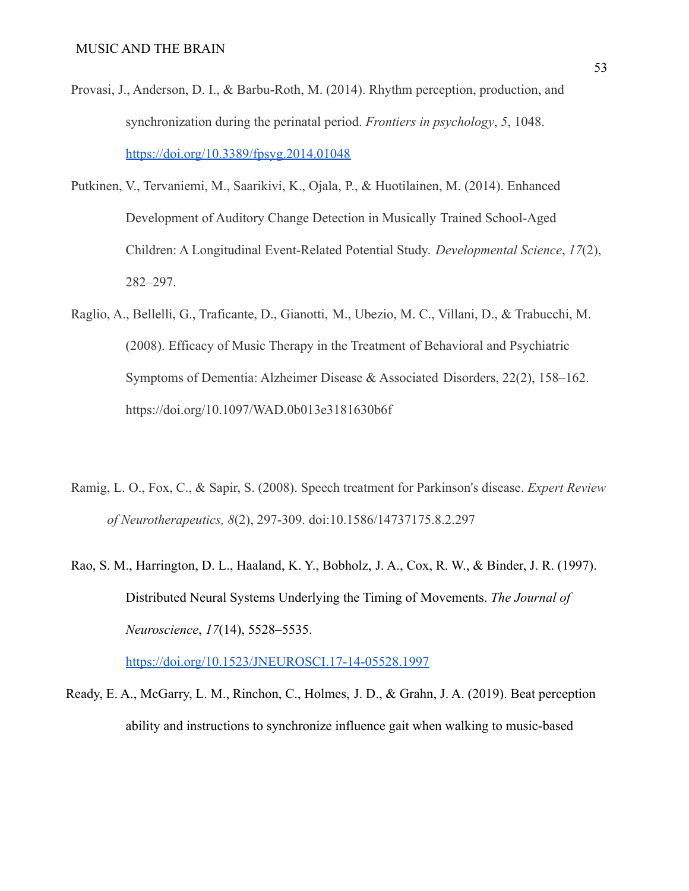Provasi, J., Anderson, D. I., & Barbu-Roth, M. (2014). Rhythm perception, production, and synchronization during the perinatal period. *Frontiers in psychology*, *5*, 1048. https://doi.org/10.3389/fpsyg.2014.01048

Putkinen, V., Tervaniemi, M., Saarikivi, K., Ojala, P., & Huotilainen, M. (2014). Enhanced Development of Auditory Change Detection in Musically Trained School-Aged Children: A Longitudinal Event-Related Potential Study. *Developmental Science*, *17*(2), 282–297.

Raglio, A., Bellelli, G., Traficante, D., Gianotti, M., Ubezio, M. C., Villani, D., & Trabucchi, M. (2008). Efficacy of Music Therapy in the Treatment of Behavioral and Psychiatric Symptoms of Dementia: Alzheimer Disease & Associated Disorders, 22(2), 158–162. https://doi.org/10.1097/WAD.0b013e3181630b6f

Ramig, L. O., Fox, C., & Sapir, S. (2008). Speech treatment for Parkinson's disease. *Expert Review of Neurotherapeutics, 8*(2), 297-309. doi:10.1586/14737175.8.2.297

Rao, S. M., Harrington, D. L., Haaland, K. Y., Bobholz, J. A., Cox, R. W., & Binder, J. R. (1997). Distributed Neural Systems Underlying the Timing of Movements. *The Journal of Neuroscience*, *17*(14), 5528–5535. https://doi.org/10.1523/JNEUROSCI.17-14-05528.1997

Ready, E. A., McGarry, L. M., Rinchon, C., Holmes, J. D., & Grahn, J. A. (2019). Beat perception ability and instructions to synchronize influence gait when walking to music-based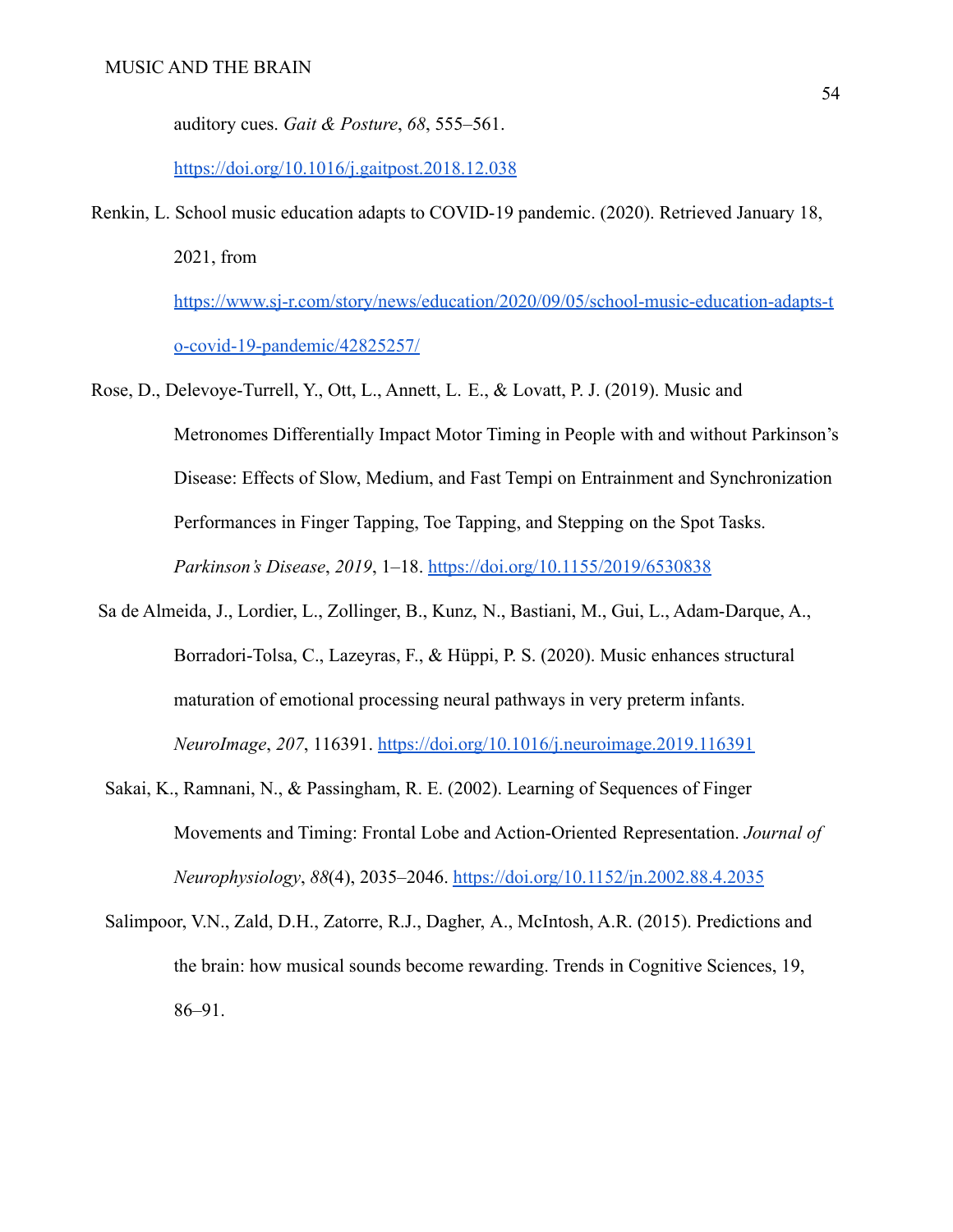auditory cues. *Gait & Posture*, *68*, 555–561. https://doi.org/10.1016/j.gaitpost.2018.12.038

Renkin, L. School music education adapts to COVID-19 pandemic. (2020). Retrieved January 18, 2021, from https://www.sj-r.com/story/news/education/2020/09/05/school-music-education-adapts-to-covid-19-pandemic/42825257/

Rose, D., Delevoye-Turrell, Y., Ott, L., Annett, L. E., & Lovatt, P. J. (2019). Music and Metronomes Differentially Impact Motor Timing in People with and without Parkinson's Disease: Effects of Slow, Medium, and Fast Tempi on Entrainment and Synchronization Performances in Finger Tapping, Toe Tapping, and Stepping on the Spot Tasks. *Parkinson's Disease*, *2019*, 1–18. https://doi.org/10.1155/2019/6530838

Sa de Almeida, J., Lordier, L., Zollinger, B., Kunz, N., Bastiani, M., Gui, L., Adam-Darque, A., Borradori-Tolsa, C., Lazeyras, F., & Hüppi, P. S. (2020). Music enhances structural maturation of emotional processing neural pathways in very preterm infants. *NeuroImage*, *207*, 116391. https://doi.org/10.1016/j.neuroimage.2019.116391

Sakai, K., Ramnani, N., & Passingham, R. E. (2002). Learning of Sequences of Finger Movements and Timing: Frontal Lobe and Action-Oriented Representation. *Journal of Neurophysiology*, *88*(4), 2035–2046. https://doi.org/10.1152/jn.2002.88.4.2035

Salimpoor, V.N., Zald, D.H., Zatorre, R.J., Dagher, A., McIntosh, A.R. (2015). Predictions and the brain: how musical sounds become rewarding. Trends in Cognitive Sciences, 19, 86–91.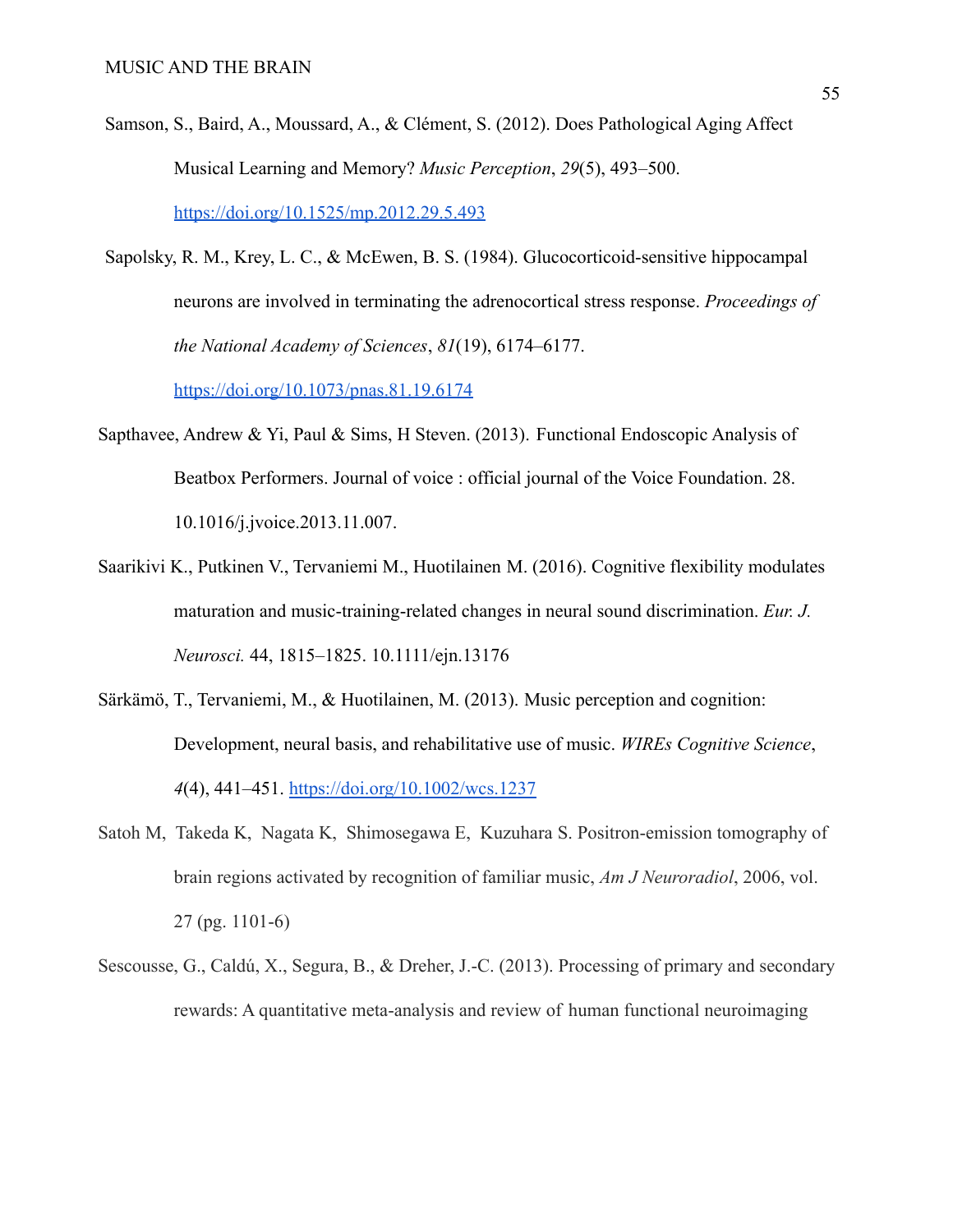Samson, S., Baird, A., Moussard, A., & Clément, S. (2012). Does Pathological Aging Affect Musical Learning and Memory? *Music Perception*, *29*(5), 493–500. https://doi.org/10.1525/mp.2012.29.5.493

Sapolsky, R. M., Krey, L. C., & McEwen, B. S. (1984). Glucocorticoid-sensitive hippocampal neurons are involved in terminating the adrenocortical stress response. *Proceedings of the National Academy of Sciences*, *81*(19), 6174–6177. https://doi.org/10.1073/pnas.81.19.6174

Sapthavee, Andrew & Yi, Paul & Sims, H Steven. (2013). Functional Endoscopic Analysis of Beatbox Performers. Journal of voice : official journal of the Voice Foundation. 28. 10.1016/j.jvoice.2013.11.007.

Saarikivi K., Putkinen V., Tervaniemi M., Huotilainen M. (2016). Cognitive flexibility modulates maturation and music-training-related changes in neural sound discrimination. *Eur. J. Neurosci.* 44, 1815–1825. 10.1111/ejn.13176

Särkämö, T., Tervaniemi, M., & Huotilainen, M. (2013). Music perception and cognition: Development, neural basis, and rehabilitative use of music. *WIREs Cognitive Science*, *4*(4), 441–451. https://doi.org/10.1002/wcs.1237

Satoh M, Takeda K, Nagata K, Shimosegawa E, Kuzuhara S. Positron-emission tomography of brain regions activated by recognition of familiar music, *Am J Neuroradiol*, 2006, vol. 27 (pg. 1101-6)

Sescousse, G., Caldú, X., Segura, B., & Dreher, J.-C. (2013). Processing of primary and secondary rewards: A quantitative meta-analysis and review of human functional neuroimaging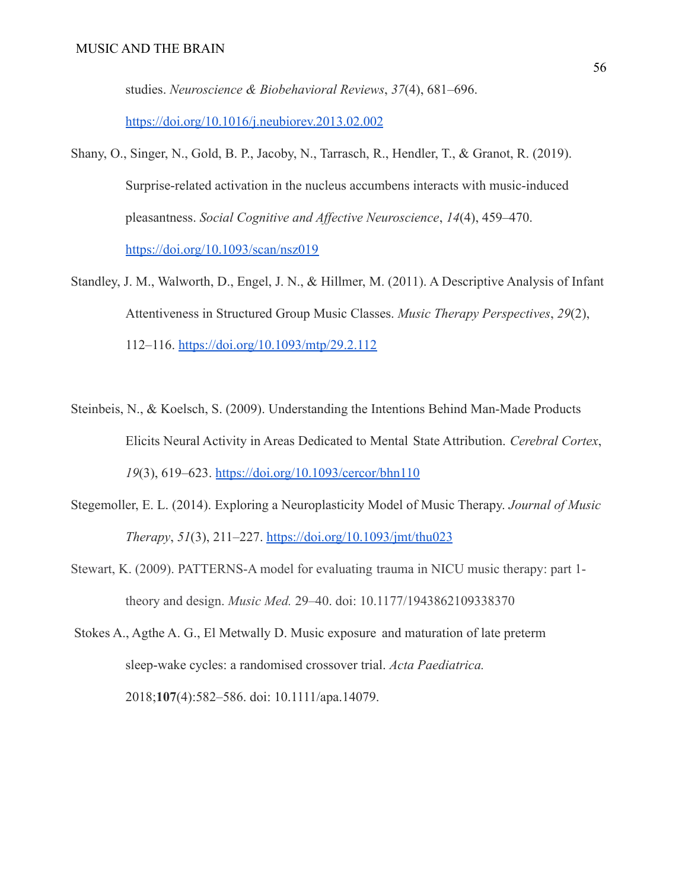studies. *Neuroscience & Biobehavioral Reviews*, *37*(4), 681–696. https://doi.org/10.1016/j.neubiorev.2013.02.002

Shany, O., Singer, N., Gold, B. P., Jacoby, N., Tarrasch, R., Hendler, T., & Granot, R. (2019). Surprise-related activation in the nucleus accumbens interacts with music-induced pleasantness. *Social Cognitive and Affective Neuroscience*, *14*(4), 459–470. https://doi.org/10.1093/scan/nsz019

Standley, J. M., Walworth, D., Engel, J. N., & Hillmer, M. (2011). A Descriptive Analysis of Infant Attentiveness in Structured Group Music Classes. *Music Therapy Perspectives*, *29*(2), 112–116. https://doi.org/10.1093/mtp/29.2.112

Steinbeis, N., & Koelsch, S. (2009). Understanding the Intentions Behind Man-Made Products Elicits Neural Activity in Areas Dedicated to Mental State Attribution. *Cerebral Cortex*, *19*(3), 619–623. https://doi.org/10.1093/cercor/bhn110

Stegemoller, E. L. (2014). Exploring a Neuroplasticity Model of Music Therapy. *Journal of Music Therapy*, *51*(3), 211–227. https://doi.org/10.1093/jmt/thu023

Stewart, K. (2009). PATTERNS-A model for evaluating trauma in NICU music therapy: part 1-theory and design. *Music Med.* 29–40. doi: 10.1177/1943862109338370

Stokes A., Agthe A. G., El Metwally D. Music exposure and maturation of late preterm sleep-wake cycles: a randomised crossover trial. *Acta Paediatrica.* 2018;**107**(4):582–586. doi: 10.1111/apa.14079.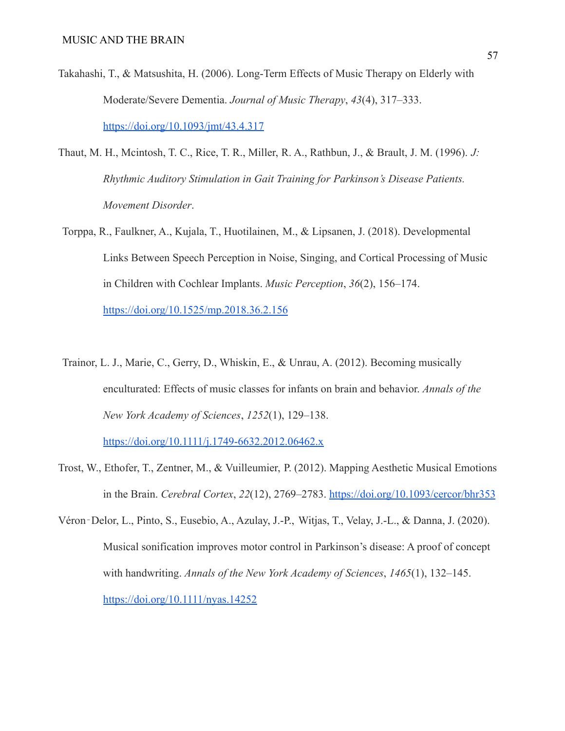Takahashi, T., & Matsushita, H. (2006). Long-Term Effects of Music Therapy on Elderly with Moderate/Severe Dementia. *Journal of Music Therapy*, *43*(4), 317–333. https://doi.org/10.1093/jmt/43.4.317

Thaut, M. H., Mcintosh, T. C., Rice, T. R., Miller, R. A., Rathbun, J., & Brault, J. M. (1996). *J: Rhythmic Auditory Stimulation in Gait Training for Parkinson's Disease Patients. Movement Disorder*.

Torppa, R., Faulkner, A., Kujala, T., Huotilainen, M., & Lipsanen, J. (2018). Developmental Links Between Speech Perception in Noise, Singing, and Cortical Processing of Music in Children with Cochlear Implants. *Music Perception*, *36*(2), 156–174. https://doi.org/10.1525/mp.2018.36.2.156

Trainor, L. J., Marie, C., Gerry, D., Whiskin, E., & Unrau, A. (2012). Becoming musically enculturated: Effects of music classes for infants on brain and behavior. *Annals of the New York Academy of Sciences*, *1252*(1), 129–138. https://doi.org/10.1111/j.1749-6632.2012.06462.x

Trost, W., Ethofer, T., Zentner, M., & Vuilleumier, P. (2012). Mapping Aesthetic Musical Emotions in the Brain. *Cerebral Cortex*, *22*(12), 2769–2783. https://doi.org/10.1093/cercor/bhr353

Véron‐Delor, L., Pinto, S., Eusebio, A., Azulay, J.-P., Witjas, T., Velay, J.-L., & Danna, J. (2020). Musical sonification improves motor control in Parkinson's disease: A proof of concept with handwriting. *Annals of the New York Academy of Sciences*, *1465*(1), 132–145. https://doi.org/10.1111/nyas.14252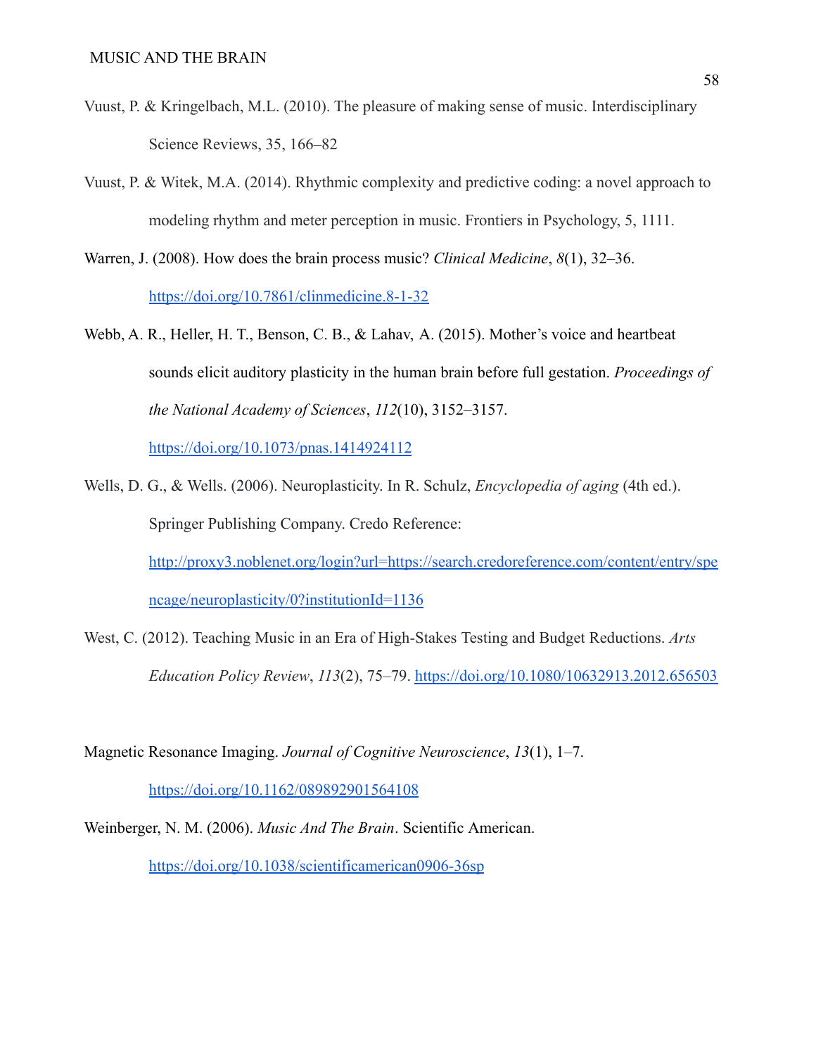Vuust, P. & Kringelbach, M.L. (2010). The pleasure of making sense of music. Interdisciplinary Science Reviews, 35, 166–82

Vuust, P. & Witek, M.A. (2014). Rhythmic complexity and predictive coding: a novel approach to modeling rhythm and meter perception in music. Frontiers in Psychology, 5, 1111.

Warren, J. (2008). How does the brain process music? *Clinical Medicine*, *8*(1), 32–36. https://doi.org/10.7861/clinmedicine.8-1-32

Webb, A. R., Heller, H. T., Benson, C. B., & Lahav, A. (2015). Mother's voice and heartbeat sounds elicit auditory plasticity in the human brain before full gestation. *Proceedings of the National Academy of Sciences*, *112*(10), 3152–3157. https://doi.org/10.1073/pnas.1414924112

Wells, D. G., & Wells. (2006). Neuroplasticity. In R. Schulz, *Encyclopedia of aging* (4th ed.). Springer Publishing Company. Credo Reference: http://proxy3.noblenet.org/login?url=https://search.credoreference.com/content/entry/spencage/neuroplasticity/0?institutionId=1136

West, C. (2012). Teaching Music in an Era of High-Stakes Testing and Budget Reductions. *Arts Education Policy Review*, *113*(2), 75–79. https://doi.org/10.1080/10632913.2012.656503

Magnetic Resonance Imaging. *Journal of Cognitive Neuroscience*, *13*(1), 1–7. https://doi.org/10.1162/089892901564108

Weinberger, N. M. (2006). *Music And The Brain*. Scientific American. https://doi.org/10.1038/scientificamerican0906-36sp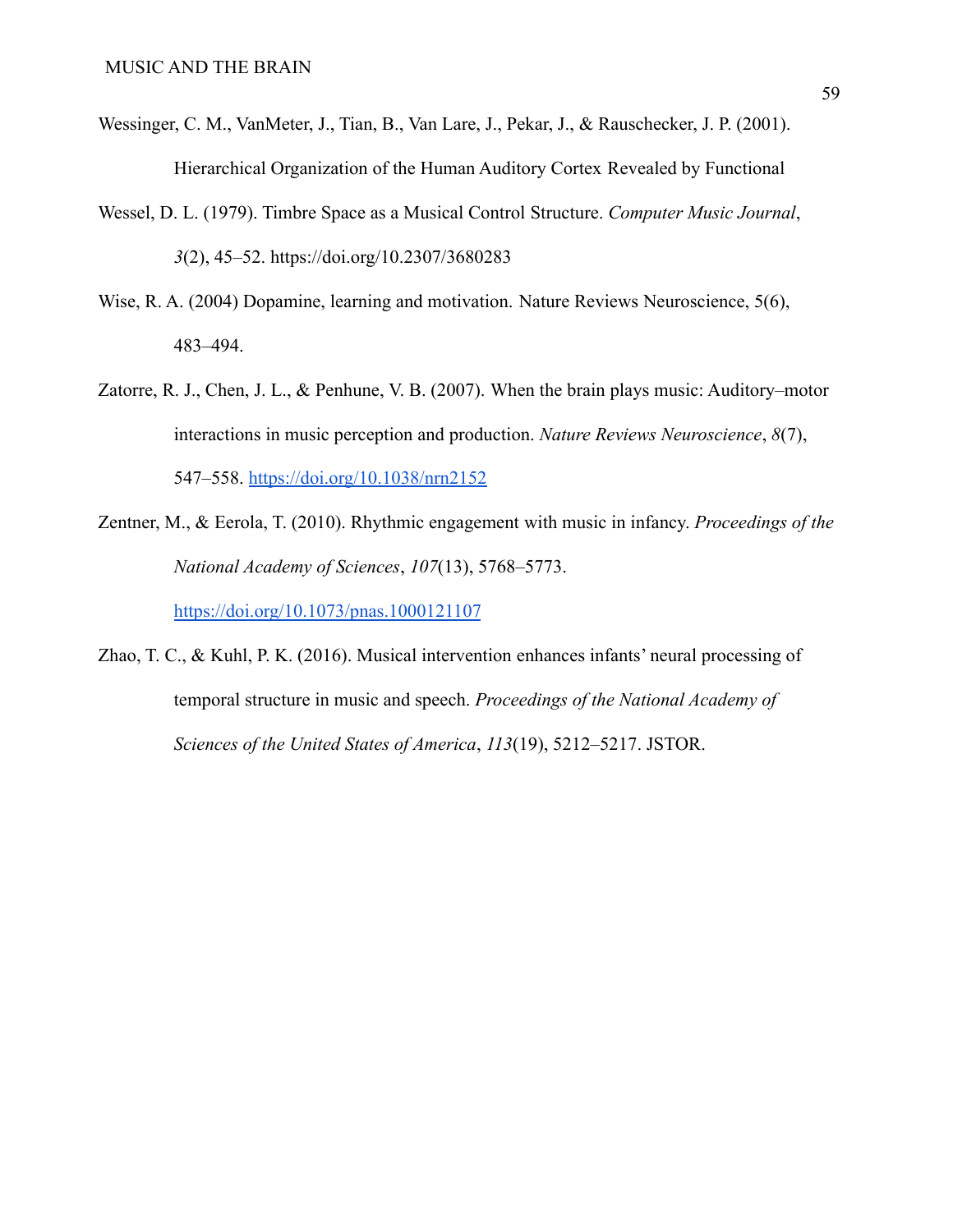Wessinger, C. M., VanMeter, J., Tian, B., Van Lare, J., Pekar, J., & Rauschecker, J. P. (2001). Hierarchical Organization of the Human Auditory Cortex Revealed by Functional

Wessel, D. L. (1979). Timbre Space as a Musical Control Structure. *Computer Music Journal*, *3*(2), 45–52. https://doi.org/10.2307/3680283

Wise, R. A. (2004) Dopamine, learning and motivation. Nature Reviews Neuroscience, 5(6), 483–494.

Zatorre, R. J., Chen, J. L., & Penhune, V. B. (2007). When the brain plays music: Auditory–motor interactions in music perception and production. *Nature Reviews Neuroscience*, *8*(7), 547–558. https://doi.org/10.1038/nrn2152

Zentner, M., & Eerola, T. (2010). Rhythmic engagement with music in infancy. *Proceedings of the National Academy of Sciences*, *107*(13), 5768–5773. https://doi.org/10.1073/pnas.1000121107

Zhao, T. C., & Kuhl, P. K. (2016). Musical intervention enhances infants' neural processing of temporal structure in music and speech. *Proceedings of the National Academy of Sciences of the United States of America*, *113*(19), 5212–5217. JSTOR.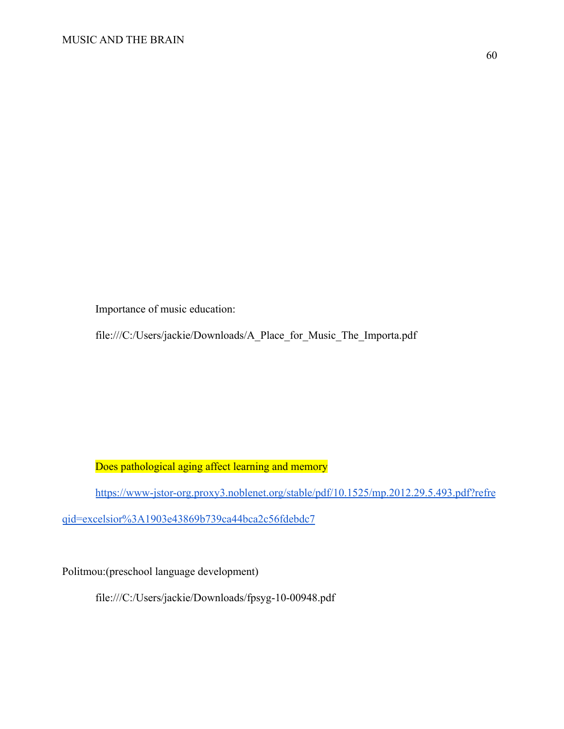Importance of music education:

file:///C:/Users/jackie/Downloads/A_Place_for_Music_The_Importa.pdf

Does pathological aging affect learning and memory

https://www-jstor-org.proxy3.noblenet.org/stable/pdf/10.1525/mp.2012.29.5.493.pdf?refreqid=excelsior%3A1903e43869b739ca44bca2c56fdebdc7

Politmou:(preschool language development)

file:///C:/Users/jackie/Downloads/fpsyg-10-00948.pdf